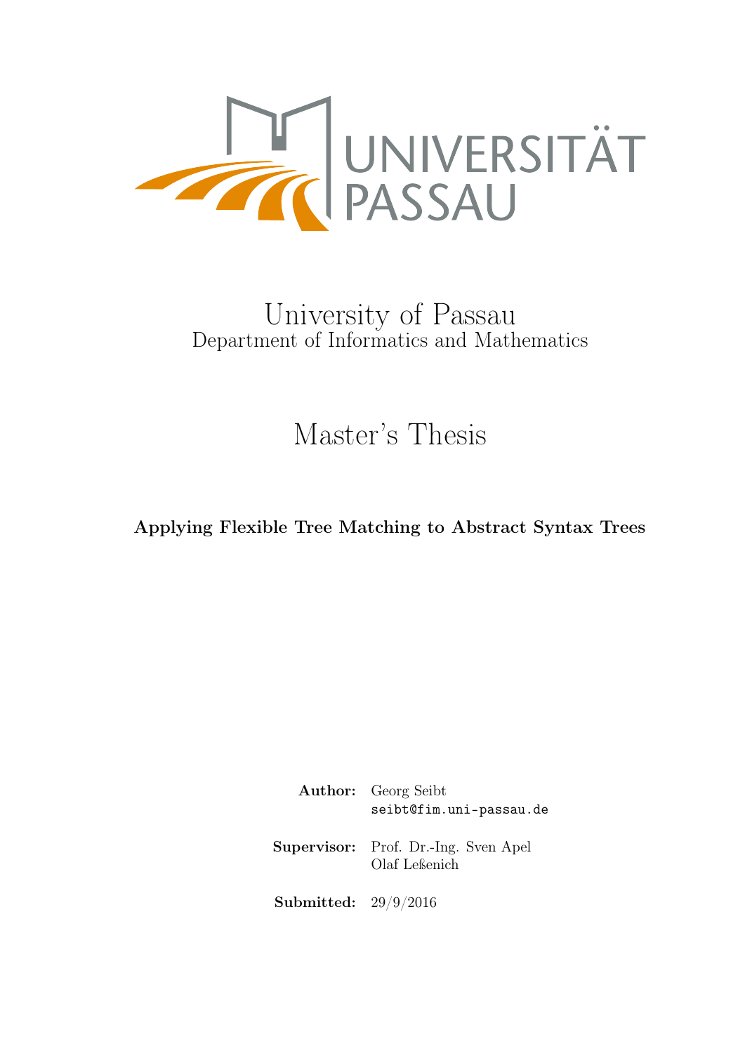UNIVERSITÄT PASSAU

# University of Passau

Department of Informatics and Mathematics

## Master's Thesis

**Applying Flexible Tree Matching to Abstract Syntax Trees**

**Author:** Georg Seibt
seibt@fim.uni-passau.de

**Supervisor:** Prof. Dr.-Ing. Sven Apel
Olaf Leßenich

**Submitted:** 29/9/2016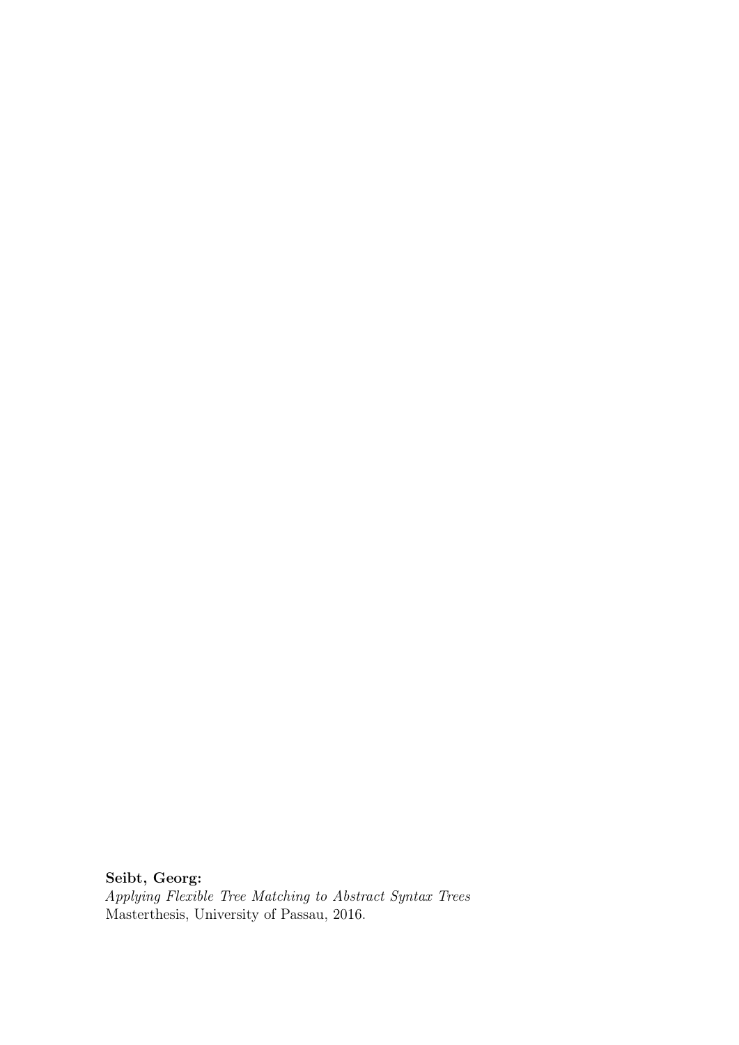**Seibt, Georg:**
*Applying Flexible Tree Matching to Abstract Syntax Trees*
Masterthesis, University of Passau, 2016.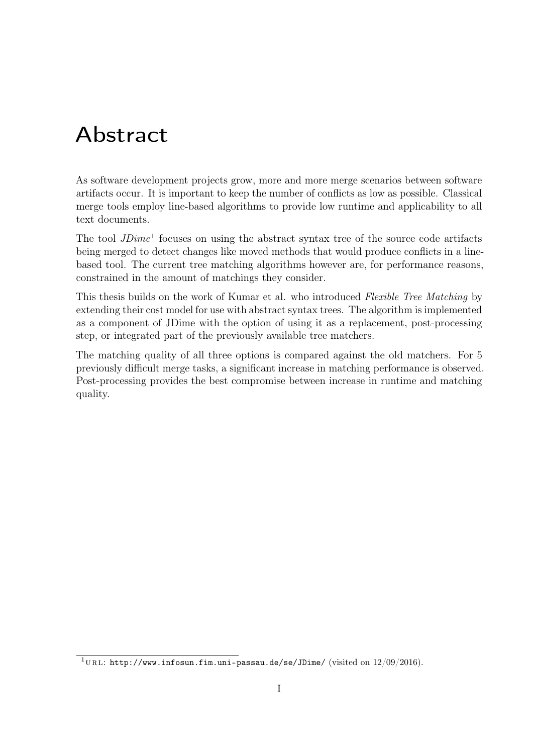# Abstract

As software development projects grow, more and more merge scenarios between software artifacts occur. It is important to keep the number of conflicts as low as possible. Classical merge tools employ line-based algorithms to provide low runtime and applicability to all text documents.

The tool *JDime*[1] focuses on using the abstract syntax tree of the source code artifacts being merged to detect changes like moved methods that would produce conflicts in a line-based tool. The current tree matching algorithms however are, for performance reasons, constrained in the amount of matchings they consider.

This thesis builds on the work of Kumar et al. who introduced *Flexible Tree Matching* by extending their cost model for use with abstract syntax trees. The algorithm is implemented as a component of JDime with the option of using it as a replacement, post-processing step, or integrated part of the previously available tree matchers.

The matching quality of all three options is compared against the old matchers. For 5 previously difficult merge tasks, a significant increase in matching performance is observed. Post-processing provides the best compromise between increase in runtime and matching quality.

[1] URL: `http://www.infosun.fim.uni-passau.de/se/JDime/` (visited on 12/09/2016).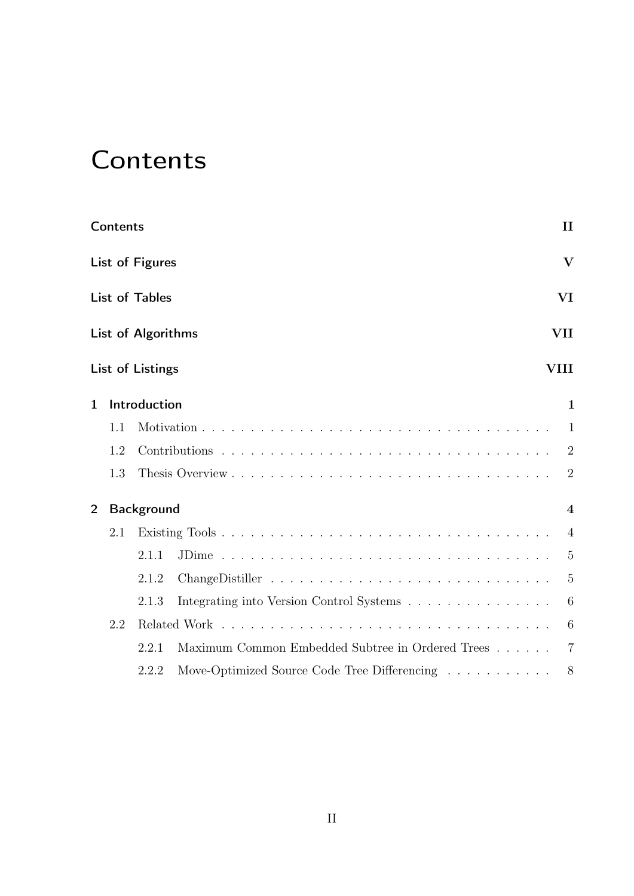# Contents

**Contents** II

**List of Figures** V

**List of Tables** VI

**List of Algorithms** VII

**List of Listings** VIII

**1 Introduction** 1

- 1.1 Motivation . . . 1
- 1.2 Contributions . . . 2
- 1.3 Thesis Overview . . . 2

**2 Background** 4

- 2.1 Existing Tools . . . 4
  - 2.1.1 JDime . . . 5
  - 2.1.2 ChangeDistiller . . . 5
  - 2.1.3 Integrating into Version Control Systems . . . 6
- 2.2 Related Work . . . 6
  - 2.2.1 Maximum Common Embedded Subtree in Ordered Trees . . . 7
  - 2.2.2 Move-Optimized Source Code Tree Differencing . . . 8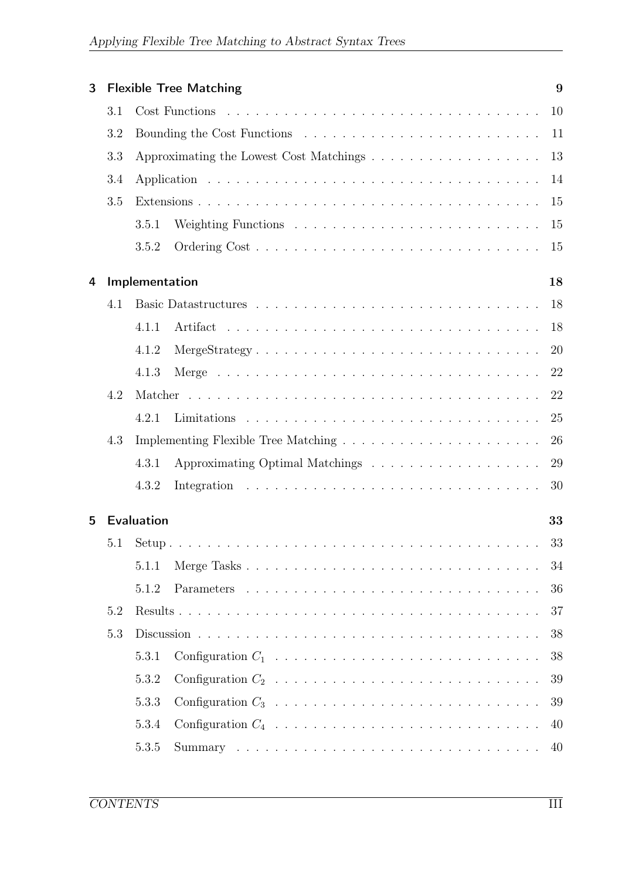**3 Flexible Tree Matching** 9

- 3.1 Cost Functions 10
- 3.2 Bounding the Cost Functions 11
- 3.3 Approximating the Lowest Cost Matchings 13
- 3.4 Application 14
- 3.5 Extensions 15
  - 3.5.1 Weighting Functions 15
  - 3.5.2 Ordering Cost 15

**4 Implementation** 18

- 4.1 Basic Datastructures 18
  - 4.1.1 Artifact 18
  - 4.1.2 MergeStrategy 20
  - 4.1.3 Merge 22
- 4.2 Matcher 22
  - 4.2.1 Limitations 25
- 4.3 Implementing Flexible Tree Matching 26
  - 4.3.1 Approximating Optimal Matchings 29
  - 4.3.2 Integration 30

**5 Evaluation** 33

- 5.1 Setup 33
  - 5.1.1 Merge Tasks 34
  - 5.1.2 Parameters 36
- 5.2 Results 37
- 5.3 Discussion 38
  - 5.3.1 Configuration $C_1$ 38
  - 5.3.2 Configuration $C_2$ 39
  - 5.3.3 Configuration $C_3$ 39
  - 5.3.4 Configuration $C_4$ 40
  - 5.3.5 Summary 40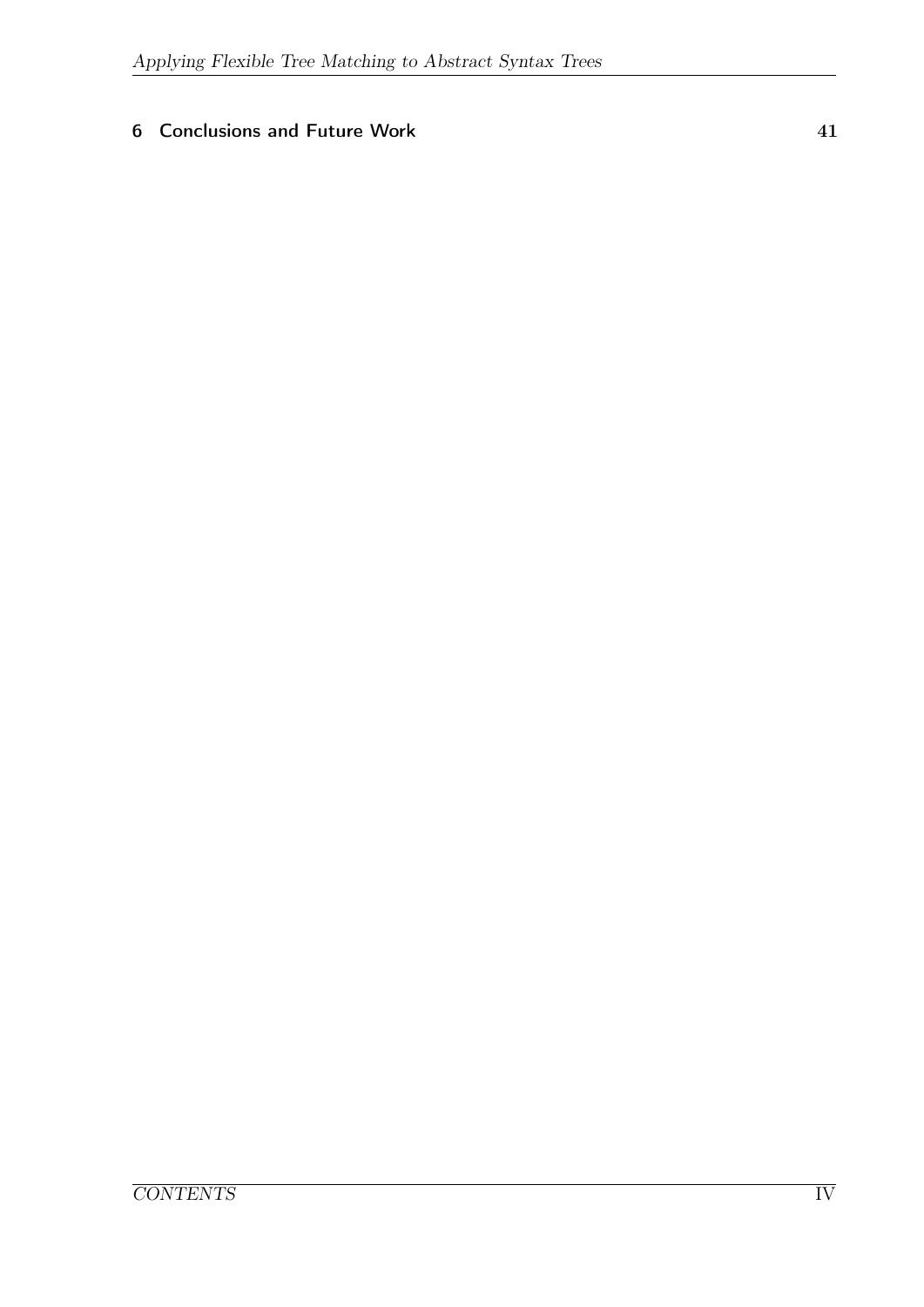**6 Conclusions and Future Work 41**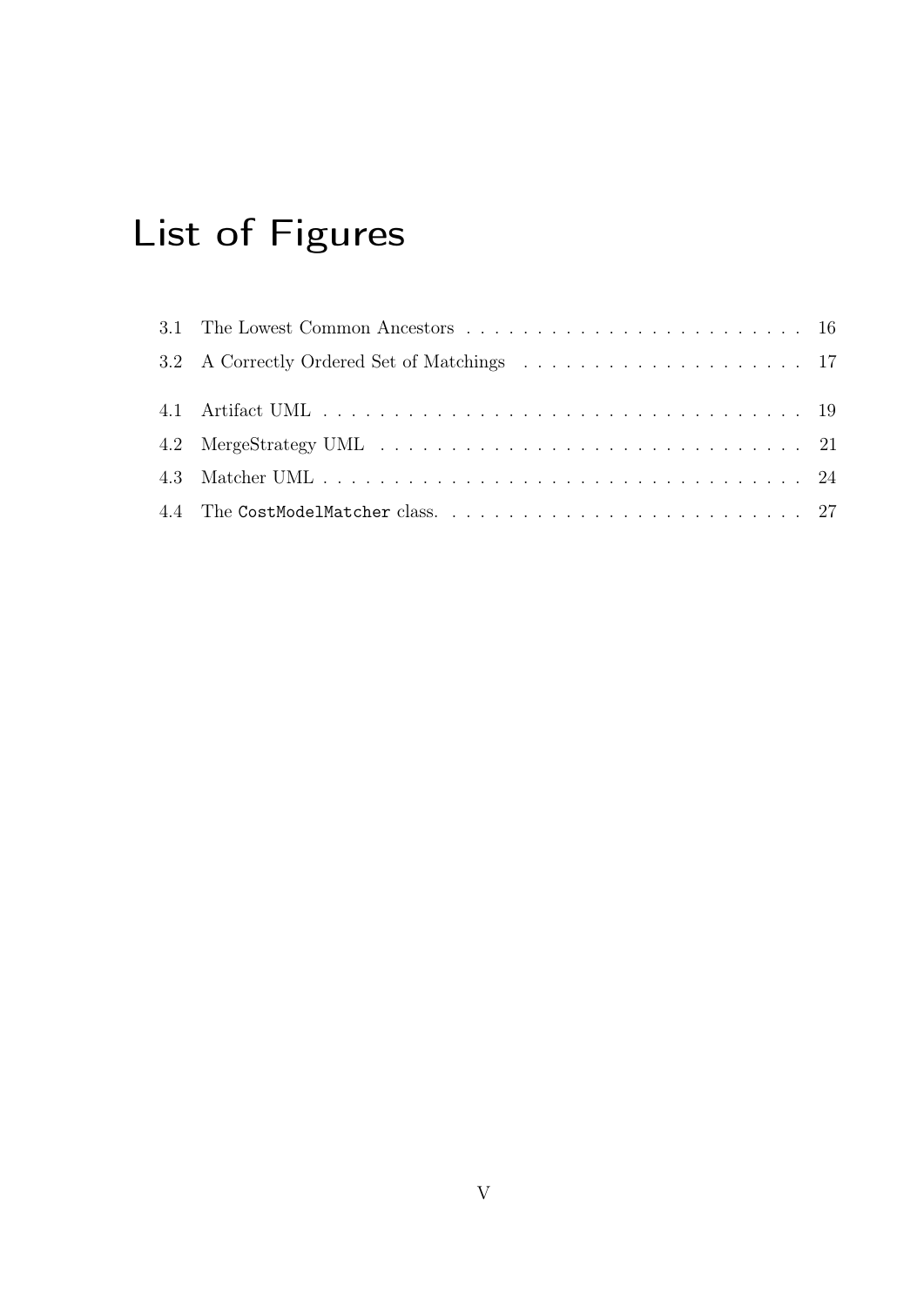# List of Figures

3.1 The Lowest Common Ancestors . . . . . . . . . . . . . . . . . . . . . . . . 16

3.2 A Correctly Ordered Set of Matchings . . . . . . . . . . . . . . . . . . . . 17

4.1 Artifact UML . . . . . . . . . . . . . . . . . . . . . . . . . . . . . . . . . . 19

4.2 MergeStrategy UML . . . . . . . . . . . . . . . . . . . . . . . . . . . . . . 21

4.3 Matcher UML . . . . . . . . . . . . . . . . . . . . . . . . . . . . . . . . . . 24

4.4 The `CostModelMatcher` class. . . . . . . . . . . . . . . . . . . . . . . . . . 27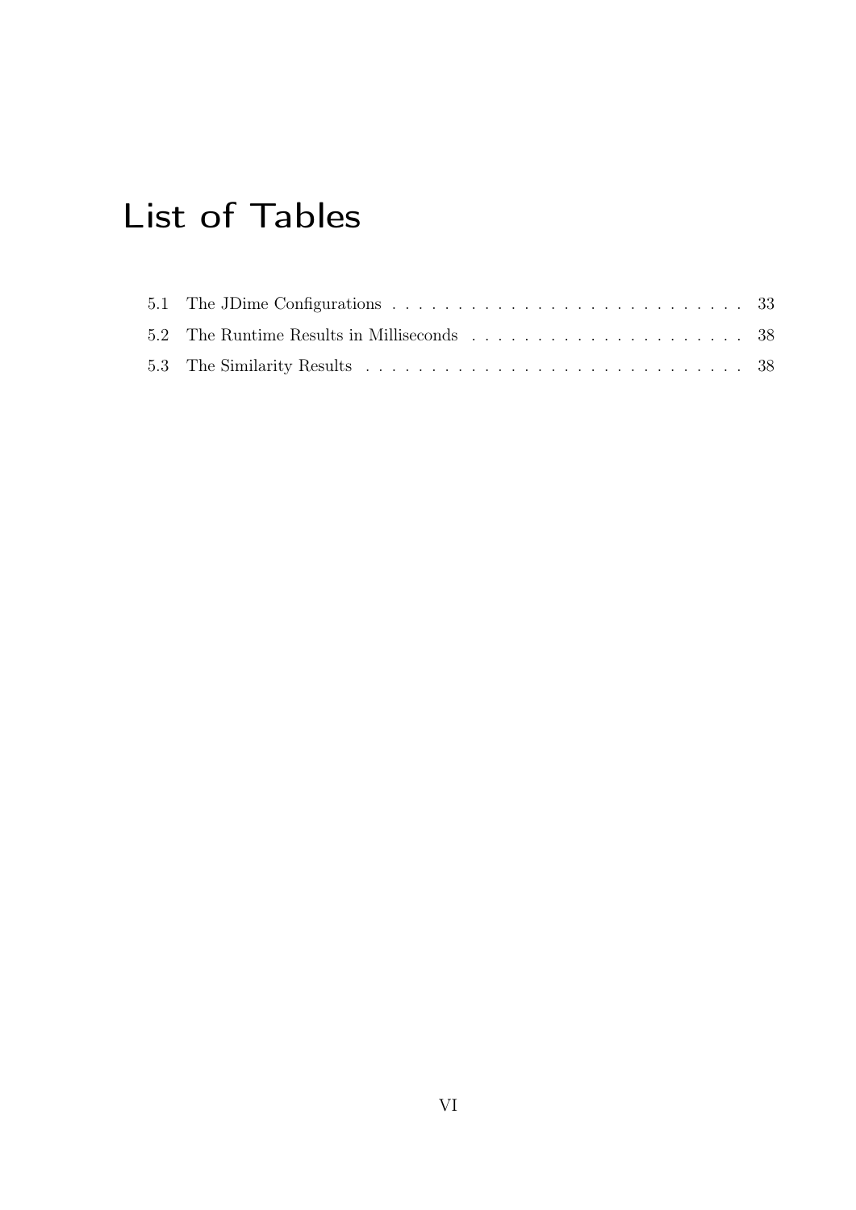# List of Tables

5.1 The JDime Configurations . . . . . . . . . . . . . . . . . . . . . . . . . . . . 33
5.2 The Runtime Results in Milliseconds . . . . . . . . . . . . . . . . . . . . . . 38
5.3 The Similarity Results . . . . . . . . . . . . . . . . . . . . . . . . . . . . . . 38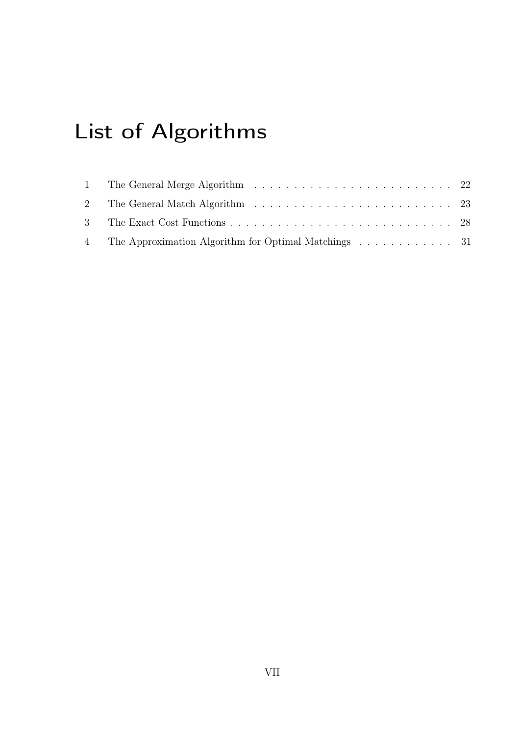# List of Algorithms

1 The General Merge Algorithm . . . . . . . . . . . . . . . . . . . . . . . . . 22

2 The General Match Algorithm . . . . . . . . . . . . . . . . . . . . . . . . . 23

3 The Exact Cost Functions . . . . . . . . . . . . . . . . . . . . . . . . . . . . 28

4 The Approximation Algorithm for Optimal Matchings . . . . . . . . . . . . 31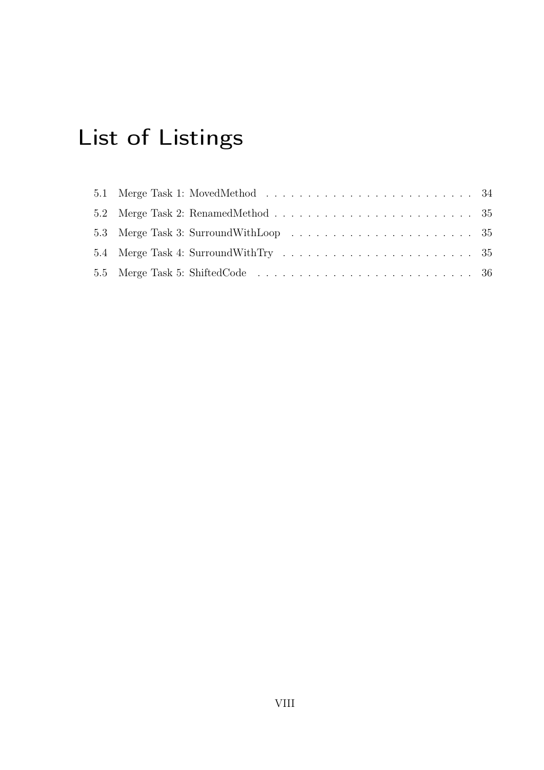# List of Listings

5.1 Merge Task 1: MovedMethod . . . . . . . . . . . . . . . . . . . . . . . . . . 34
5.2 Merge Task 2: RenamedMethod . . . . . . . . . . . . . . . . . . . . . . . . . 35
5.3 Merge Task 3: SurroundWithLoop . . . . . . . . . . . . . . . . . . . . . . . 35
5.4 Merge Task 4: SurroundWithTry . . . . . . . . . . . . . . . . . . . . . . . . 35
5.5 Merge Task 5: ShiftedCode . . . . . . . . . . . . . . . . . . . . . . . . . . . 36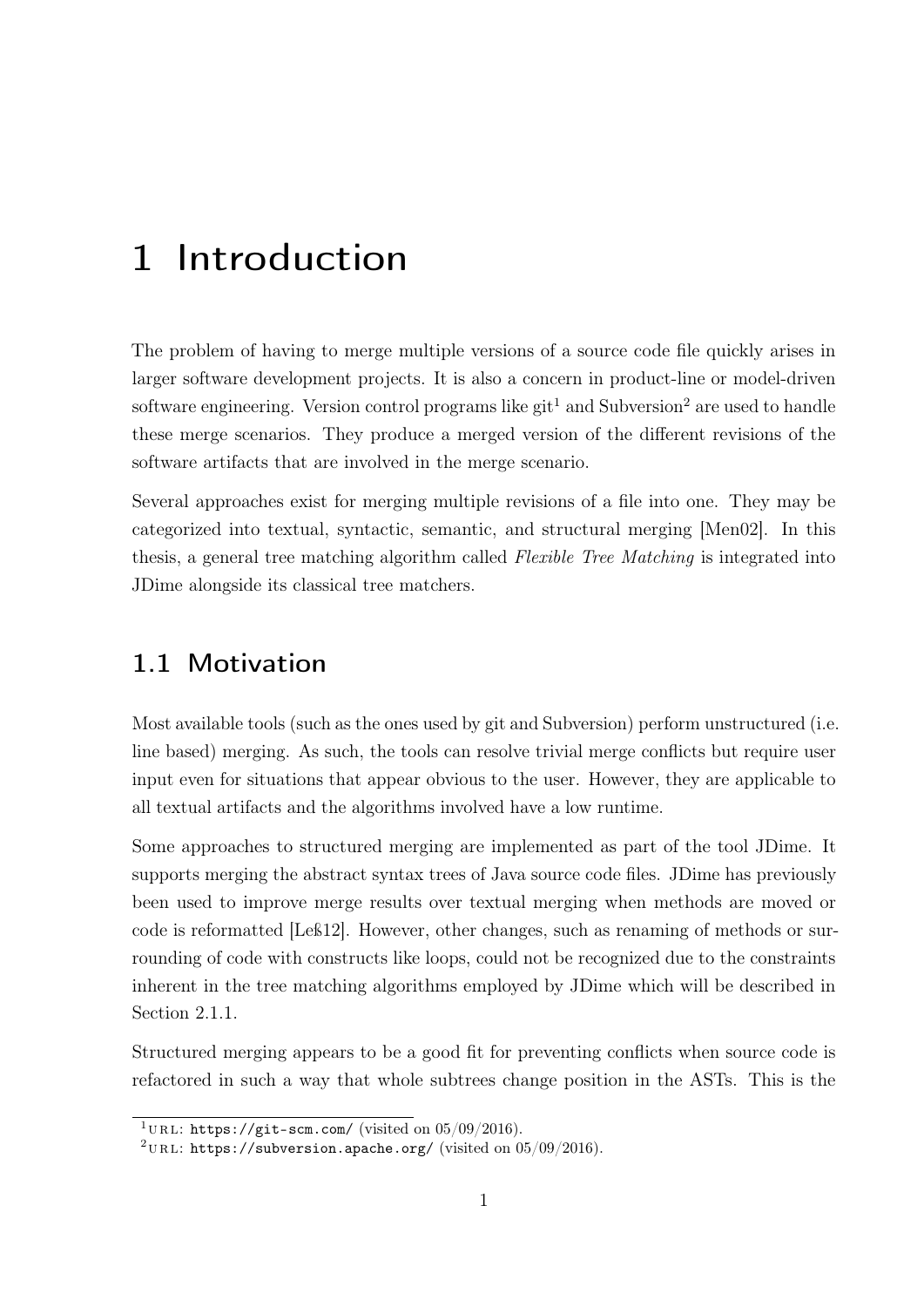# 1 Introduction

The problem of having to merge multiple versions of a source code file quickly arises in larger software development projects. It is also a concern in product-line or model-driven software engineering. Version control programs like git[1] and Subversion[2] are used to handle these merge scenarios. They produce a merged version of the different revisions of the software artifacts that are involved in the merge scenario.

Several approaches exist for merging multiple revisions of a file into one. They may be categorized into textual, syntactic, semantic, and structural merging [Men02]. In this thesis, a general tree matching algorithm called *Flexible Tree Matching* is integrated into JDime alongside its classical tree matchers.

## 1.1 Motivation

Most available tools (such as the ones used by git and Subversion) perform unstructured (i.e. line based) merging. As such, the tools can resolve trivial merge conflicts but require user input even for situations that appear obvious to the user. However, they are applicable to all textual artifacts and the algorithms involved have a low runtime.

Some approaches to structured merging are implemented as part of the tool JDime. It supports merging the abstract syntax trees of Java source code files. JDime has previously been used to improve merge results over textual merging when methods are moved or code is reformatted [Leß12]. However, other changes, such as renaming of methods or surrounding of code with constructs like loops, could not be recognized due to the constraints inherent in the tree matching algorithms employed by JDime which will be described in Section 2.1.1.

Structured merging appears to be a good fit for preventing conflicts when source code is refactored in such a way that whole subtrees change position in the ASTs. This is the

[1] URL: https://git-scm.com/ (visited on 05/09/2016).
[2] URL: https://subversion.apache.org/ (visited on 05/09/2016).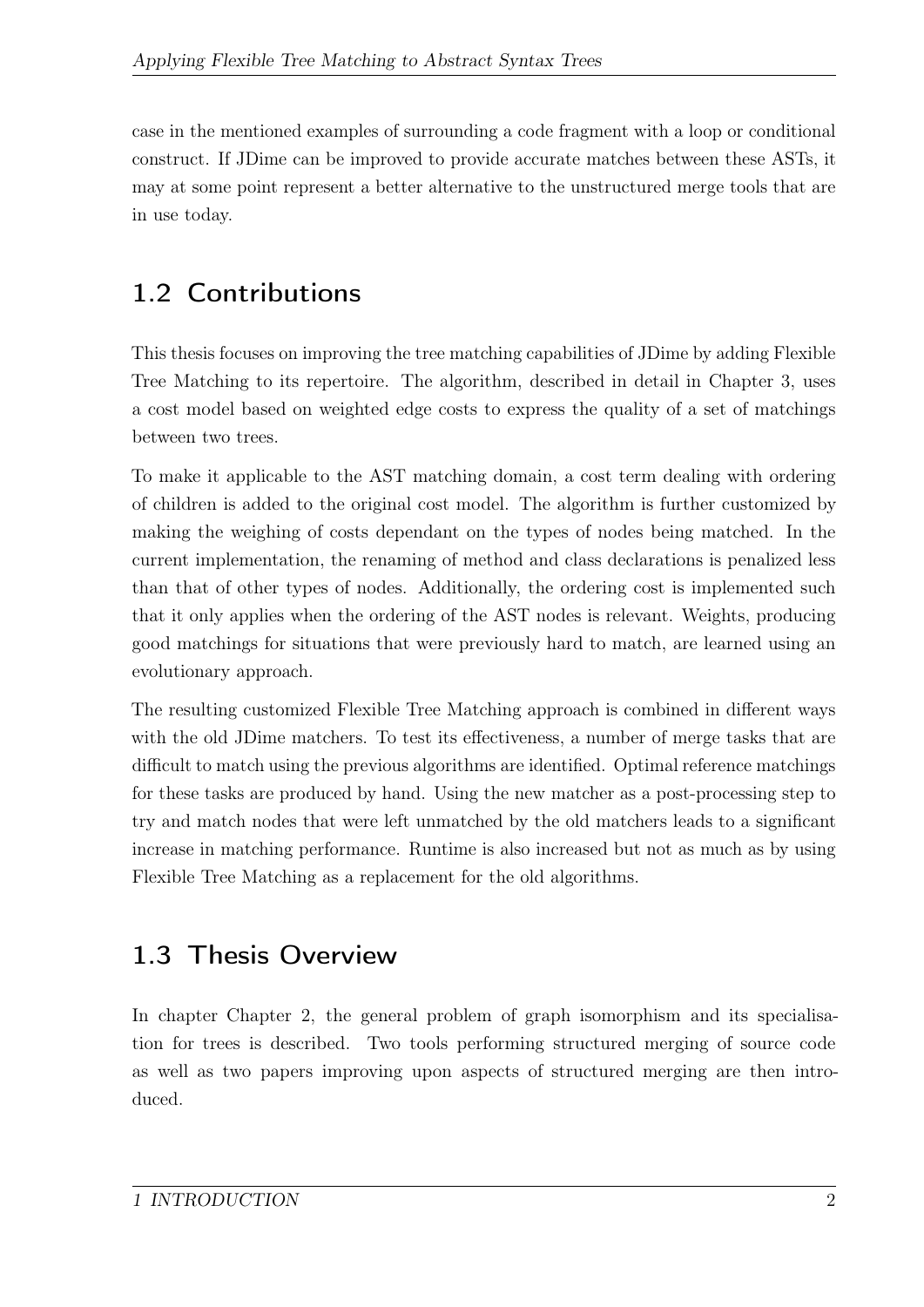case in the mentioned examples of surrounding a code fragment with a loop or conditional construct. If JDime can be improved to provide accurate matches between these ASTs, it may at some point represent a better alternative to the unstructured merge tools that are in use today.

## 1.2 Contributions

This thesis focuses on improving the tree matching capabilities of JDime by adding Flexible Tree Matching to its repertoire. The algorithm, described in detail in Chapter 3, uses a cost model based on weighted edge costs to express the quality of a set of matchings between two trees.

To make it applicable to the AST matching domain, a cost term dealing with ordering of children is added to the original cost model. The algorithm is further customized by making the weighing of costs dependant on the types of nodes being matched. In the current implementation, the renaming of method and class declarations is penalized less than that of other types of nodes. Additionally, the ordering cost is implemented such that it only applies when the ordering of the AST nodes is relevant. Weights, producing good matchings for situations that were previously hard to match, are learned using an evolutionary approach.

The resulting customized Flexible Tree Matching approach is combined in different ways with the old JDime matchers. To test its effectiveness, a number of merge tasks that are difficult to match using the previous algorithms are identified. Optimal reference matchings for these tasks are produced by hand. Using the new matcher as a post-processing step to try and match nodes that were left unmatched by the old matchers leads to a significant increase in matching performance. Runtime is also increased but not as much as by using Flexible Tree Matching as a replacement for the old algorithms.

## 1.3 Thesis Overview

In chapter Chapter 2, the general problem of graph isomorphism and its specialisation for trees is described. Two tools performing structured merging of source code as well as two papers improving upon aspects of structured merging are then introduced.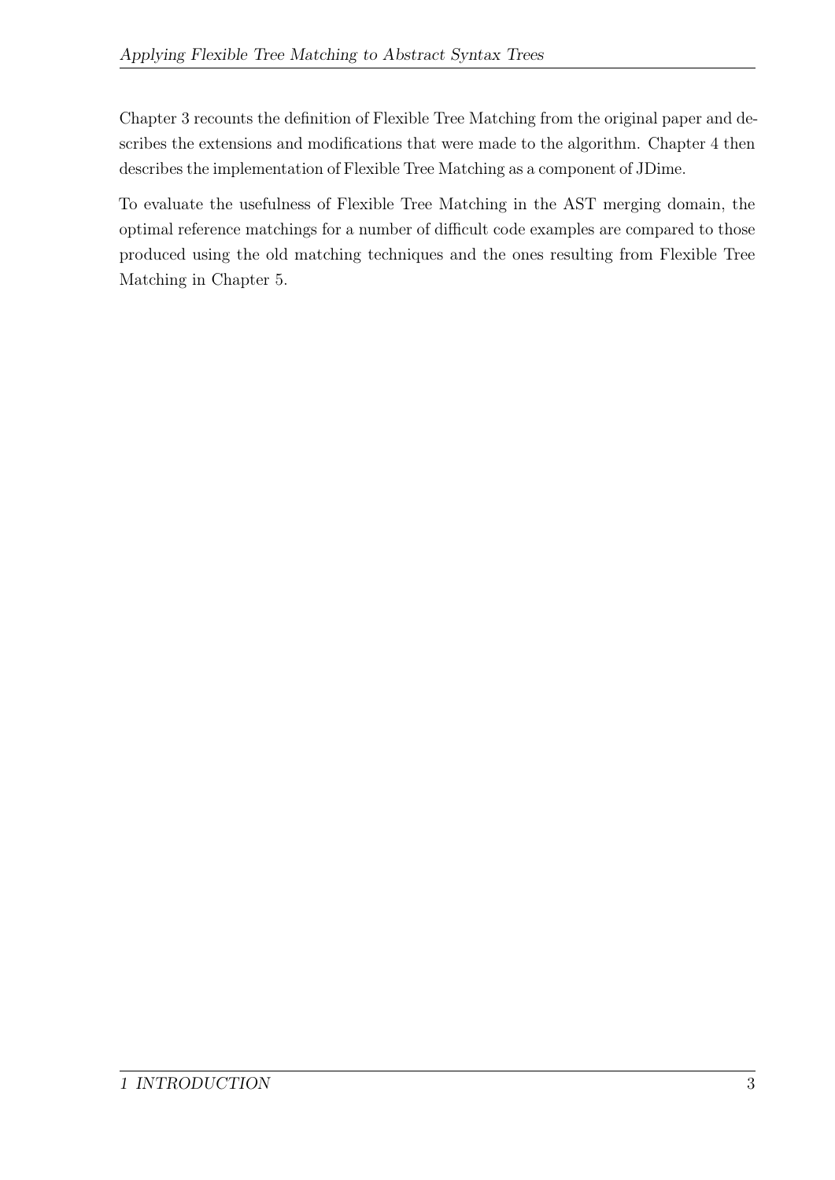Chapter 3 recounts the definition of Flexible Tree Matching from the original paper and describes the extensions and modifications that were made to the algorithm. Chapter 4 then describes the implementation of Flexible Tree Matching as a component of JDime.

To evaluate the usefulness of Flexible Tree Matching in the AST merging domain, the optimal reference matchings for a number of difficult code examples are compared to those produced using the old matching techniques and the ones resulting from Flexible Tree Matching in Chapter 5.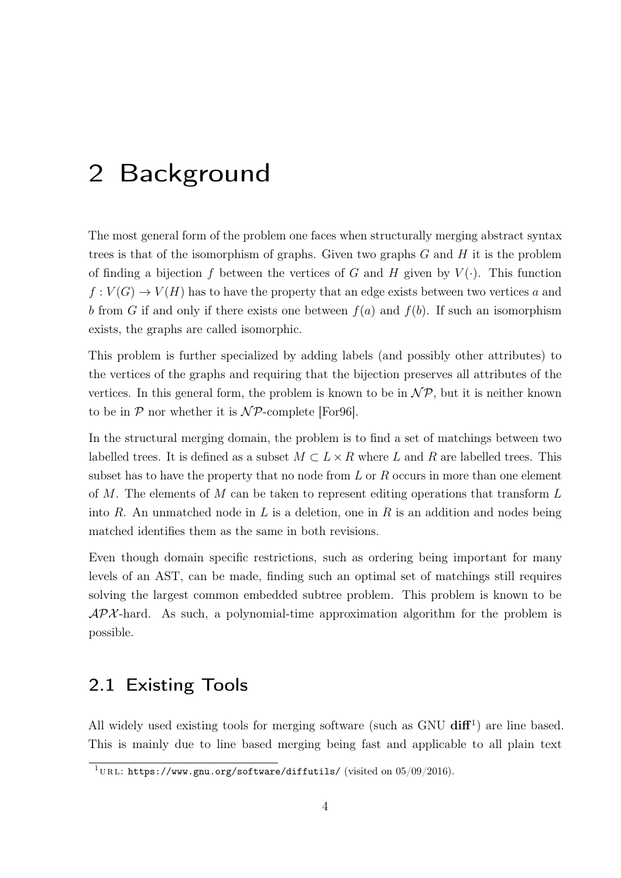# 2 Background

The most general form of the problem one faces when structurally merging abstract syntax trees is that of the isomorphism of graphs. Given two graphs $G$ and $H$ it is the problem of finding a bijection $f$ between the vertices of $G$ and $H$ given by $V(\cdot)$. This function $f : V(G) \to V(H)$ has to have the property that an edge exists between two vertices $a$ and $b$ from $G$ if and only if there exists one between $f(a)$ and $f(b)$. If such an isomorphism exists, the graphs are called isomorphic.

This problem is further specialized by adding labels (and possibly other attributes) to the vertices of the graphs and requiring that the bijection preserves all attributes of the vertices. In this general form, the problem is known to be in $\mathcal{NP}$, but it is neither known to be in $\mathcal{P}$ nor whether it is $\mathcal{NP}$-complete [For96].

In the structural merging domain, the problem is to find a set of matchings between two labelled trees. It is defined as a subset $M \subset L \times R$ where $L$ and $R$ are labelled trees. This subset has to have the property that no node from $L$ or $R$ occurs in more than one element of $M$. The elements of $M$ can be taken to represent editing operations that transform $L$ into $R$. An unmatched node in $L$ is a deletion, one in $R$ is an addition and nodes being matched identifies them as the same in both revisions.

Even though domain specific restrictions, such as ordering being important for many levels of an AST, can be made, finding such an optimal set of matchings still requires solving the largest common embedded subtree problem. This problem is known to be $\mathcal{APX}$-hard. As such, a polynomial-time approximation algorithm for the problem is possible.

## 2.1 Existing Tools

All widely used existing tools for merging software (such as GNU **diff**[1]) are line based. This is mainly due to line based merging being fast and applicable to all plain text

[1] URL: https://www.gnu.org/software/diffutils/ (visited on 05/09/2016).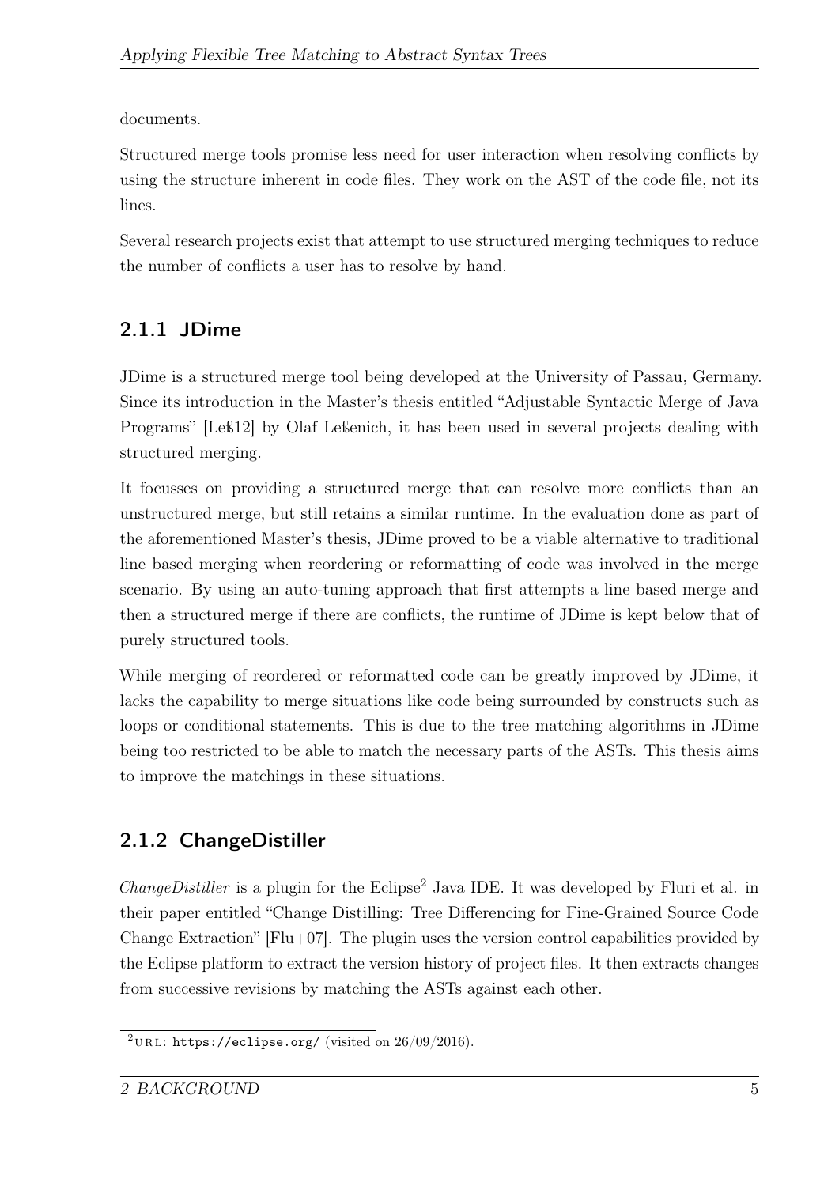documents.

Structured merge tools promise less need for user interaction when resolving conflicts by using the structure inherent in code files. They work on the AST of the code file, not its lines.

Several research projects exist that attempt to use structured merging techniques to reduce the number of conflicts a user has to resolve by hand.

### 2.1.1 JDime

JDime is a structured merge tool being developed at the University of Passau, Germany. Since its introduction in the Master's thesis entitled "Adjustable Syntactic Merge of Java Programs" [Leß12] by Olaf Leßenich, it has been used in several projects dealing with structured merging.

It focusses on providing a structured merge that can resolve more conflicts than an unstructured merge, but still retains a similar runtime. In the evaluation done as part of the aforementioned Master's thesis, JDime proved to be a viable alternative to traditional line based merging when reordering or reformatting of code was involved in the merge scenario. By using an auto-tuning approach that first attempts a line based merge and then a structured merge if there are conflicts, the runtime of JDime is kept below that of purely structured tools.

While merging of reordered or reformatted code can be greatly improved by JDime, it lacks the capability to merge situations like code being surrounded by constructs such as loops or conditional statements. This is due to the tree matching algorithms in JDime being too restricted to be able to match the necessary parts of the ASTs. This thesis aims to improve the matchings in these situations.

### 2.1.2 ChangeDistiller

*ChangeDistiller* is a plugin for the Eclipse[2] Java IDE. It was developed by Fluri et al. in their paper entitled "Change Distilling: Tree Differencing for Fine-Grained Source Code Change Extraction" [Flu+07]. The plugin uses the version control capabilities provided by the Eclipse platform to extract the version history of project files. It then extracts changes from successive revisions by matching the ASTs against each other.

[2] URL: https://eclipse.org/ (visited on 26/09/2016).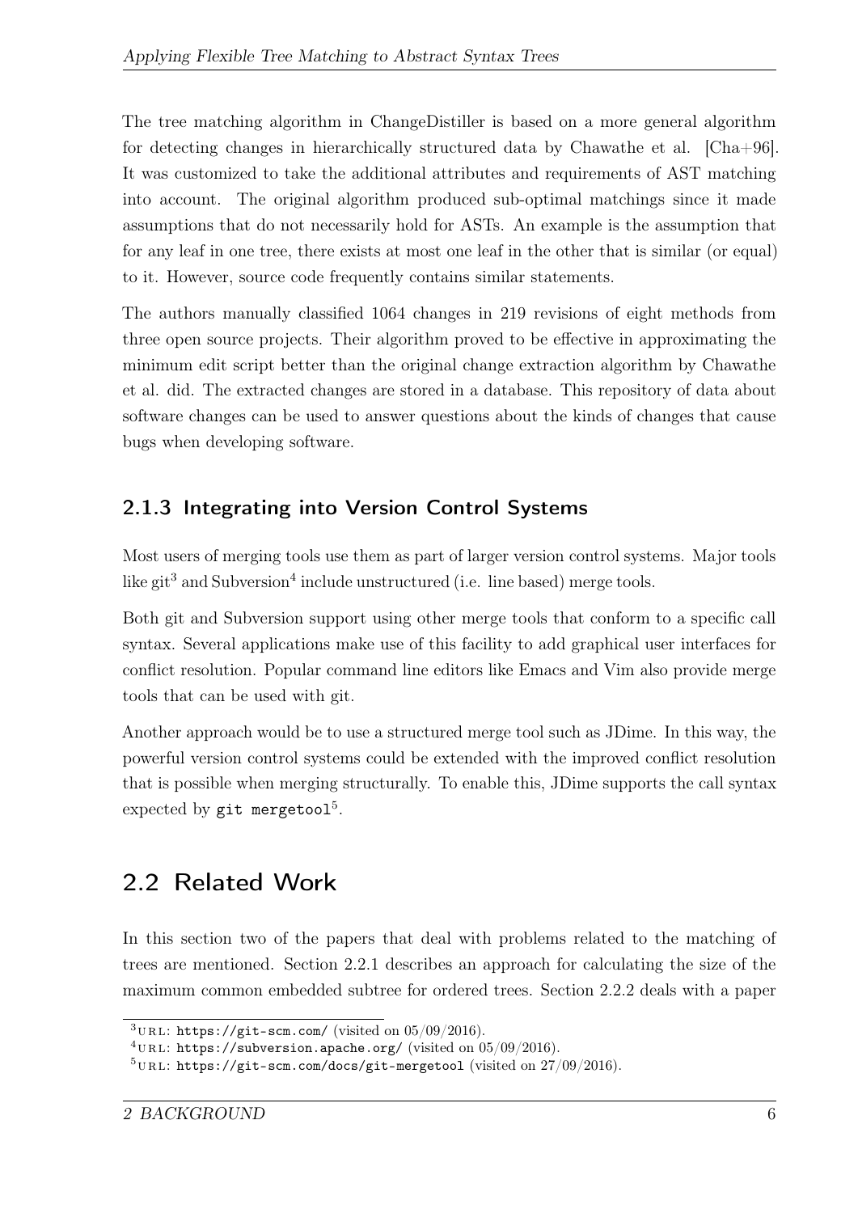The tree matching algorithm in ChangeDistiller is based on a more general algorithm for detecting changes in hierarchically structured data by Chawathe et al. [Cha+96]. It was customized to take the additional attributes and requirements of AST matching into account. The original algorithm produced sub-optimal matchings since it made assumptions that do not necessarily hold for ASTs. An example is the assumption that for any leaf in one tree, there exists at most one leaf in the other that is similar (or equal) to it. However, source code frequently contains similar statements.

The authors manually classified 1064 changes in 219 revisions of eight methods from three open source projects. Their algorithm proved to be effective in approximating the minimum edit script better than the original change extraction algorithm by Chawathe et al. did. The extracted changes are stored in a database. This repository of data about software changes can be used to answer questions about the kinds of changes that cause bugs when developing software.

### 2.1.3 Integrating into Version Control Systems

Most users of merging tools use them as part of larger version control systems. Major tools like git[3] and Subversion[4] include unstructured (i.e. line based) merge tools.

Both git and Subversion support using other merge tools that conform to a specific call syntax. Several applications make use of this facility to add graphical user interfaces for conflict resolution. Popular command line editors like Emacs and Vim also provide merge tools that can be used with git.

Another approach would be to use a structured merge tool such as JDime. In this way, the powerful version control systems could be extended with the improved conflict resolution that is possible when merging structurally. To enable this, JDime supports the call syntax expected by `git mergetool`[5].

## 2.2 Related Work

In this section two of the papers that deal with problems related to the matching of trees are mentioned. Section 2.2.1 describes an approach for calculating the size of the maximum common embedded subtree for ordered trees. Section 2.2.2 deals with a paper

[3] URL: `https://git-scm.com/` (visited on 05/09/2016).

[4] URL: `https://subversion.apache.org/` (visited on 05/09/2016).

[5] URL: `https://git-scm.com/docs/git-mergetool` (visited on 27/09/2016).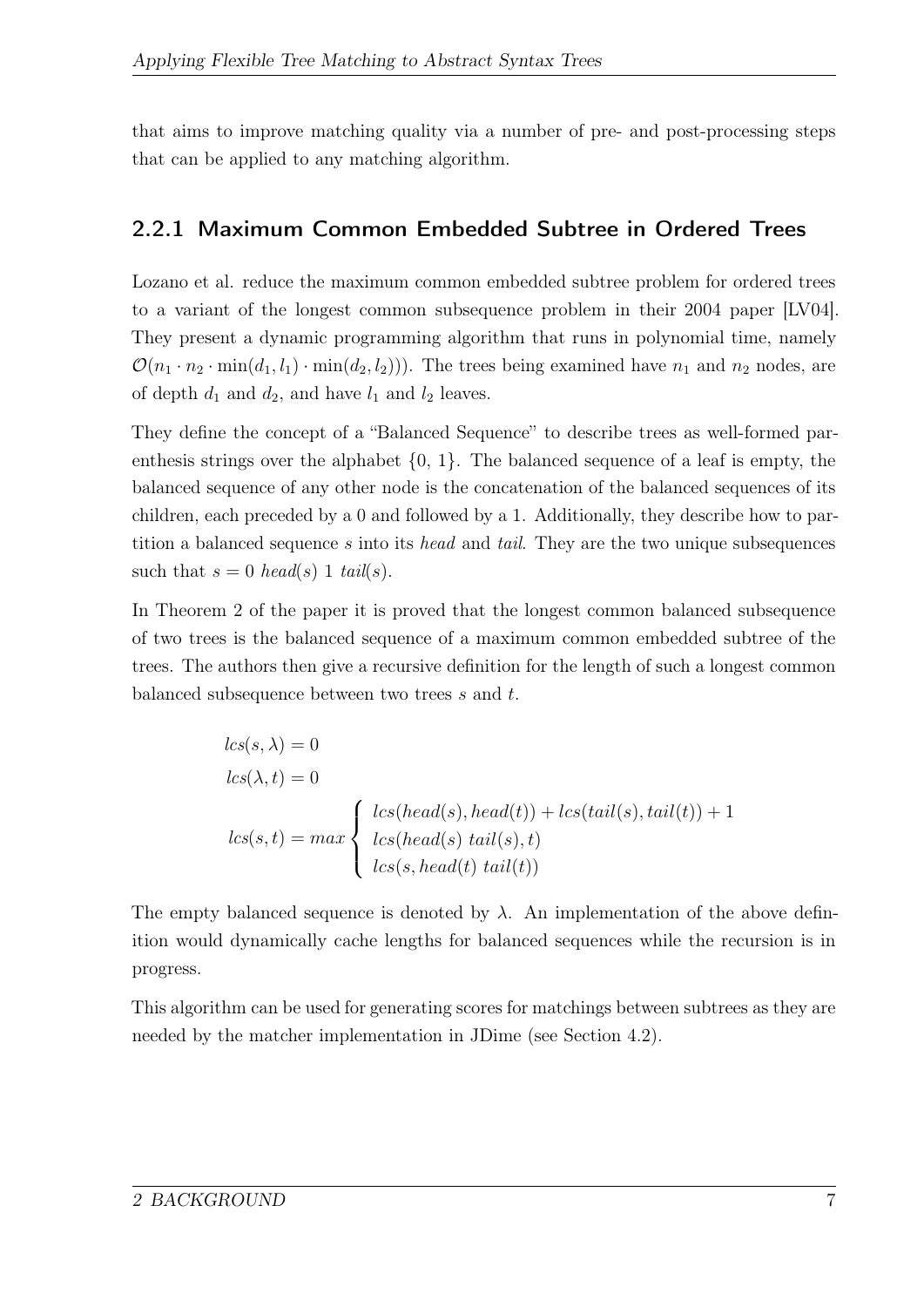that aims to improve matching quality via a number of pre- and post-processing steps that can be applied to any matching algorithm.

### 2.2.1 Maximum Common Embedded Subtree in Ordered Trees

Lozano et al. reduce the maximum common embedded subtree problem for ordered trees to a variant of the longest common subsequence problem in their 2004 paper [LV04]. They present a dynamic programming algorithm that runs in polynomial time, namely $\mathcal{O}(n_1 \cdot n_2 \cdot \min(d_1, l_1) \cdot \min(d_2, l_2)))$. The trees being examined have $n_1$ and $n_2$ nodes, are of depth $d_1$ and $d_2$, and have $l_1$ and $l_2$ leaves.

They define the concept of a "Balanced Sequence" to describe trees as well-formed parenthesis strings over the alphabet $\{0, 1\}$. The balanced sequence of a leaf is empty, the balanced sequence of any other node is the concatenation of the balanced sequences of its children, each preceded by a 0 and followed by a 1. Additionally, they describe how to partition a balanced sequence $s$ into its *head* and *tail*. They are the two unique subsequences such that $s = 0\ head(s)\ 1\ tail(s)$.

In Theorem 2 of the paper it is proved that the longest common balanced subsequence of two trees is the balanced sequence of a maximum common embedded subtree of the trees. The authors then give a recursive definition for the length of such a longest common balanced subsequence between two trees $s$ and $t$.

$$
\begin{aligned}
&lcs(s, \lambda) = 0 \\
&lcs(\lambda, t) = 0 \\
&lcs(s, t) = max \begin{cases} lcs(head(s), head(t)) + lcs(tail(s), tail(t)) + 1 \\ lcs(head(s)\ tail(s), t) \\ lcs(s, head(t)\ tail(t)) \end{cases}
\end{aligned}
$$

The empty balanced sequence is denoted by $\lambda$. An implementation of the above definition would dynamically cache lengths for balanced sequences while the recursion is in progress.

This algorithm can be used for generating scores for matchings between subtrees as they are needed by the matcher implementation in JDime (see Section 4.2).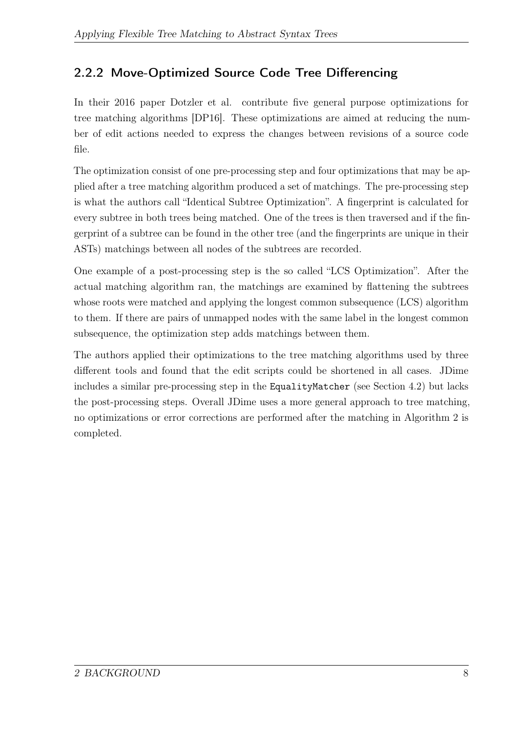### 2.2.2 Move-Optimized Source Code Tree Differencing

In their 2016 paper Dotzler et al. contribute five general purpose optimizations for tree matching algorithms [DP16]. These optimizations are aimed at reducing the number of edit actions needed to express the changes between revisions of a source code file.

The optimization consist of one pre-processing step and four optimizations that may be applied after a tree matching algorithm produced a set of matchings. The pre-processing step is what the authors call "Identical Subtree Optimization". A fingerprint is calculated for every subtree in both trees being matched. One of the trees is then traversed and if the fingerprint of a subtree can be found in the other tree (and the fingerprints are unique in their ASTs) matchings between all nodes of the subtrees are recorded.

One example of a post-processing step is the so called "LCS Optimization". After the actual matching algorithm ran, the matchings are examined by flattening the subtrees whose roots were matched and applying the longest common subsequence (LCS) algorithm to them. If there are pairs of unmapped nodes with the same label in the longest common subsequence, the optimization step adds matchings between them.

The authors applied their optimizations to the tree matching algorithms used by three different tools and found that the edit scripts could be shortened in all cases. JDime includes a similar pre-processing step in the `EqualityMatcher` (see Section 4.2) but lacks the post-processing steps. Overall JDime uses a more general approach to tree matching, no optimizations or error corrections are performed after the matching in Algorithm 2 is completed.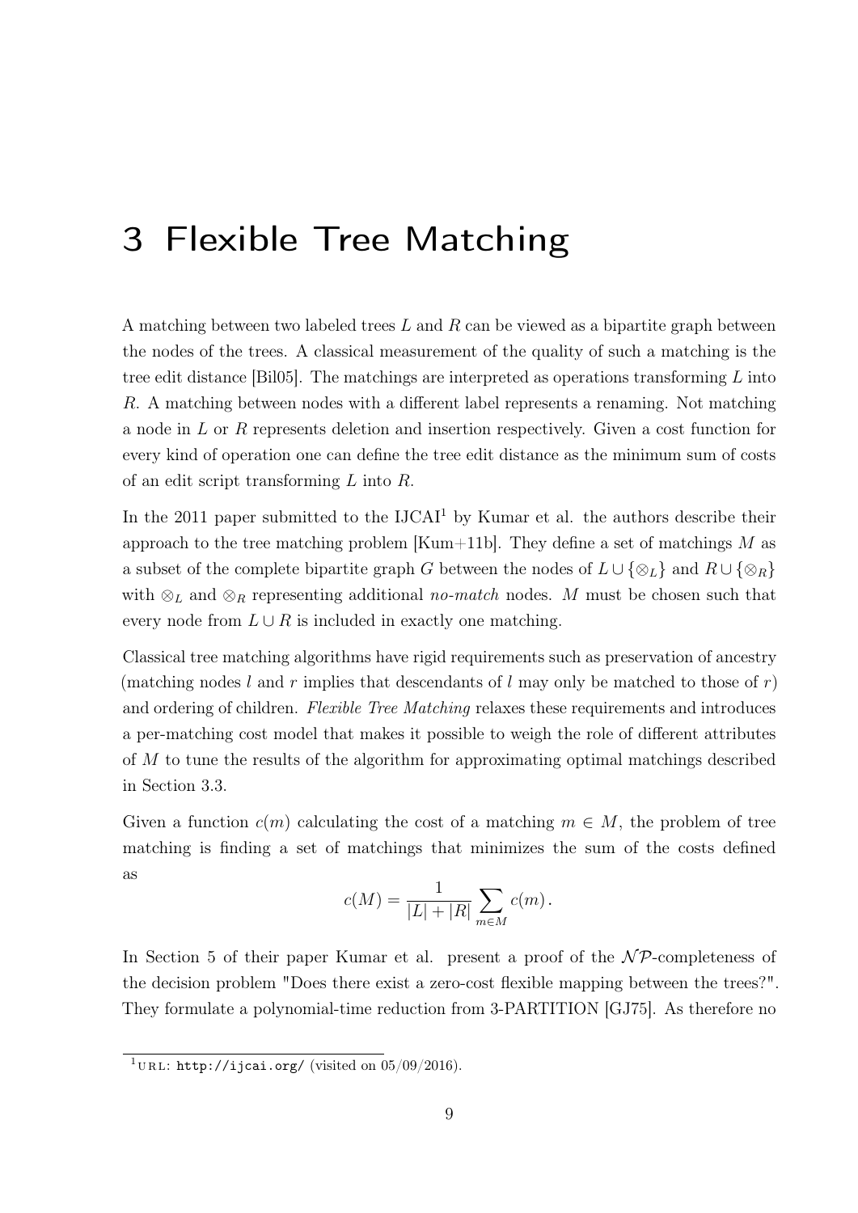# 3 Flexible Tree Matching

A matching between two labeled trees $L$ and $R$ can be viewed as a bipartite graph between the nodes of the trees. A classical measurement of the quality of such a matching is the tree edit distance [Bil05]. The matchings are interpreted as operations transforming $L$ into $R$. A matching between nodes with a different label represents a renaming. Not matching a node in $L$ or $R$ represents deletion and insertion respectively. Given a cost function for every kind of operation one can define the tree edit distance as the minimum sum of costs of an edit script transforming $L$ into $R$.

In the 2011 paper submitted to the IJCAI[1] by Kumar et al. the authors describe their approach to the tree matching problem [Kum+11b]. They define a set of matchings $M$ as a subset of the complete bipartite graph $G$ between the nodes of $L \cup \{\otimes_L\}$ and $R \cup \{\otimes_R\}$ with $\otimes_L$ and $\otimes_R$ representing additional *no-match* nodes. $M$ must be chosen such that every node from $L \cup R$ is included in exactly one matching.

Classical tree matching algorithms have rigid requirements such as preservation of ancestry (matching nodes $l$ and $r$ implies that descendants of $l$ may only be matched to those of $r$) and ordering of children. *Flexible Tree Matching* relaxes these requirements and introduces a per-matching cost model that makes it possible to weigh the role of different attributes of $M$ to tune the results of the algorithm for approximating optimal matchings described in Section 3.3.

Given a function $c(m)$ calculating the cost of a matching $m \in M$, the problem of tree matching is finding a set of matchings that minimizes the sum of the costs defined as

$$c(M) = \frac{1}{|L| + |R|} \sum_{m \in M} c(m) .$$

In Section 5 of their paper Kumar et al. present a proof of the $\mathcal{NP}$-completeness of the decision problem "Does there exist a zero-cost flexible mapping between the trees?". They formulate a polynomial-time reduction from 3-PARTITION [GJ75]. As therefore no

[1] URL: http://ijcai.org/ (visited on 05/09/2016).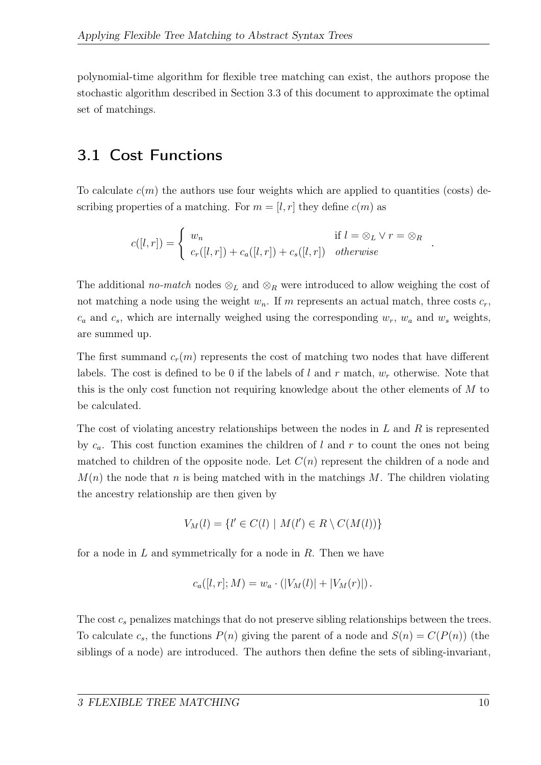polynomial-time algorithm for flexible tree matching can exist, the authors propose the stochastic algorithm described in Section 3.3 of this document to approximate the optimal set of matchings.

## 3.1 Cost Functions

To calculate $c(m)$ the authors use four weights which are applied to quantities (costs) describing properties of a matching. For $m = [l, r]$ they define $c(m)$ as

$$c([l,r]) = \begin{cases} w_n & \text{if } l = \otimes_L \vee r = \otimes_R \\ c_r([l,r]) + c_a([l,r]) + c_s([l,r]) & \textit{otherwise} \end{cases}.$$

The additional *no-match* nodes $\otimes_L$ and $\otimes_R$ were introduced to allow weighing the cost of not matching a node using the weight $w_n$. If $m$ represents an actual match, three costs $c_r$, $c_a$ and $c_s$, which are internally weighed using the corresponding $w_r$, $w_a$ and $w_s$ weights, are summed up.

The first summand $c_r(m)$ represents the cost of matching two nodes that have different labels. The cost is defined to be 0 if the labels of $l$ and $r$ match, $w_r$ otherwise. Note that this is the only cost function not requiring knowledge about the other elements of $M$ to be calculated.

The cost of violating ancestry relationships between the nodes in $L$ and $R$ is represented by $c_a$. This cost function examines the children of $l$ and $r$ to count the ones not being matched to children of the opposite node. Let $C(n)$ represent the children of a node and $M(n)$ the node that $n$ is being matched with in the matchings $M$. The children violating the ancestry relationship are then given by

$$V_M(l) = \{l' \in C(l) \mid M(l') \in R \setminus C(M(l))\}$$

for a node in $L$ and symmetrically for a node in $R$. Then we have

$$c_a([l,r]; M) = w_a \cdot (|V_M(l)| + |V_M(r)|).$$

The cost $c_s$ penalizes matchings that do not preserve sibling relationships between the trees. To calculate $c_s$, the functions $P(n)$ giving the parent of a node and $S(n) = C(P(n))$ (the siblings of a node) are introduced. The authors then define the sets of sibling-invariant,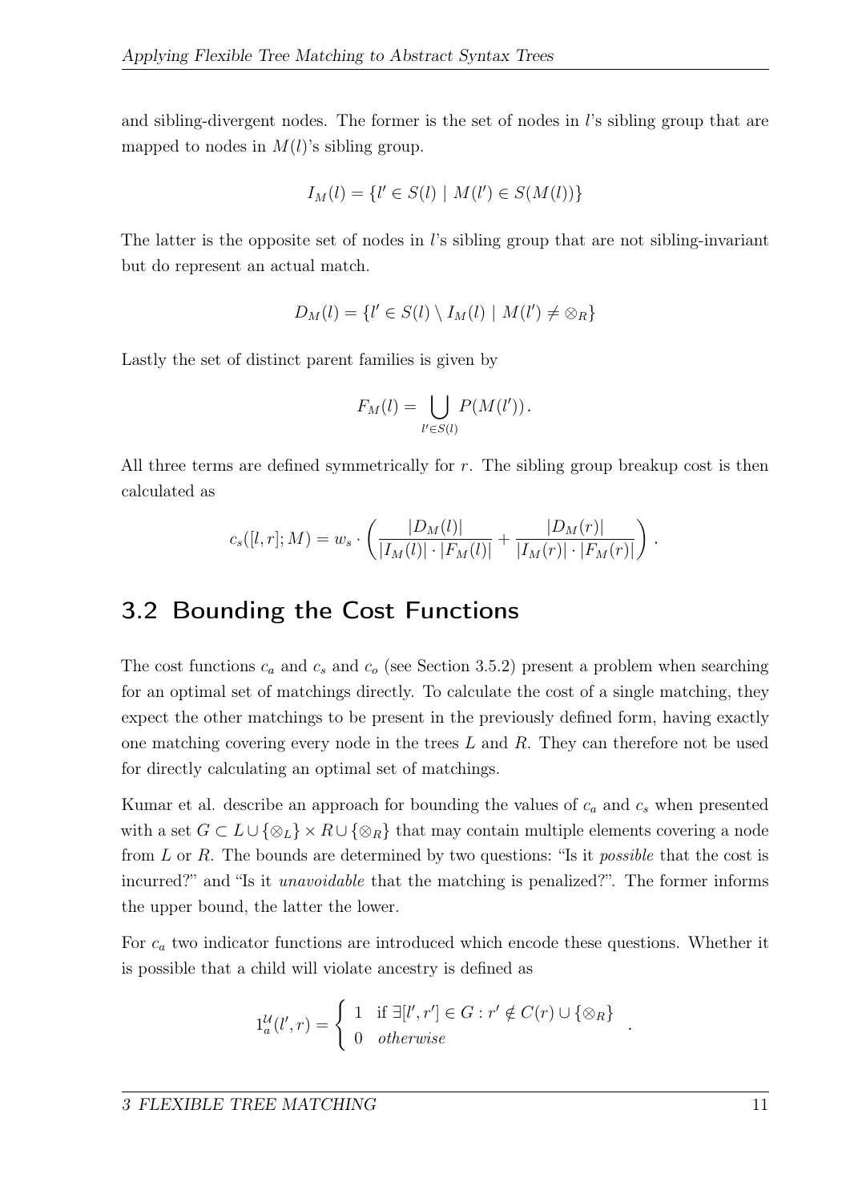and sibling-divergent nodes. The former is the set of nodes in $l$'s sibling group that are mapped to nodes in $M(l)$'s sibling group.

$$I_M(l) = \{l' \in S(l) \mid M(l') \in S(M(l))\}$$

The latter is the opposite set of nodes in $l$'s sibling group that are not sibling-invariant but do represent an actual match.

$$D_M(l) = \{l' \in S(l) \setminus I_M(l) \mid M(l') \neq \otimes_R\}$$

Lastly the set of distinct parent families is given by

$$F_M(l) = \bigcup_{l' \in S(l)} P(M(l')) .$$

All three terms are defined symmetrically for $r$. The sibling group breakup cost is then calculated as

$$c_s([l, r]; M) = w_s \cdot \left( \frac{|D_M(l)|}{|I_M(l)| \cdot |F_M(l)|} + \frac{|D_M(r)|}{|I_M(r)| \cdot |F_M(r)|} \right) .$$

## 3.2 Bounding the Cost Functions

The cost functions $c_a$ and $c_s$ and $c_o$ (see Section 3.5.2) present a problem when searching for an optimal set of matchings directly. To calculate the cost of a single matching, they expect the other matchings to be present in the previously defined form, having exactly one matching covering every node in the trees $L$ and $R$. They can therefore not be used for directly calculating an optimal set of matchings.

Kumar et al. describe an approach for bounding the values of $c_a$ and $c_s$ when presented with a set $G \subset L \cup \{\otimes_L\} \times R \cup \{\otimes_R\}$ that may contain multiple elements covering a node from $L$ or $R$. The bounds are determined by two questions: "Is it *possible* that the cost is incurred?" and "Is it *unavoidable* that the matching is penalized?". The former informs the upper bound, the latter the lower.

For $c_a$ two indicator functions are introduced which encode these questions. Whether it is possible that a child will violate ancestry is defined as

$$1_a^{\mathcal{U}}(l', r) = \begin{cases} 1 & \text{if } \exists [l', r'] \in G : r' \notin C(r) \cup \{\otimes_R\} \\ 0 & \textit{otherwise} \end{cases} .$$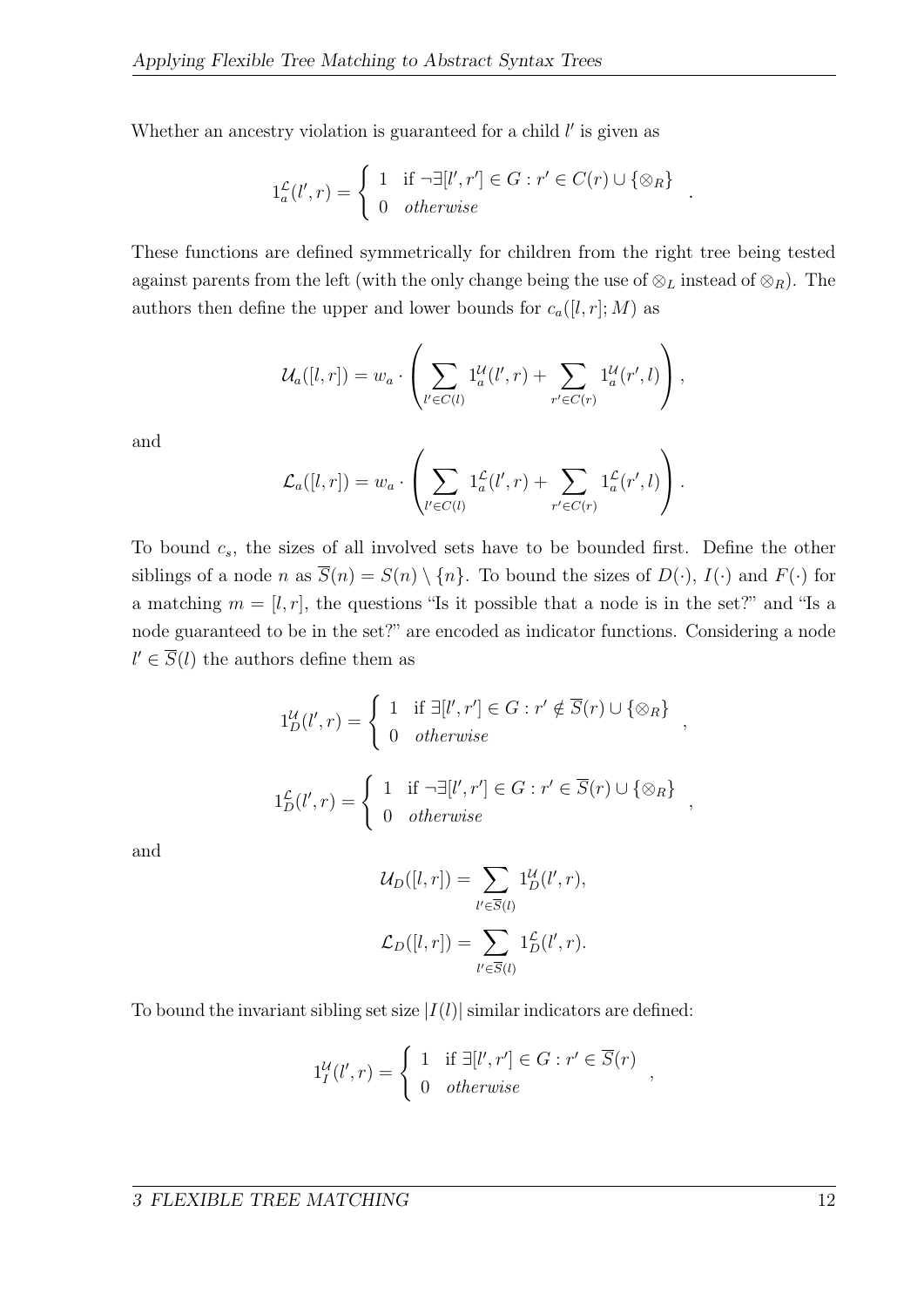Whether an ancestry violation is guaranteed for a child $l'$ is given as

$$1_a^{\mathcal{L}}(l', r) = \begin{cases} 1 & \text{if } \neg\exists [l', r'] \in G : r' \in C(r) \cup \{\otimes_R\} \\ 0 & \textit{otherwise} \end{cases} .$$

These functions are defined symmetrically for children from the right tree being tested against parents from the left (with the only change being the use of $\otimes_L$ instead of $\otimes_R$). The authors then define the upper and lower bounds for $c_a([l, r]; M)$ as

$$\mathcal{U}_a([l, r]) = w_a \cdot \left( \sum_{l' \in C(l)} 1_a^{\mathcal{U}}(l', r) + \sum_{r' \in C(r)} 1_a^{\mathcal{U}}(r', l) \right),$$

and

$$\mathcal{L}_a([l, r]) = w_a \cdot \left( \sum_{l' \in C(l)} 1_a^{\mathcal{L}}(l', r) + \sum_{r' \in C(r)} 1_a^{\mathcal{L}}(r', l) \right).$$

To bound $c_s$, the sizes of all involved sets have to be bounded first. Define the other siblings of a node $n$ as $\overline{S}(n) = S(n) \setminus \{n\}$. To bound the sizes of $D(\cdot)$, $I(\cdot)$ and $F(\cdot)$ for a matching $m = [l, r]$, the questions "Is it possible that a node is in the set?" and "Is a node guaranteed to be in the set?" are encoded as indicator functions. Considering a node $l' \in \overline{S}(l)$ the authors define them as

$$1_D^{\mathcal{U}}(l', r) = \begin{cases} 1 & \text{if } \exists [l', r'] \in G : r' \notin \overline{S}(r) \cup \{\otimes_R\} \\ 0 & \textit{otherwise} \end{cases} ,$$

$$1_D^{\mathcal{L}}(l', r) = \begin{cases} 1 & \text{if } \neg\exists [l', r'] \in G : r' \in \overline{S}(r) \cup \{\otimes_R\} \\ 0 & \textit{otherwise} \end{cases} ,$$

and

$$\mathcal{U}_D([l, r]) = \sum_{l' \in \overline{S}(l)} 1_D^{\mathcal{U}}(l', r),$$

$$\mathcal{L}_D([l, r]) = \sum_{l' \in \overline{S}(l)} 1_D^{\mathcal{L}}(l', r).$$

To bound the invariant sibling set size $|I(l)|$ similar indicators are defined:

$$1_I^{\mathcal{U}}(l', r) = \begin{cases} 1 & \text{if } \exists [l', r'] \in G : r' \in \overline{S}(r) \\ 0 & \textit{otherwise} \end{cases} ,$$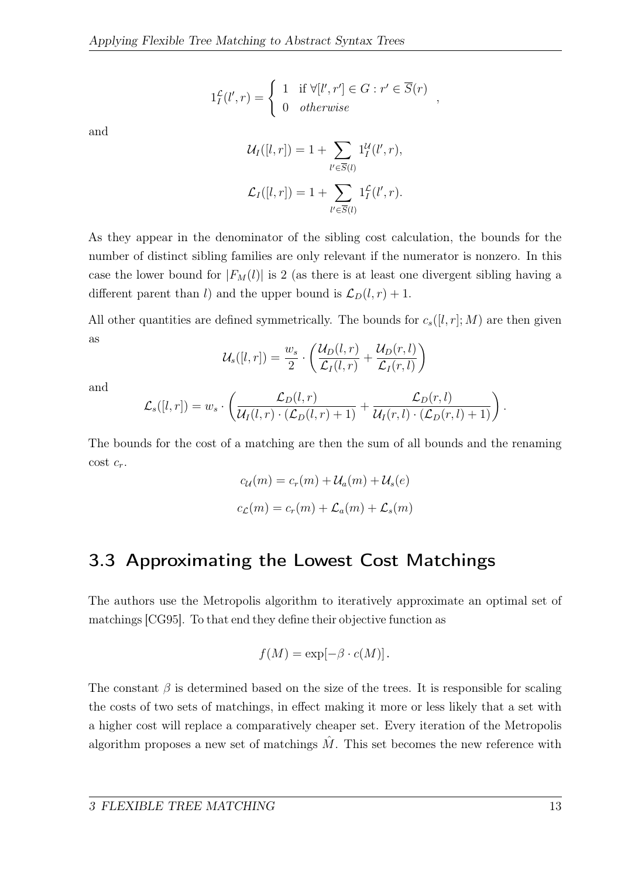$$1_I^{\mathcal{L}}(l', r) = \begin{cases} 1 & \text{if } \forall [l', r'] \in G : r' \in \overline{S}(r) \\ 0 & \textit{otherwise} \end{cases},$$

and

$$\mathcal{U}_I([l, r]) = 1 + \sum_{l' \in \overline{S}(l)} 1_I^{\mathcal{U}}(l', r),$$

$$\mathcal{L}_I([l, r]) = 1 + \sum_{l' \in \overline{S}(l)} 1_I^{\mathcal{L}}(l', r).$$

As they appear in the denominator of the sibling cost calculation, the bounds for the number of distinct sibling families are only relevant if the numerator is nonzero. In this case the lower bound for $|F_M(l)|$ is 2 (as there is at least one divergent sibling having a different parent than $l$) and the upper bound is $\mathcal{L}_D(l, r) + 1$.

All other quantities are defined symmetrically. The bounds for $c_s([l, r]; M)$ are then given as

$$\mathcal{U}_s([l, r]) = \frac{w_s}{2} \cdot \left( \frac{\mathcal{U}_D(l, r)}{\mathcal{L}_I(l, r)} + \frac{\mathcal{U}_D(r, l)}{\mathcal{L}_I(r, l)} \right)$$

and

$$\mathcal{L}_s([l, r]) = w_s \cdot \left( \frac{\mathcal{L}_D(l, r)}{\mathcal{U}_I(l, r) \cdot (\mathcal{L}_D(l, r) + 1)} + \frac{\mathcal{L}_D(r, l)}{\mathcal{U}_I(r, l) \cdot (\mathcal{L}_D(r, l) + 1)} \right).$$

The bounds for the cost of a matching are then the sum of all bounds and the renaming cost $c_r$.

$$c_{\mathcal{U}}(m) = c_r(m) + \mathcal{U}_a(m) + \mathcal{U}_s(e)$$

$$c_{\mathcal{L}}(m) = c_r(m) + \mathcal{L}_a(m) + \mathcal{L}_s(m)$$

## 3.3 Approximating the Lowest Cost Matchings

The authors use the Metropolis algorithm to iteratively approximate an optimal set of matchings [CG95]. To that end they define their objective function as

$$f(M) = \exp[-\beta \cdot c(M)].$$

The constant $\beta$ is determined based on the size of the trees. It is responsible for scaling the costs of two sets of matchings, in effect making it more or less likely that a set with a higher cost will replace a comparatively cheaper set. Every iteration of the Metropolis algorithm proposes a new set of matchings $\hat{M}$. This set becomes the new reference with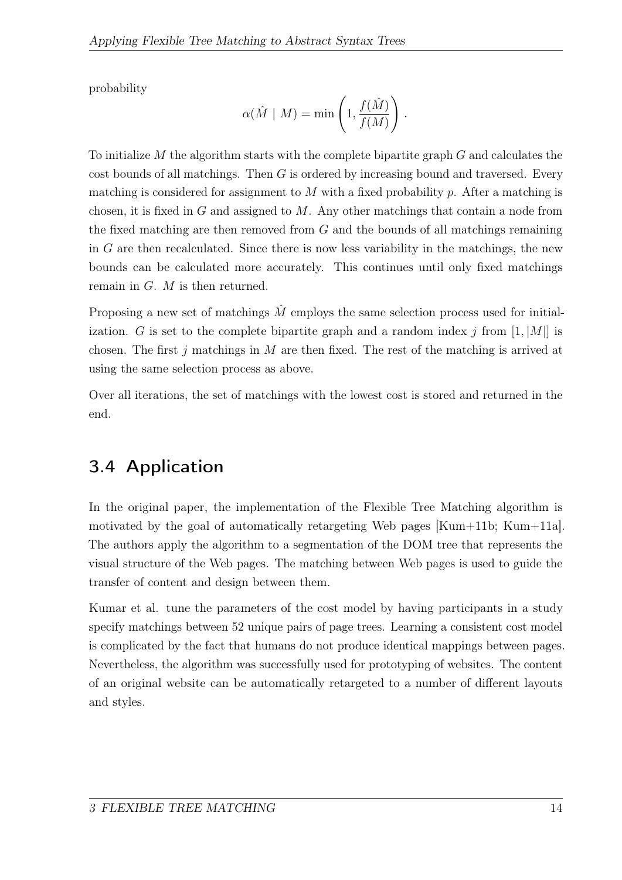probability

$$\alpha(\hat{M} \mid M) = \min\left(1, \frac{f(\hat{M})}{f(M)}\right).$$

To initialize $M$ the algorithm starts with the complete bipartite graph $G$ and calculates the cost bounds of all matchings. Then $G$ is ordered by increasing bound and traversed. Every matching is considered for assignment to $M$ with a fixed probability $p$. After a matching is chosen, it is fixed in $G$ and assigned to $M$. Any other matchings that contain a node from the fixed matching are then removed from $G$ and the bounds of all matchings remaining in $G$ are then recalculated. Since there is now less variability in the matchings, the new bounds can be calculated more accurately. This continues until only fixed matchings remain in $G$. $M$ is then returned.

Proposing a new set of matchings $\hat{M}$ employs the same selection process used for initialization. $G$ is set to the complete bipartite graph and a random index $j$ from $[1, |M|]$ is chosen. The first $j$ matchings in $M$ are then fixed. The rest of the matching is arrived at using the same selection process as above.

Over all iterations, the set of matchings with the lowest cost is stored and returned in the end.

## 3.4 Application

In the original paper, the implementation of the Flexible Tree Matching algorithm is motivated by the goal of automatically retargeting Web pages [Kum+11b; Kum+11a]. The authors apply the algorithm to a segmentation of the DOM tree that represents the visual structure of the Web pages. The matching between Web pages is used to guide the transfer of content and design between them.

Kumar et al. tune the parameters of the cost model by having participants in a study specify matchings between 52 unique pairs of page trees. Learning a consistent cost model is complicated by the fact that humans do not produce identical mappings between pages. Nevertheless, the algorithm was successfully used for prototyping of websites. The content of an original website can be automatically retargeted to a number of different layouts and styles.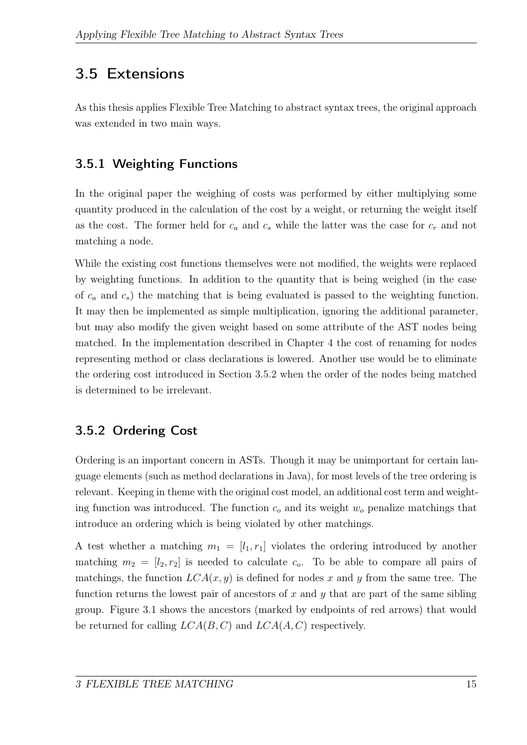## 3.5 Extensions

As this thesis applies Flexible Tree Matching to abstract syntax trees, the original approach was extended in two main ways.

### 3.5.1 Weighting Functions

In the original paper the weighing of costs was performed by either multiplying some quantity produced in the calculation of the cost by a weight, or returning the weight itself as the cost. The former held for $c_a$ and $c_s$ while the latter was the case for $c_r$ and not matching a node.

While the existing cost functions themselves were not modified, the weights were replaced by weighting functions. In addition to the quantity that is being weighed (in the case of $c_a$ and $c_s$) the matching that is being evaluated is passed to the weighting function. It may then be implemented as simple multiplication, ignoring the additional parameter, but may also modify the given weight based on some attribute of the AST nodes being matched. In the implementation described in Chapter 4 the cost of renaming for nodes representing method or class declarations is lowered. Another use would be to eliminate the ordering cost introduced in Section 3.5.2 when the order of the nodes being matched is determined to be irrelevant.

### 3.5.2 Ordering Cost

Ordering is an important concern in ASTs. Though it may be unimportant for certain language elements (such as method declarations in Java), for most levels of the tree ordering is relevant. Keeping in theme with the original cost model, an additional cost term and weighting function was introduced. The function $c_o$ and its weight $w_o$ penalize matchings that introduce an ordering which is being violated by other matchings.

A test whether a matching $m_1 = [l_1, r_1]$ violates the ordering introduced by another matching $m_2 = [l_2, r_2]$ is needed to calculate $c_o$. To be able to compare all pairs of matchings, the function $LCA(x, y)$ is defined for nodes $x$ and $y$ from the same tree. The function returns the lowest pair of ancestors of $x$ and $y$ that are part of the same sibling group. Figure 3.1 shows the ancestors (marked by endpoints of red arrows) that would be returned for calling $LCA(B, C)$ and $LCA(A, C)$ respectively.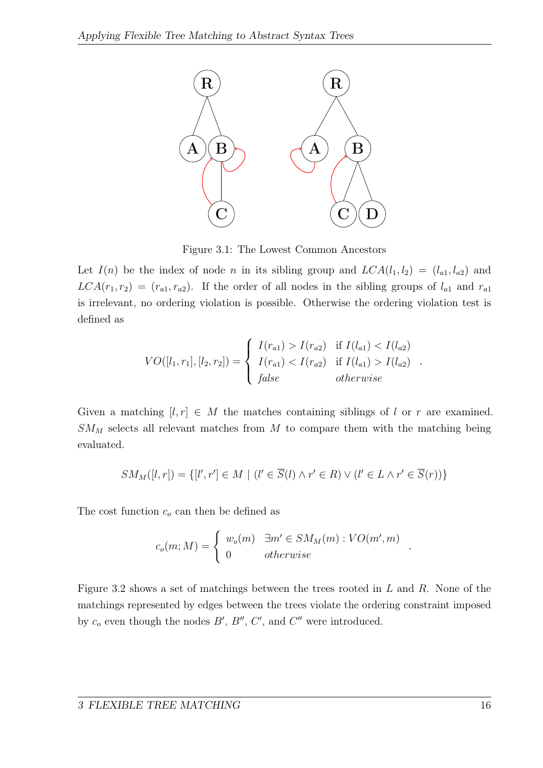Figure 3.1: The Lowest Common Ancestors

Let $I(n)$ be the index of node $n$ in its sibling group and $LCA(l_1, l_2) = (l_{a1}, l_{a2})$ and $LCA(r_1, r_2) = (r_{a1}, r_{a2})$. If the order of all nodes in the sibling groups of $l_{a1}$ and $r_{a1}$ is irrelevant, no ordering violation is possible. Otherwise the ordering violation test is defined as

$$VO([l_1, r_1], [l_2, r_2]) = \begin{cases} I(r_{a1}) > I(r_{a2}) & \text{if } I(l_{a1}) < I(l_{a2}) \\ I(r_{a1}) < I(r_{a2}) & \text{if } I(l_{a1}) > I(l_{a2}) \\ \mathit{false} & \mathit{otherwise} \end{cases} .$$

Given a matching $[l, r] \in M$ the matches containing siblings of $l$ or $r$ are examined. $SM_M$ selects all relevant matches from $M$ to compare them with the matching being evaluated.

$$SM_M([l, r]) = \{[l', r'] \in M \mid (l' \in \overline{S}(l) \wedge r' \in R) \vee (l' \in L \wedge r' \in \overline{S}(r))\}$$

The cost function $c_o$ can then be defined as

$$c_o(m; M) = \begin{cases} w_o(m) & \exists m' \in SM_M(m) : VO(m', m) \\ 0 & \mathit{otherwise} \end{cases} .$$

Figure 3.2 shows a set of matchings between the trees rooted in $L$ and $R$. None of the matchings represented by edges between the trees violate the ordering constraint imposed by $c_o$ even though the nodes $B'$, $B''$, $C'$, and $C''$ were introduced.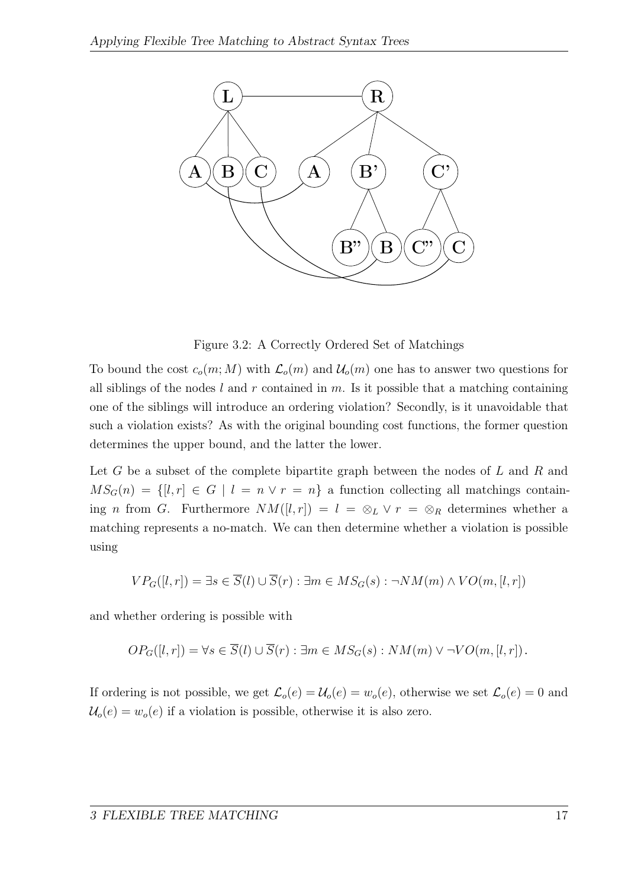Figure 3.2: A Correctly Ordered Set of Matchings

To bound the cost $c_o(m; M)$ with $\mathcal{L}_o(m)$ and $\mathcal{U}_o(m)$ one has to answer two questions for all siblings of the nodes $l$ and $r$ contained in $m$. Is it possible that a matching containing one of the siblings will introduce an ordering violation? Secondly, is it unavoidable that such a violation exists? As with the original bounding cost functions, the former question determines the upper bound, and the latter the lower.

Let $G$ be a subset of the complete bipartite graph between the nodes of $L$ and $R$ and $MS_G(n) = \{[l, r] \in G \mid l = n \vee r = n\}$ a function collecting all matchings containing $n$ from $G$. Furthermore $NM([l, r]) = l = \otimes_L \vee r = \otimes_R$ determines whether a matching represents a no-match. We can then determine whether a violation is possible using

$$VP_G([l, r]) = \exists s \in \overline{S}(l) \cup \overline{S}(r) : \exists m \in MS_G(s) : \neg NM(m) \wedge VO(m, [l, r])$$

and whether ordering is possible with

$$OP_G([l, r]) = \forall s \in \overline{S}(l) \cup \overline{S}(r) : \exists m \in MS_G(s) : NM(m) \vee \neg VO(m, [l, r]) .$$

If ordering is not possible, we get $\mathcal{L}_o(e) = \mathcal{U}_o(e) = w_o(e)$, otherwise we set $\mathcal{L}_o(e) = 0$ and $\mathcal{U}_o(e) = w_o(e)$ if a violation is possible, otherwise it is also zero.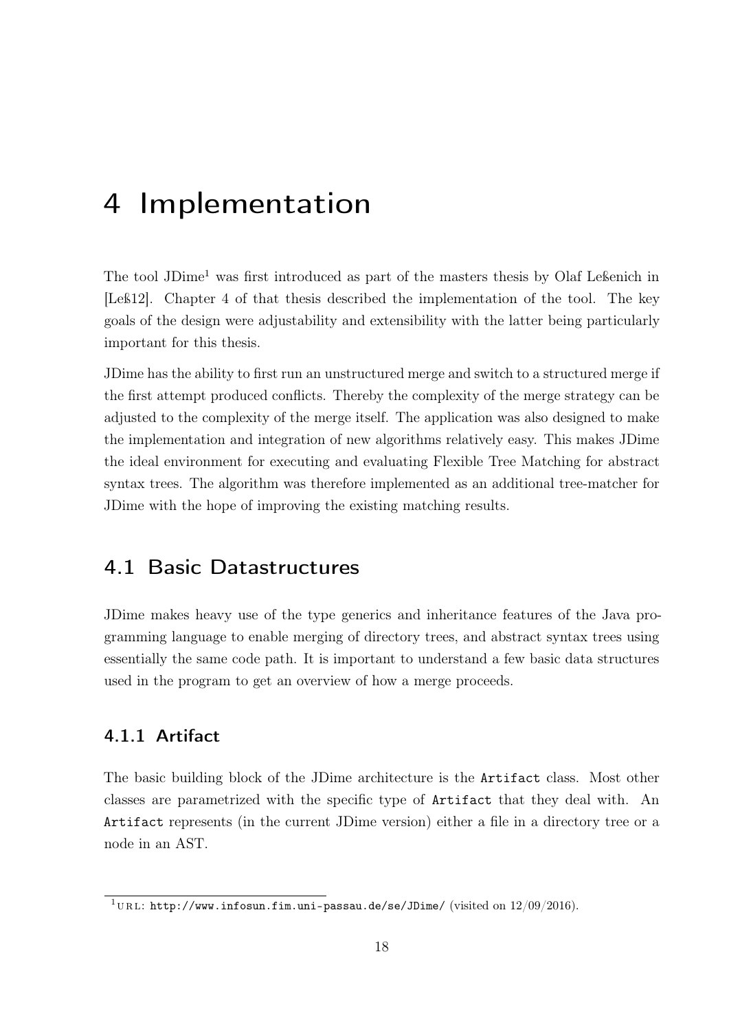// Chapter 4 body: headings, paragraphs and the footnote as it appears at the bottom of the page

# 4 Implementation

The tool JDime[1] was first introduced as part of the masters thesis by Olaf Leßenich in [Leß12]. Chapter 4 of that thesis described the implementation of the tool. The key goals of the design were adjustability and extensibility with the latter being particularly important for this thesis.

JDime has the ability to first run an unstructured merge and switch to a structured merge if the first attempt produced conflicts. Thereby the complexity of the merge strategy can be adjusted to the complexity of the merge itself. The application was also designed to make the implementation and integration of new algorithms relatively easy. This makes JDime the ideal environment for executing and evaluating Flexible Tree Matching for abstract syntax trees. The algorithm was therefore implemented as an additional tree-matcher for JDime with the hope of improving the existing matching results.

## 4.1 Basic Datastructures

JDime makes heavy use of the type generics and inheritance features of the Java programming language to enable merging of directory trees, and abstract syntax trees using essentially the same code path. It is important to understand a few basic data structures used in the program to get an overview of how a merge proceeds.

### 4.1.1 Artifact

The basic building block of the JDime architecture is the `Artifact` class. Most other classes are parametrized with the specific type of `Artifact` that they deal with. An `Artifact` represents (in the current JDime version) either a file in a directory tree or a node in an AST.

[1] URL: `http://www.infosun.fim.uni-passau.de/se/JDime/` (visited on 12/09/2016).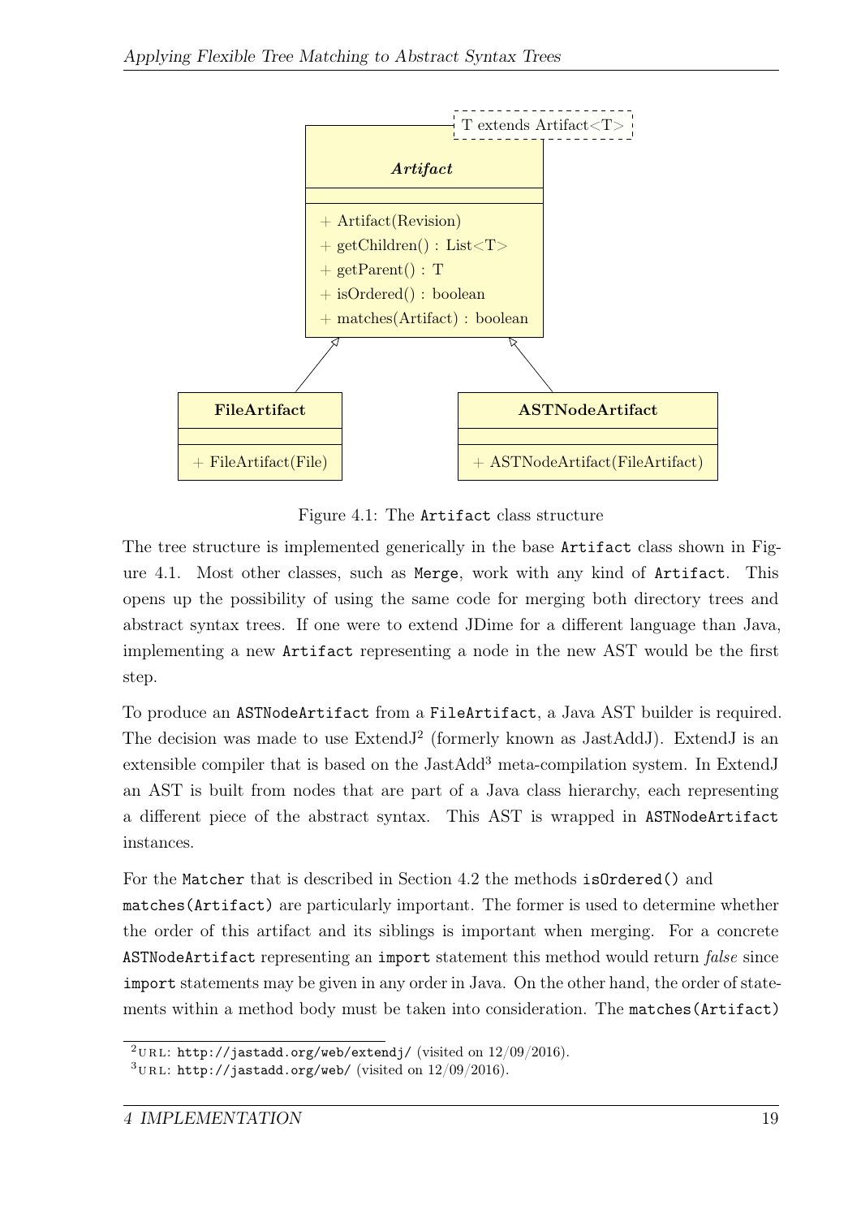Figure 4.1: The `Artifact` class structure

The tree structure is implemented generically in the base `Artifact` class shown in Figure 4.1. Most other classes, such as `Merge`, work with any kind of `Artifact`. This opens up the possibility of using the same code for merging both directory trees and abstract syntax trees. If one were to extend JDime for a different language than Java, implementing a new `Artifact` representing a node in the new AST would be the first step.

To produce an `ASTNodeArtifact` from a `FileArtifact`, a Java AST builder is required. The decision was made to use ExtendJ[2] (formerly known as JastAddJ). ExtendJ is an extensible compiler that is based on the JastAdd[3] meta-compilation system. In ExtendJ an AST is built from nodes that are part of a Java class hierarchy, each representing a different piece of the abstract syntax. This AST is wrapped in `ASTNodeArtifact` instances.

For the `Matcher` that is described in Section 4.2 the methods `isOrdered()` and `matches(Artifact)` are particularly important. The former is used to determine whether the order of this artifact and its siblings is important when merging. For a concrete `ASTNodeArtifact` representing an `import` statement this method would return *false* since `import` statements may be given in any order in Java. On the other hand, the order of statements within a method body must be taken into consideration. The `matches(Artifact)`

[2] URL: `http://jastadd.org/web/extendj/` (visited on 12/09/2016).

[3] URL: `http://jastadd.org/web/` (visited on 12/09/2016).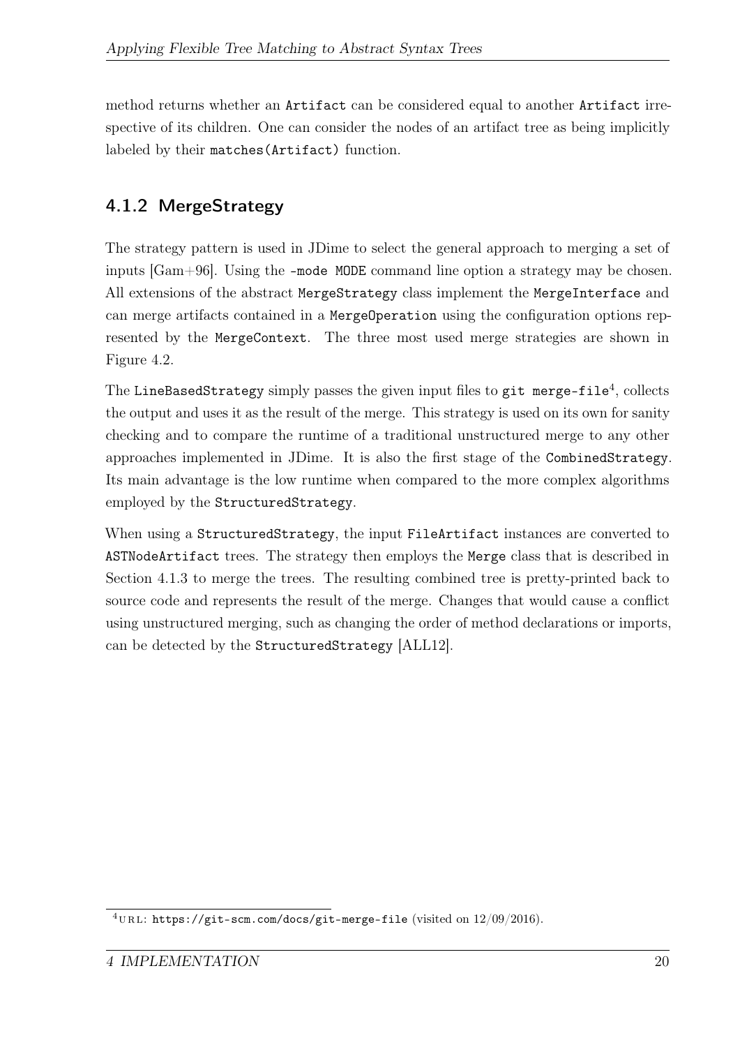method returns whether an `Artifact` can be considered equal to another `Artifact` irrespective of its children. One can consider the nodes of an artifact tree as being implicitly labeled by their `matches(Artifact)` function.

### 4.1.2 MergeStrategy

The strategy pattern is used in JDime to select the general approach to merging a set of inputs [Gam+96]. Using the `-mode MODE` command line option a strategy may be chosen. All extensions of the abstract `MergeStrategy` class implement the `MergeInterface` and can merge artifacts contained in a `MergeOperation` using the configuration options represented by the `MergeContext`. The three most used merge strategies are shown in Figure 4.2.

The `LineBasedStrategy` simply passes the given input files to `git merge-file`[4], collects the output and uses it as the result of the merge. This strategy is used on its own for sanity checking and to compare the runtime of a traditional unstructured merge to any other approaches implemented in JDime. It is also the first stage of the `CombinedStrategy`. Its main advantage is the low runtime when compared to the more complex algorithms employed by the `StructuredStrategy`.

When using a `StructuredStrategy`, the input `FileArtifact` instances are converted to `ASTNodeArtifact` trees. The strategy then employs the `Merge` class that is described in Section 4.1.3 to merge the trees. The resulting combined tree is pretty-printed back to source code and represents the result of the merge. Changes that would cause a conflict using unstructured merging, such as changing the order of method declarations or imports, can be detected by the `StructuredStrategy` [ALL12].

[4] URL: `https://git-scm.com/docs/git-merge-file` (visited on 12/09/2016).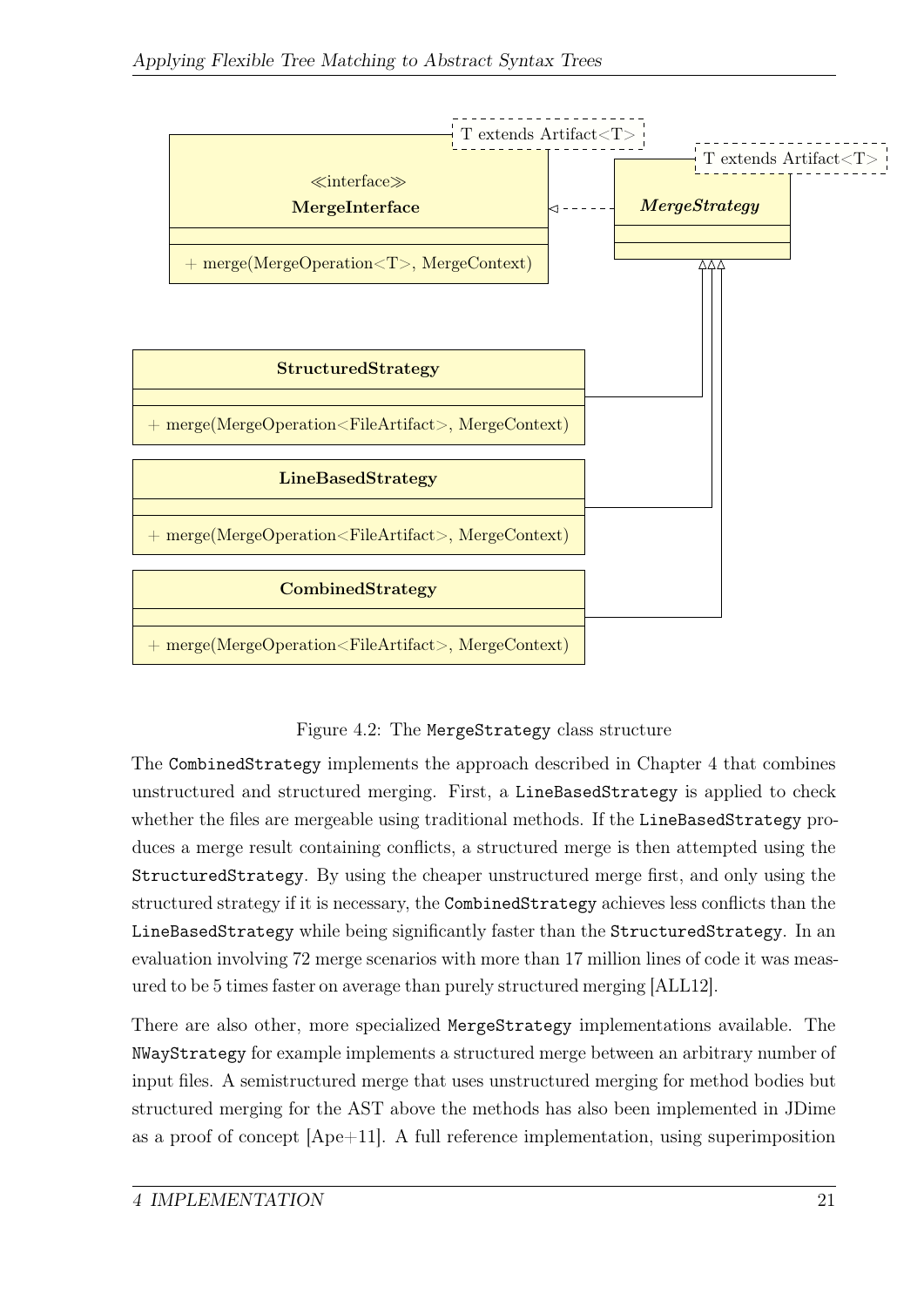Figure 4.2: The `MergeStrategy` class structure

The `CombinedStrategy` implements the approach described in Chapter 4 that combines unstructured and structured merging. First, a `LineBasedStrategy` is applied to check whether the files are mergeable using traditional methods. If the `LineBasedStrategy` produces a merge result containing conflicts, a structured merge is then attempted using the `StructuredStrategy`. By using the cheaper unstructured merge first, and only using the structured strategy if it is necessary, the `CombinedStrategy` achieves less conflicts than the `LineBasedStrategy` while being significantly faster than the `StructuredStrategy`. In an evaluation involving 72 merge scenarios with more than 17 million lines of code it was measured to be 5 times faster on average than purely structured merging [ALL12].

There are also other, more specialized `MergeStrategy` implementations available. The `NWayStrategy` for example implements a structured merge between an arbitrary number of input files. A semistructured merge that uses unstructured merging for method bodies but structured merging for the AST above the methods has also been implemented in JDime as a proof of concept [Ape+11]. A full reference implementation, using superimposition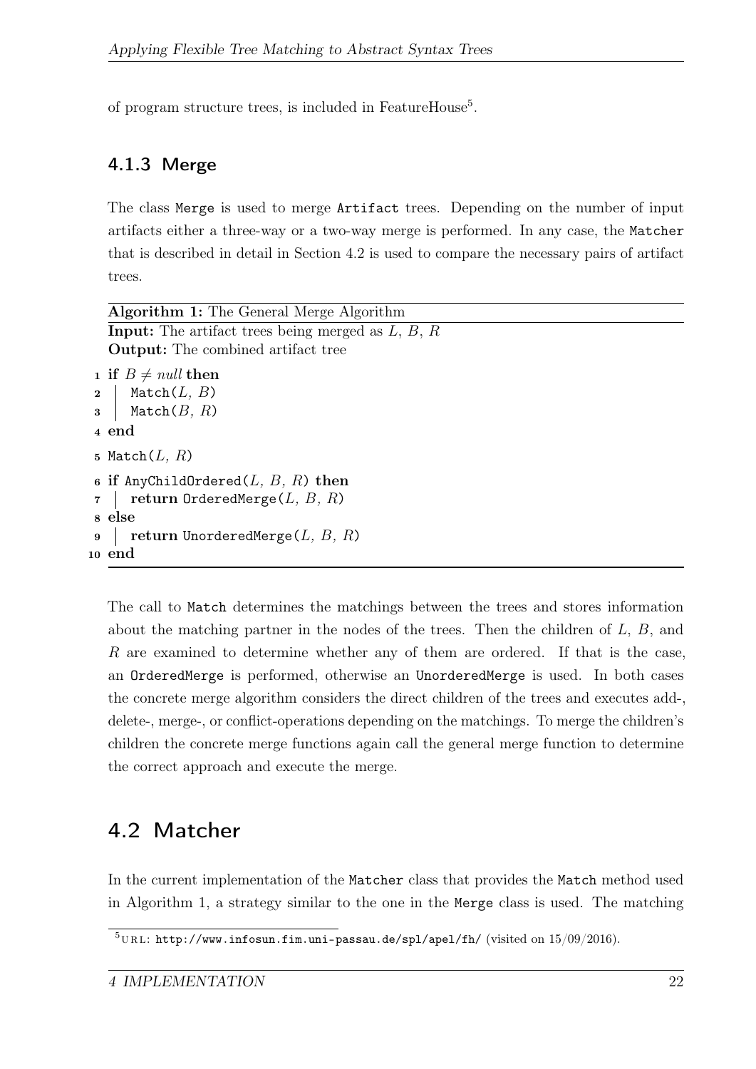of program structure trees, is included in FeatureHouse[5].

### 4.1.3 Merge

The class `Merge` is used to merge `Artifact` trees. Depending on the number of input artifacts either a three-way or a two-way merge is performed. In any case, the `Matcher` that is described in detail in Section 4.2 is used to compare the necessary pairs of artifact trees.

**Algorithm 1:** The General Merge Algorithm

**Input:** The artifact trees being merged as $L$, $B$, $R$

**Output:** The combined artifact tree

```
1  if B ≠ null then
2  |   Match(L, B)
3  |   Match(B, R)
4  end
5  Match(L, R)
6  if AnyChildOrdered(L, B, R) then
7  |   return OrderedMerge(L, B, R)
8  else
9  |   return UnorderedMerge(L, B, R)
10 end
```

The call to `Match` determines the matchings between the trees and stores information about the matching partner in the nodes of the trees. Then the children of $L$, $B$, and $R$ are examined to determine whether any of them are ordered. If that is the case, an `OrderedMerge` is performed, otherwise an `UnorderedMerge` is used. In both cases the concrete merge algorithm considers the direct children of the trees and executes add-, delete-, merge-, or conflict-operations depending on the matchings. To merge the children's children the concrete merge functions again call the general merge function to determine the correct approach and execute the merge.

## 4.2 Matcher

In the current implementation of the `Matcher` class that provides the `Match` method used in Algorithm 1, a strategy similar to the one in the `Merge` class is used. The matching

[5] URL: http://www.infosun.fim.uni-passau.de/spl/apel/fh/ (visited on 15/09/2016).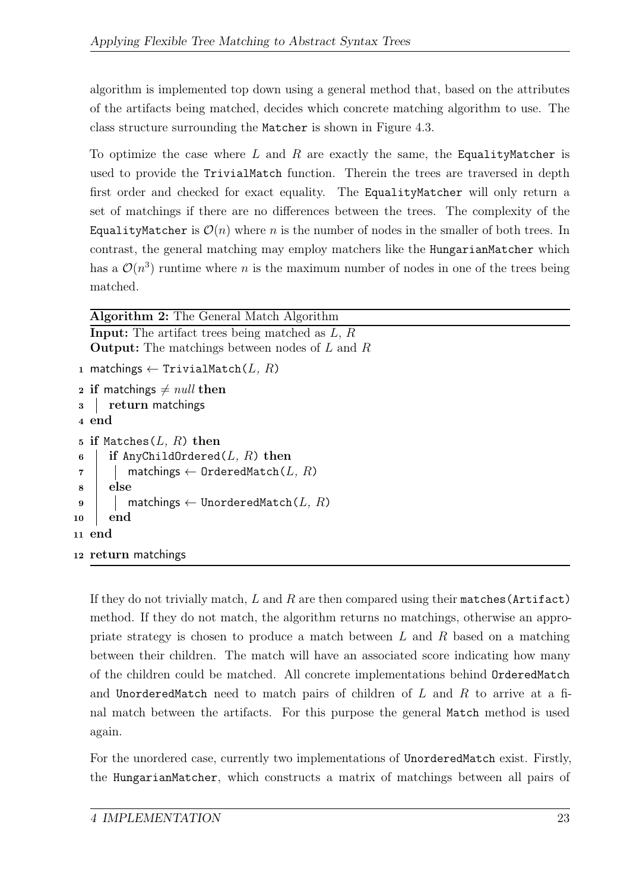algorithm is implemented top down using a general method that, based on the attributes of the artifacts being matched, decides which concrete matching algorithm to use. The class structure surrounding the `Matcher` is shown in Figure 4.3.

To optimize the case where $L$ and $R$ are exactly the same, the `EqualityMatcher` is used to provide the `TrivialMatch` function. Therein the trees are traversed in depth first order and checked for exact equality. The `EqualityMatcher` will only return a set of matchings if there are no differences between the trees. The complexity of the `EqualityMatcher` is $\mathcal{O}(n)$ where $n$ is the number of nodes in the smaller of both trees. In contrast, the general matching may employ matchers like the `HungarianMatcher` which has a $\mathcal{O}(n^3)$ runtime where $n$ is the maximum number of nodes in one of the trees being matched.

**Algorithm 2:** The General Match Algorithm

**Input:** The artifact trees being matched as $L$, $R$
**Output:** The matchings between nodes of $L$ and $R$

```
1  matchings ← TrivialMatch(L, R)
2  if matchings ≠ null then
3  |   return matchings
4  end
5  if Matches(L, R) then
6  |   if AnyChildOrdered(L, R) then
7  |   |   matchings ← OrderedMatch(L, R)
8  |   else
9  |   |   matchings ← UnorderedMatch(L, R)
10 |   end
11 end
12 return matchings
```

If they do not trivially match, $L$ and $R$ are then compared using their `matches(Artifact)` method. If they do not match, the algorithm returns no matchings, otherwise an appropriate strategy is chosen to produce a match between $L$ and $R$ based on a matching between their children. The match will have an associated score indicating how many of the children could be matched. All concrete implementations behind `OrderedMatch` and `UnorderedMatch` need to match pairs of children of $L$ and $R$ to arrive at a final match between the artifacts. For this purpose the general `Match` method is used again.

For the unordered case, currently two implementations of `UnorderedMatch` exist. Firstly, the `HungarianMatcher`, which constructs a matrix of matchings between all pairs of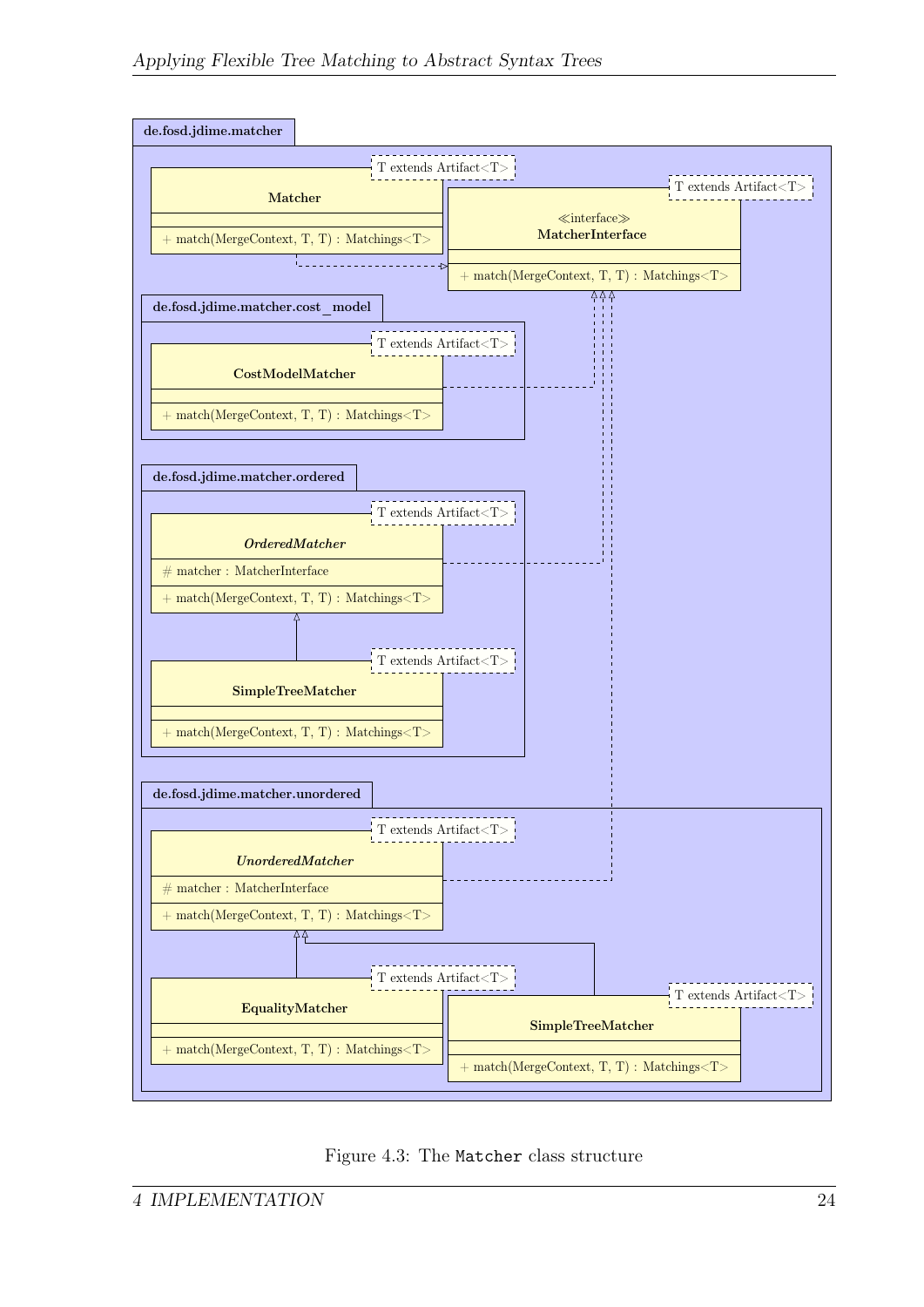Figure 4.3: The `Matcher` class structure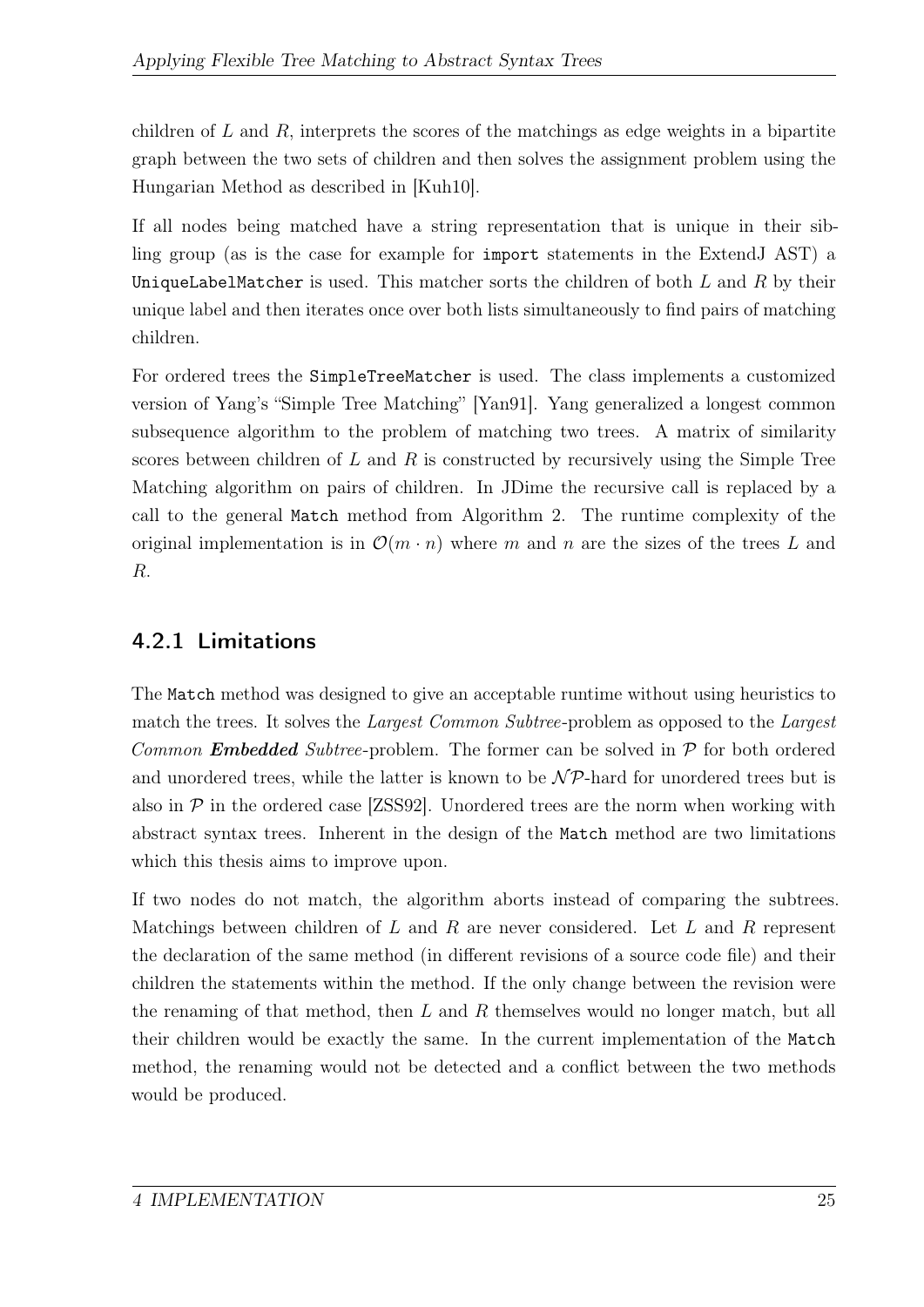children of $L$ and $R$, interprets the scores of the matchings as edge weights in a bipartite graph between the two sets of children and then solves the assignment problem using the Hungarian Method as described in [Kuh10].

If all nodes being matched have a string representation that is unique in their sibling group (as is the case for example for `import` statements in the ExtendJ AST) a `UniqueLabelMatcher` is used. This matcher sorts the children of both $L$ and $R$ by their unique label and then iterates once over both lists simultaneously to find pairs of matching children.

For ordered trees the `SimpleTreeMatcher` is used. The class implements a customized version of Yang's "Simple Tree Matching" [Yan91]. Yang generalized a longest common subsequence algorithm to the problem of matching two trees. A matrix of similarity scores between children of $L$ and $R$ is constructed by recursively using the Simple Tree Matching algorithm on pairs of children. In JDime the recursive call is replaced by a call to the general `Match` method from Algorithm 2. The runtime complexity of the original implementation is in $\mathcal{O}(m \cdot n)$ where $m$ and $n$ are the sizes of the trees $L$ and $R$.

### 4.2.1 Limitations

The `Match` method was designed to give an acceptable runtime without using heuristics to match the trees. It solves the *Largest Common Subtree*-problem as opposed to the *Largest Common* ***Embedded*** *Subtree*-problem. The former can be solved in $\mathcal{P}$ for both ordered and unordered trees, while the latter is known to be $\mathcal{NP}$-hard for unordered trees but is also in $\mathcal{P}$ in the ordered case [ZSS92]. Unordered trees are the norm when working with abstract syntax trees. Inherent in the design of the `Match` method are two limitations which this thesis aims to improve upon.

If two nodes do not match, the algorithm aborts instead of comparing the subtrees. Matchings between children of $L$ and $R$ are never considered. Let $L$ and $R$ represent the declaration of the same method (in different revisions of a source code file) and their children the statements within the method. If the only change between the revision were the renaming of that method, then $L$ and $R$ themselves would no longer match, but all their children would be exactly the same. In the current implementation of the `Match` method, the renaming would not be detected and a conflict between the two methods would be produced.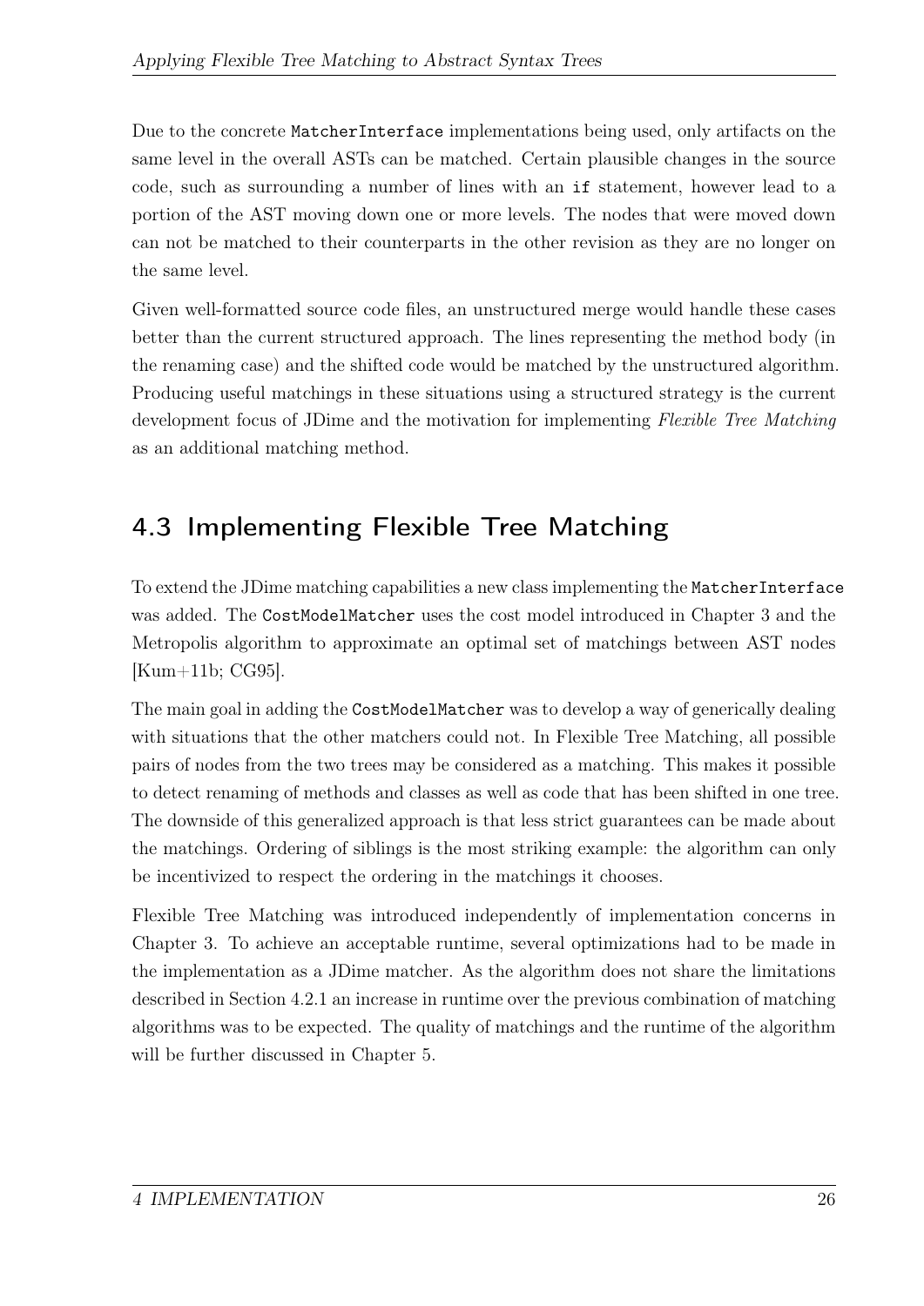Due to the concrete `MatcherInterface` implementations being used, only artifacts on the same level in the overall ASTs can be matched. Certain plausible changes in the source code, such as surrounding a number of lines with an `if` statement, however lead to a portion of the AST moving down one or more levels. The nodes that were moved down can not be matched to their counterparts in the other revision as they are no longer on the same level.

Given well-formatted source code files, an unstructured merge would handle these cases better than the current structured approach. The lines representing the method body (in the renaming case) and the shifted code would be matched by the unstructured algorithm. Producing useful matchings in these situations using a structured strategy is the current development focus of JDime and the motivation for implementing *Flexible Tree Matching* as an additional matching method.

## 4.3 Implementing Flexible Tree Matching

To extend the JDime matching capabilities a new class implementing the `MatcherInterface` was added. The `CostModelMatcher` uses the cost model introduced in Chapter 3 and the Metropolis algorithm to approximate an optimal set of matchings between AST nodes [Kum+11b; CG95].

The main goal in adding the `CostModelMatcher` was to develop a way of generically dealing with situations that the other matchers could not. In Flexible Tree Matching, all possible pairs of nodes from the two trees may be considered as a matching. This makes it possible to detect renaming of methods and classes as well as code that has been shifted in one tree. The downside of this generalized approach is that less strict guarantees can be made about the matchings. Ordering of siblings is the most striking example: the algorithm can only be incentivized to respect the ordering in the matchings it chooses.

Flexible Tree Matching was introduced independently of implementation concerns in Chapter 3. To achieve an acceptable runtime, several optimizations had to be made in the implementation as a JDime matcher. As the algorithm does not share the limitations described in Section 4.2.1 an increase in runtime over the previous combination of matching algorithms was to be expected. The quality of matchings and the runtime of the algorithm will be further discussed in Chapter 5.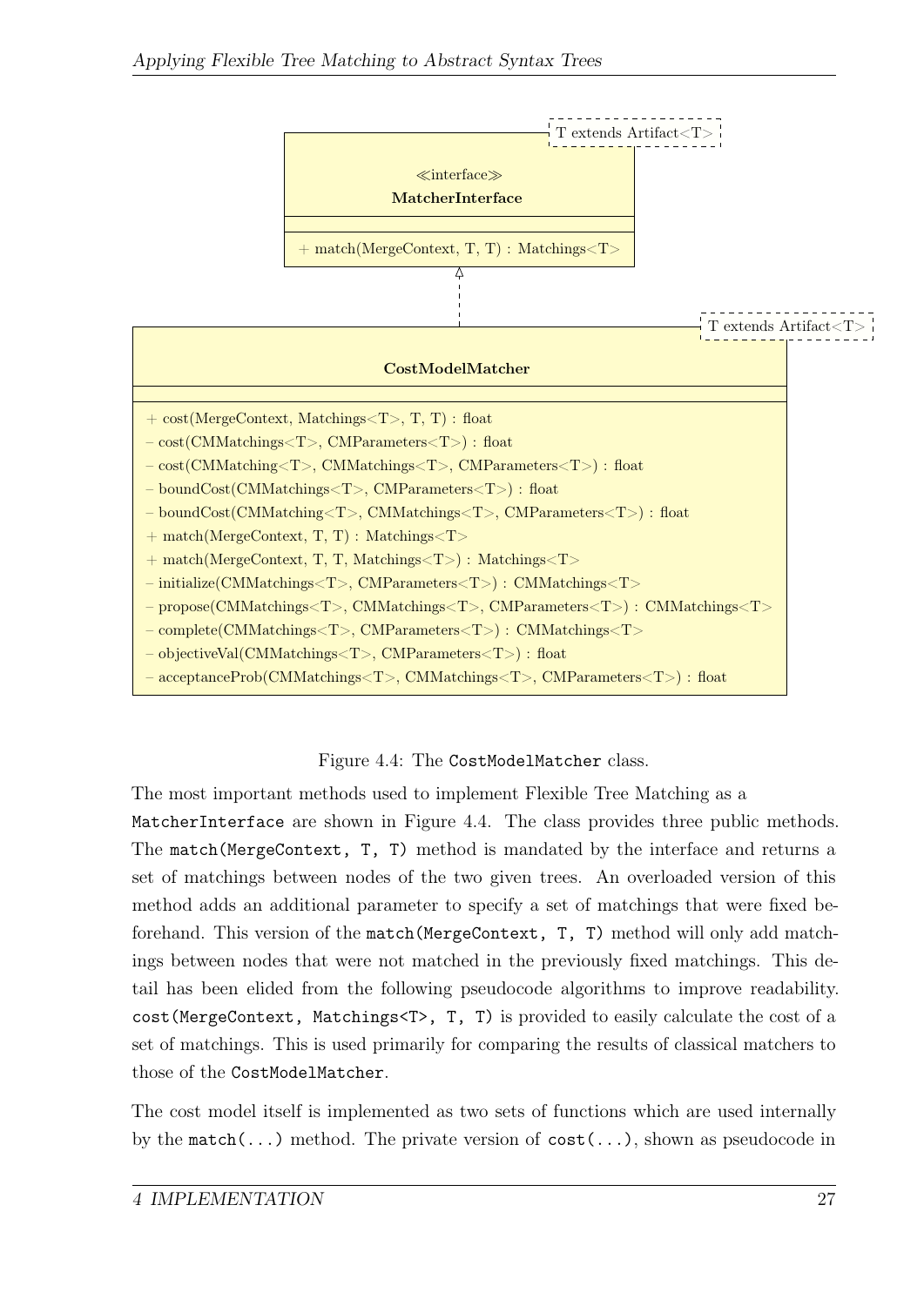```
                                        T extends Artifact<T>
«interface»
MatcherInterface
---
+ match(MergeContext, T, T) : Matchings<T>

        ^ (realizes)
                                        T extends Artifact<T>
CostModelMatcher
---
+ cost(MergeContext, Matchings<T>, T, T) : float
– cost(CMMatchings<T>, CMParameters<T>) : float
– cost(CMMatching<T>, CMMatchings<T>, CMParameters<T>) : float
– boundCost(CMMatchings<T>, CMParameters<T>) : float
– boundCost(CMMatching<T>, CMMatchings<T>, CMParameters<T>) : float
+ match(MergeContext, T, T) : Matchings<T>
+ match(MergeContext, T, T, Matchings<T>) : Matchings<T>
– initialize(CMMatchings<T>, CMParameters<T>) : CMMatchings<T>
– propose(CMMatchings<T>, CMMatchings<T>, CMParameters<T>) : CMMatchings<T>
– complete(CMMatchings<T>, CMParameters<T>) : CMMatchings<T>
– objectiveVal(CMMatchings<T>, CMParameters<T>) : float
– acceptanceProb(CMMatchings<T>, CMMatchings<T>, CMParameters<T>) : float
```

Figure 4.4: The `CostModelMatcher` class.

The most important methods used to implement Flexible Tree Matching as a `MatcherInterface` are shown in Figure 4.4. The class provides three public methods. The `match(MergeContext, T, T)` method is mandated by the interface and returns a set of matchings between nodes of the two given trees. An overloaded version of this method adds an additional parameter to specify a set of matchings that were fixed beforehand. This version of the `match(MergeContext, T, T)` method will only add matchings between nodes that were not matched in the previously fixed matchings. This detail has been elided from the following pseudocode algorithms to improve readability. `cost(MergeContext, Matchings<T>, T, T)` is provided to easily calculate the cost of a set of matchings. This is used primarily for comparing the results of classical matchers to those of the `CostModelMatcher`.

The cost model itself is implemented as two sets of functions which are used internally by the `match(...)` method. The private version of `cost(...)`, shown as pseudocode in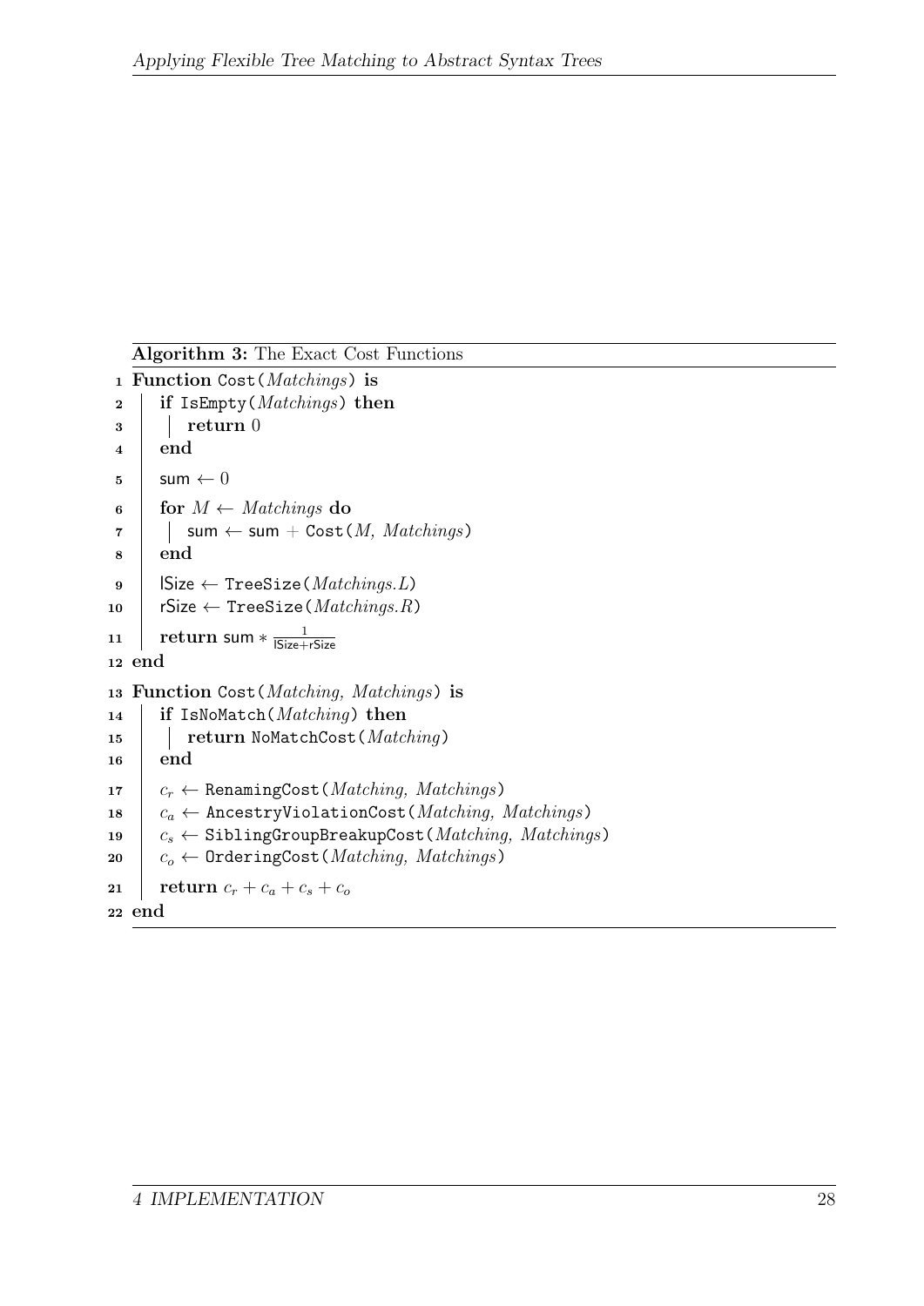**Algorithm 3:** The Exact Cost Functions

```
 1 Function Cost(Matchings) is
 2 |   if IsEmpty(Matchings) then
 3 |   |   return 0
 4 |   end
 5 |   sum ← 0
 6 |   for M ← Matchings do
 7 |   |   sum ← sum + Cost(M, Matchings)
 8 |   end
 9 |   lSize ← TreeSize(Matchings.L)
10 |   rSize ← TreeSize(Matchings.R)
11 |   return sum * 1/(lSize+rSize)
12 end
13 Function Cost(Matching, Matchings) is
14 |   if IsNoMatch(Matching) then
15 |   |   return NoMatchCost(Matching)
16 |   end
17 |   c_r ← RenamingCost(Matching, Matchings)
18 |   c_a ← AncestryViolationCost(Matching, Matchings)
19 |   c_s ← SiblingGroupBreakupCost(Matching, Matchings)
20 |   c_o ← OrderingCost(Matching, Matchings)
21 |   return c_r + c_a + c_s + c_o
22 end
```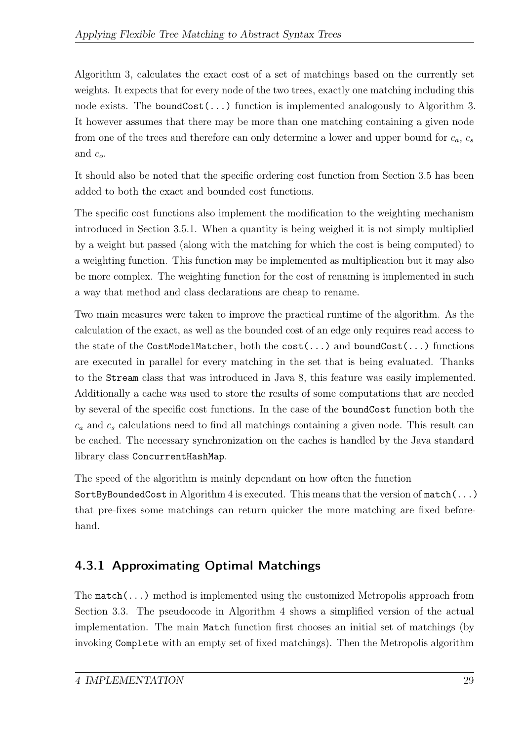Algorithm 3, calculates the exact cost of a set of matchings based on the currently set weights. It expects that for every node of the two trees, exactly one matching including this node exists. The `boundCost(...)` function is implemented analogously to Algorithm 3. It however assumes that there may be more than one matching containing a given node from one of the trees and therefore can only determine a lower and upper bound for $c_a$, $c_s$ and $c_o$.

It should also be noted that the specific ordering cost function from Section 3.5 has been added to both the exact and bounded cost functions.

The specific cost functions also implement the modification to the weighting mechanism introduced in Section 3.5.1. When a quantity is being weighed it is not simply multiplied by a weight but passed (along with the matching for which the cost is being computed) to a weighting function. This function may be implemented as multiplication but it may also be more complex. The weighting function for the cost of renaming is implemented in such a way that method and class declarations are cheap to rename.

Two main measures were taken to improve the practical runtime of the algorithm. As the calculation of the exact, as well as the bounded cost of an edge only requires read access to the state of the `CostModelMatcher`, both the `cost(...)` and `boundCost(...)` functions are executed in parallel for every matching in the set that is being evaluated. Thanks to the `Stream` class that was introduced in Java 8, this feature was easily implemented. Additionally a cache was used to store the results of some computations that are needed by several of the specific cost functions. In the case of the `boundCost` function both the $c_a$ and $c_s$ calculations need to find all matchings containing a given node. This result can be cached. The necessary synchronization on the caches is handled by the Java standard library class `ConcurrentHashMap`.

The speed of the algorithm is mainly dependant on how often the function `SortByBoundedCost` in Algorithm 4 is executed. This means that the version of `match(...)` that pre-fixes some matchings can return quicker the more matching are fixed beforehand.

### 4.3.1 Approximating Optimal Matchings

The `match(...)` method is implemented using the customized Metropolis approach from Section 3.3. The pseudocode in Algorithm 4 shows a simplified version of the actual implementation. The main `Match` function first chooses an initial set of matchings (by invoking `Complete` with an empty set of fixed matchings). Then the Metropolis algorithm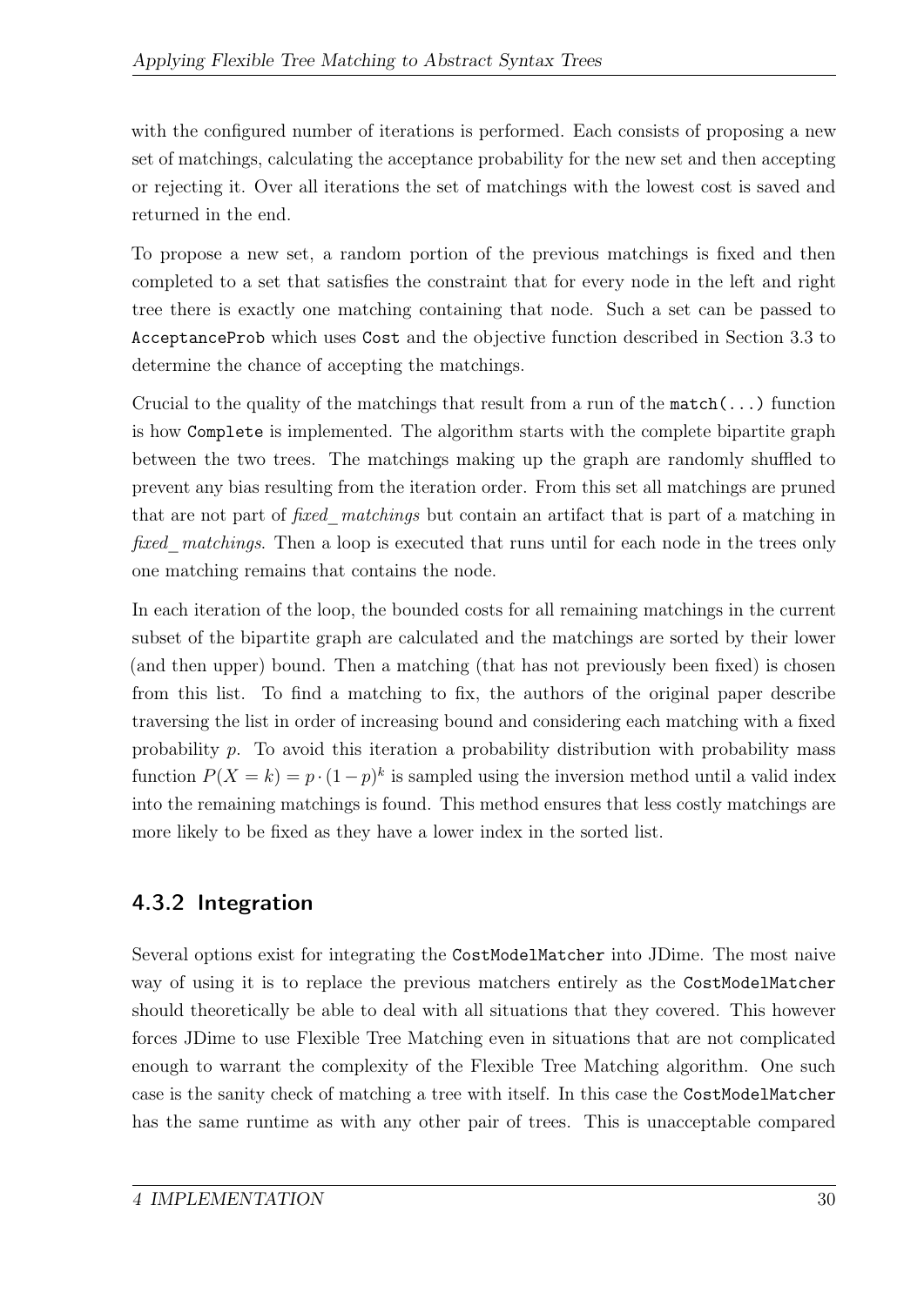with the configured number of iterations is performed. Each consists of proposing a new set of matchings, calculating the acceptance probability for the new set and then accepting or rejecting it. Over all iterations the set of matchings with the lowest cost is saved and returned in the end.

To propose a new set, a random portion of the previous matchings is fixed and then completed to a set that satisfies the constraint that for every node in the left and right tree there is exactly one matching containing that node. Such a set can be passed to `AcceptanceProb` which uses `Cost` and the objective function described in Section 3.3 to determine the chance of accepting the matchings.

Crucial to the quality of the matchings that result from a run of the `match(...)` function is how `Complete` is implemented. The algorithm starts with the complete bipartite graph between the two trees. The matchings making up the graph are randomly shuffled to prevent any bias resulting from the iteration order. From this set all matchings are pruned that are not part of *fixed_matchings* but contain an artifact that is part of a matching in *fixed_matchings*. Then a loop is executed that runs until for each node in the trees only one matching remains that contains the node.

In each iteration of the loop, the bounded costs for all remaining matchings in the current subset of the bipartite graph are calculated and the matchings are sorted by their lower (and then upper) bound. Then a matching (that has not previously been fixed) is chosen from this list. To find a matching to fix, the authors of the original paper describe traversing the list in order of increasing bound and considering each matching with a fixed probability $p$. To avoid this iteration a probability distribution with probability mass function $P(X = k) = p \cdot (1 - p)^k$ is sampled using the inversion method until a valid index into the remaining matchings is found. This method ensures that less costly matchings are more likely to be fixed as they have a lower index in the sorted list.

### 4.3.2 Integration

Several options exist for integrating the `CostModelMatcher` into JDime. The most naive way of using it is to replace the previous matchers entirely as the `CostModelMatcher` should theoretically be able to deal with all situations that they covered. This however forces JDime to use Flexible Tree Matching even in situations that are not complicated enough to warrant the complexity of the Flexible Tree Matching algorithm. One such case is the sanity check of matching a tree with itself. In this case the `CostModelMatcher` has the same runtime as with any other pair of trees. This is unacceptable compared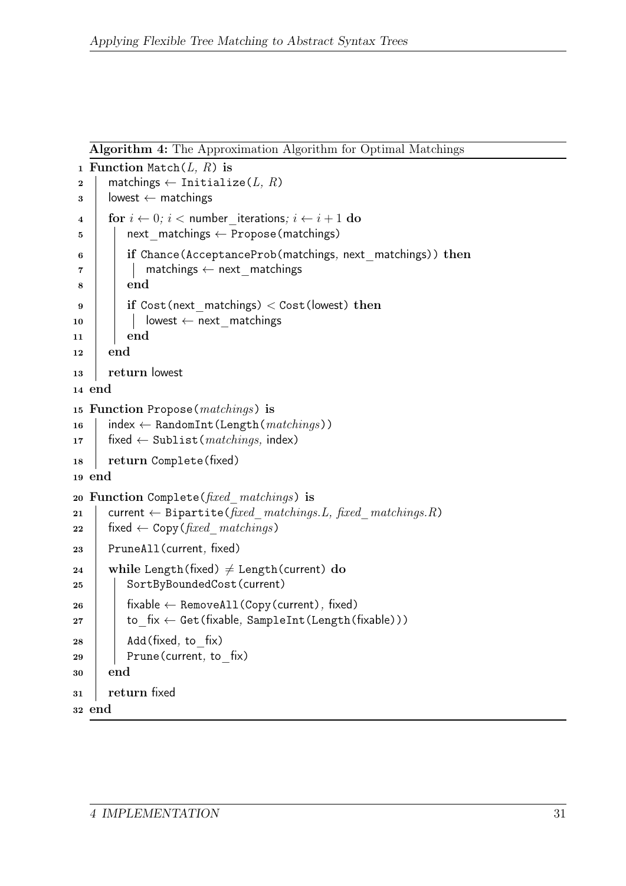**Algorithm 4:** The Approximation Algorithm for Optimal Matchings

```
1  Function Match(L, R) is
2  |   matchings ← Initialize(L, R)
3  |   lowest ← matchings
4  |   for i ← 0; i < number_iterations; i ← i + 1 do
5  |   |   next_matchings ← Propose(matchings)
6  |   |   if Chance(AcceptanceProb(matchings, next_matchings)) then
7  |   |   |   matchings ← next_matchings
8  |   |   end
9  |   |   if Cost(next_matchings) < Cost(lowest) then
10 |   |   |   lowest ← next_matchings
11 |   |   end
12 |   end
13 |   return lowest
14 end
15 Function Propose(matchings) is
16 |   index ← RandomInt(Length(matchings))
17 |   fixed ← Sublist(matchings, index)
18 |   return Complete(fixed)
19 end
20 Function Complete(fixed_matchings) is
21 |   current ← Bipartite(fixed_matchings.L, fixed_matchings.R)
22 |   fixed ← Copy(fixed_matchings)
23 |   PruneAll(current, fixed)
24 |   while Length(fixed) ≠ Length(current) do
25 |   |   SortByBoundedCost(current)
26 |   |   fixable ← RemoveAll(Copy(current), fixed)
27 |   |   to_fix ← Get(fixable, SampleInt(Length(fixable)))
28 |   |   Add(fixed, to_fix)
29 |   |   Prune(current, to_fix)
30 |   end
31 |   return fixed
32 end
```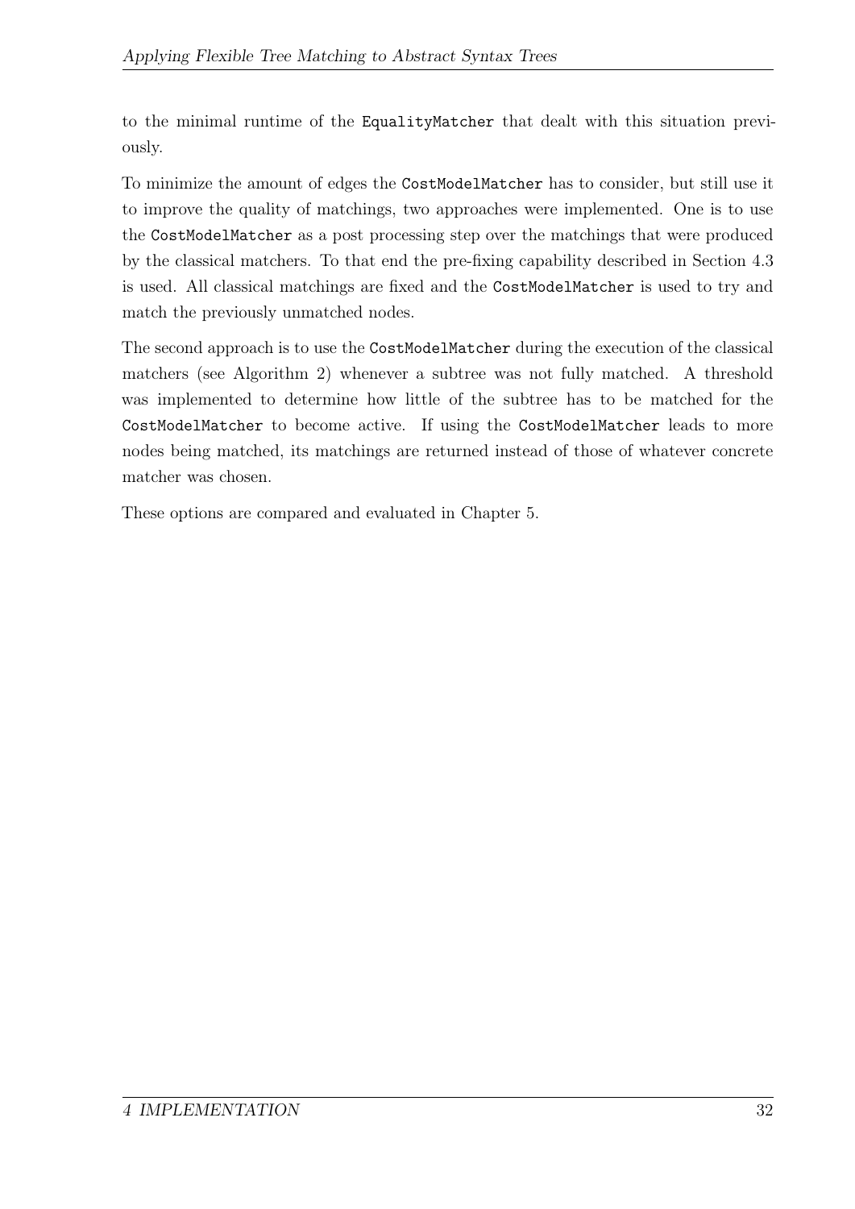to the minimal runtime of the `EqualityMatcher` that dealt with this situation previously.

To minimize the amount of edges the `CostModelMatcher` has to consider, but still use it to improve the quality of matchings, two approaches were implemented. One is to use the `CostModelMatcher` as a post processing step over the matchings that were produced by the classical matchers. To that end the pre-fixing capability described in Section 4.3 is used. All classical matchings are fixed and the `CostModelMatcher` is used to try and match the previously unmatched nodes.

The second approach is to use the `CostModelMatcher` during the execution of the classical matchers (see Algorithm 2) whenever a subtree was not fully matched. A threshold was implemented to determine how little of the subtree has to be matched for the `CostModelMatcher` to become active. If using the `CostModelMatcher` leads to more nodes being matched, its matchings are returned instead of those of whatever concrete matcher was chosen.

These options are compared and evaluated in Chapter 5.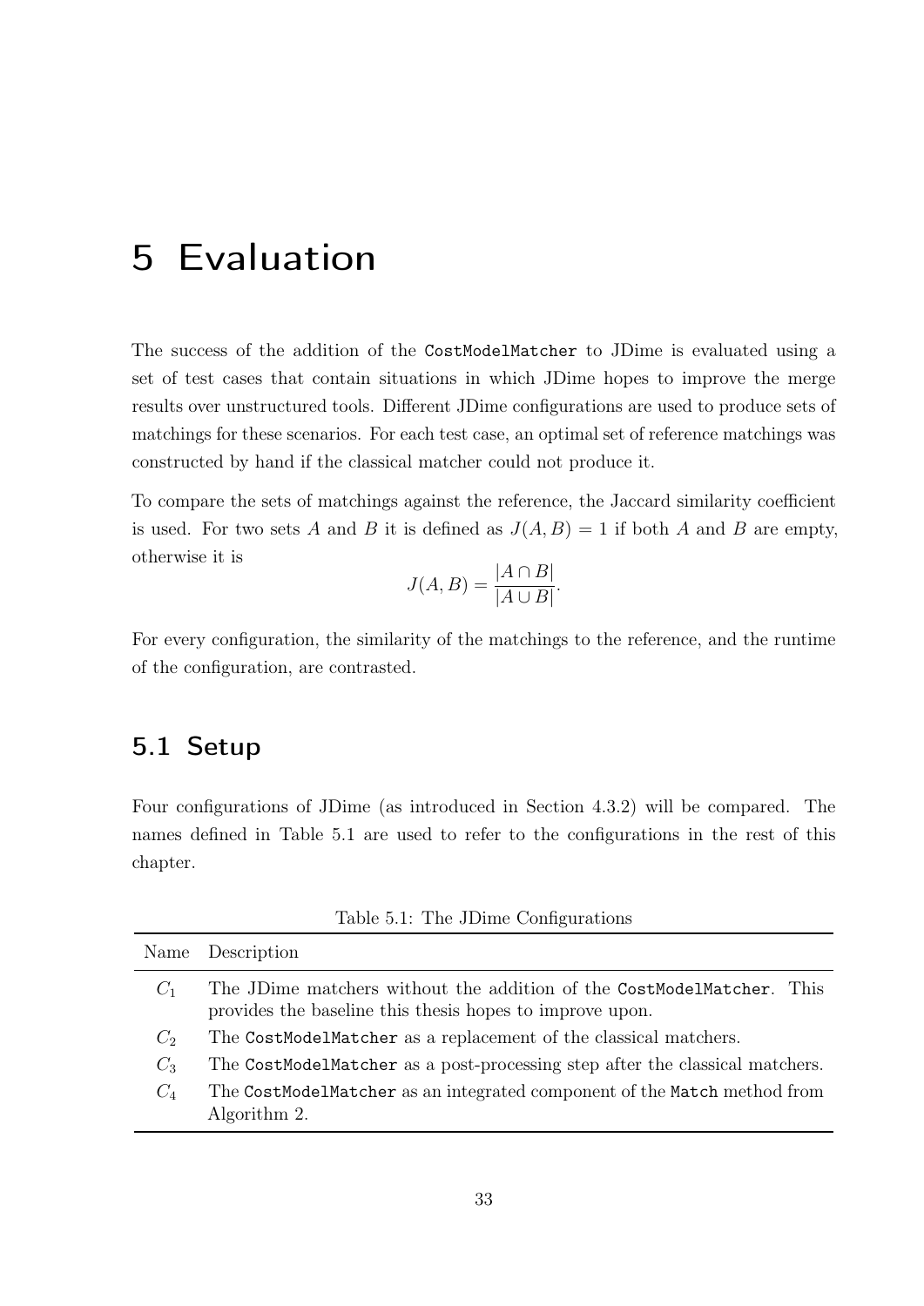# 5 Evaluation

The success of the addition of the `CostModelMatcher` to JDime is evaluated using a set of test cases that contain situations in which JDime hopes to improve the merge results over unstructured tools. Different JDime configurations are used to produce sets of matchings for these scenarios. For each test case, an optimal set of reference matchings was constructed by hand if the classical matcher could not produce it.

To compare the sets of matchings against the reference, the Jaccard similarity coefficient is used. For two sets $A$ and $B$ it is defined as $J(A, B) = 1$ if both $A$ and $B$ are empty, otherwise it is

$$J(A, B) = \frac{|A \cap B|}{|A \cup B|}.$$

For every configuration, the similarity of the matchings to the reference, and the runtime of the configuration, are contrasted.

## 5.1 Setup

Four configurations of JDime (as introduced in Section 4.3.2) will be compared. The names defined in Table 5.1 are used to refer to the configurations in the rest of this chapter.

Table 5.1: The JDime Configurations

| Name | Description |
|---|---|
| $C_1$ | The JDime matchers without the addition of the `CostModelMatcher`. This provides the baseline this thesis hopes to improve upon. |
| $C_2$ | The `CostModelMatcher` as a replacement of the classical matchers. |
| $C_3$ | The `CostModelMatcher` as a post-processing step after the classical matchers. |
| $C_4$ | The `CostModelMatcher` as an integrated component of the `Match` method from Algorithm 2. |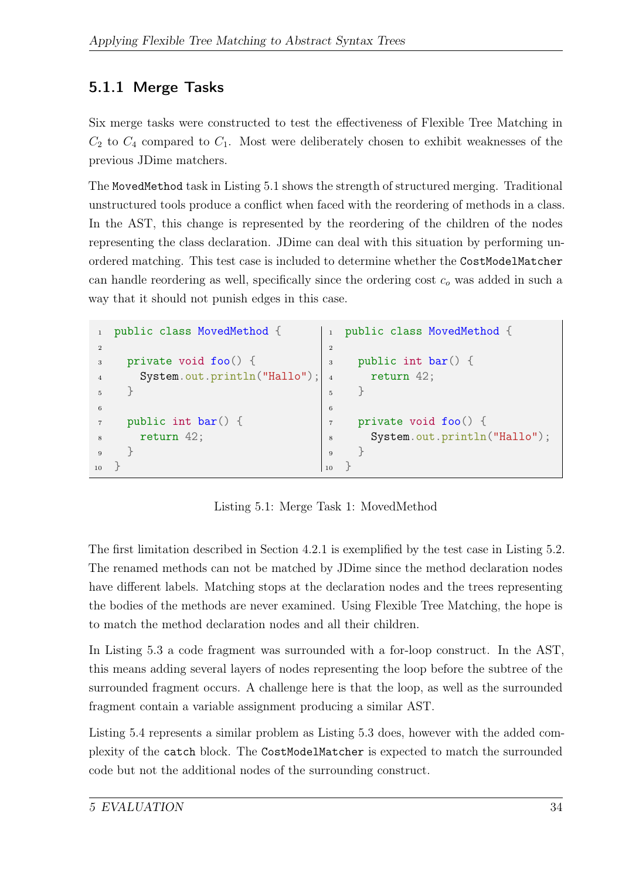### 5.1.1 Merge Tasks

Six merge tasks were constructed to test the effectiveness of Flexible Tree Matching in $C_2$ to $C_4$ compared to $C_1$. Most were deliberately chosen to exhibit weaknesses of the previous JDime matchers.

The `MovedMethod` task in Listing 5.1 shows the strength of structured merging. Traditional unstructured tools produce a conflict when faced with the reordering of methods in a class. In the AST, this change is represented by the reordering of the children of the nodes representing the class declaration. JDime can deal with this situation by performing unordered matching. This test case is included to determine whether the `CostModelMatcher` can handle reordering as well, specifically since the ordering cost $c_o$ was added in such a way that it should not punish edges in this case.

```java
public class MovedMethod {

  private void foo() {
    System.out.println("Hallo");
  }

  public int bar() {
    return 42;
  }
}
```

```java
public class MovedMethod {

  public int bar() {
    return 42;
  }

  private void foo() {
    System.out.println("Hallo");
  }
}
```

Listing 5.1: Merge Task 1: MovedMethod

The first limitation described in Section 4.2.1 is exemplified by the test case in Listing 5.2. The renamed methods can not be matched by JDime since the method declaration nodes have different labels. Matching stops at the declaration nodes and the trees representing the bodies of the methods are never examined. Using Flexible Tree Matching, the hope is to match the method declaration nodes and all their children.

In Listing 5.3 a code fragment was surrounded with a for-loop construct. In the AST, this means adding several layers of nodes representing the loop before the subtree of the surrounded fragment occurs. A challenge here is that the loop, as well as the surrounded fragment contain a variable assignment producing a similar AST.

Listing 5.4 represents a similar problem as Listing 5.3 does, however with the added complexity of the `catch` block. The `CostModelMatcher` is expected to match the surrounded code but not the additional nodes of the surrounding construct.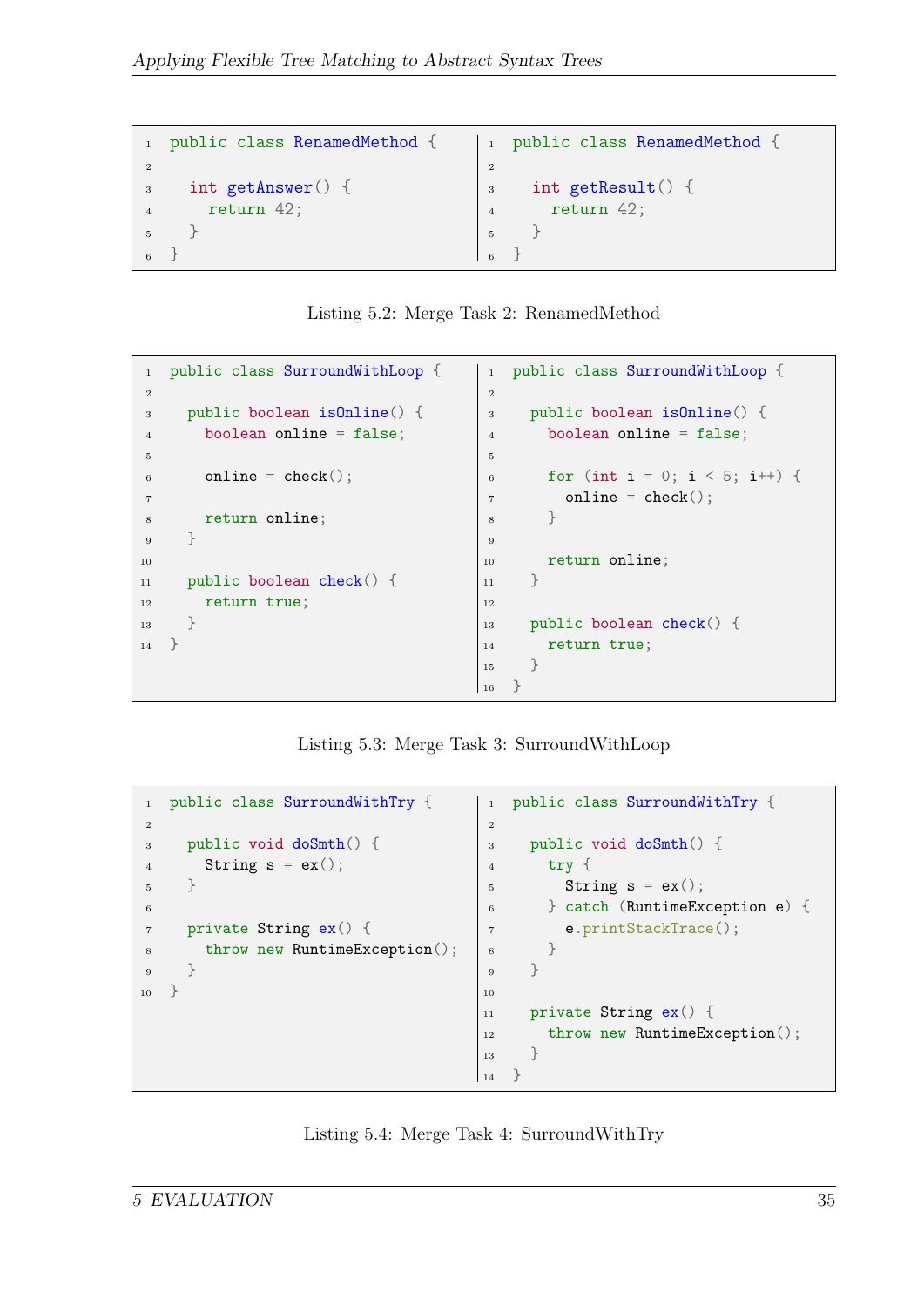```java
public class RenamedMethod {

  int getAnswer() {
    return 42;
  }
}
```

```java
public class RenamedMethod {

  int getResult() {
    return 42;
  }
}
```

Listing 5.2: Merge Task 2: RenamedMethod

```java
public class SurroundWithLoop {

  public boolean isOnline() {
    boolean online = false;

    online = check();

    return online;
  }

  public boolean check() {
    return true;
  }
}
```

```java
public class SurroundWithLoop {

  public boolean isOnline() {
    boolean online = false;

    for (int i = 0; i < 5; i++) {
      online = check();
    }

    return online;
  }

  public boolean check() {
    return true;
  }
}
```

Listing 5.3: Merge Task 3: SurroundWithLoop

```java
public class SurroundWithTry {

  public void doSmth() {
    String s = ex();
  }

  private String ex() {
    throw new RuntimeException();
  }
}
```

```java
public class SurroundWithTry {

  public void doSmth() {
    try {
      String s = ex();
    } catch (RuntimeException e) {
      e.printStackTrace();
    }
  }

  private String ex() {
    throw new RuntimeException();
  }
}
```

Listing 5.4: Merge Task 4: SurroundWithTry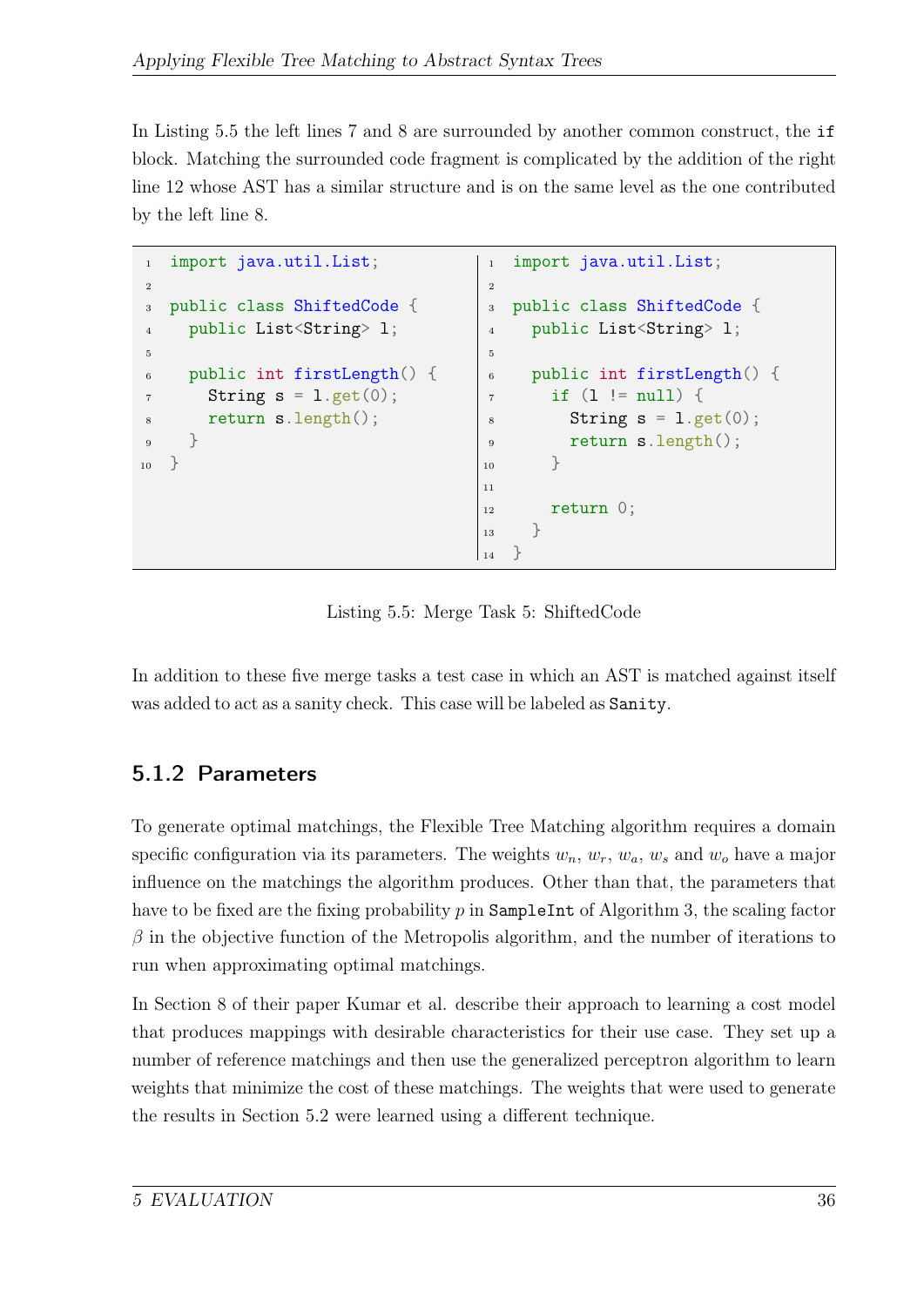In Listing 5.5 the left lines 7 and 8 are surrounded by another common construct, the `if` block. Matching the surrounded code fragment is complicated by the addition of the right line 12 whose AST has a similar structure and is on the same level as the one contributed by the left line 8.

```java
import java.util.List;

public class ShiftedCode {
  public List<String> l;

  public int firstLength() {
    String s = l.get(0);
    return s.length();
  }
}
```

```java
import java.util.List;

public class ShiftedCode {
  public List<String> l;

  public int firstLength() {
    if (l != null) {
      String s = l.get(0);
      return s.length();
    }

    return 0;
  }
}
```

Listing 5.5: Merge Task 5: ShiftedCode

In addition to these five merge tasks a test case in which an AST is matched against itself was added to act as a sanity check. This case will be labeled as `Sanity`.

### 5.1.2 Parameters

To generate optimal matchings, the Flexible Tree Matching algorithm requires a domain specific configuration via its parameters. The weights $w_n$, $w_r$, $w_a$, $w_s$ and $w_o$ have a major influence on the matchings the algorithm produces. Other than that, the parameters that have to be fixed are the fixing probability $p$ in `SampleInt` of Algorithm 3, the scaling factor $\beta$ in the objective function of the Metropolis algorithm, and the number of iterations to run when approximating optimal matchings.

In Section 8 of their paper Kumar et al. describe their approach to learning a cost model that produces mappings with desirable characteristics for their use case. They set up a number of reference matchings and then use the generalized perceptron algorithm to learn weights that minimize the cost of these matchings. The weights that were used to generate the results in Section 5.2 were learned using a different technique.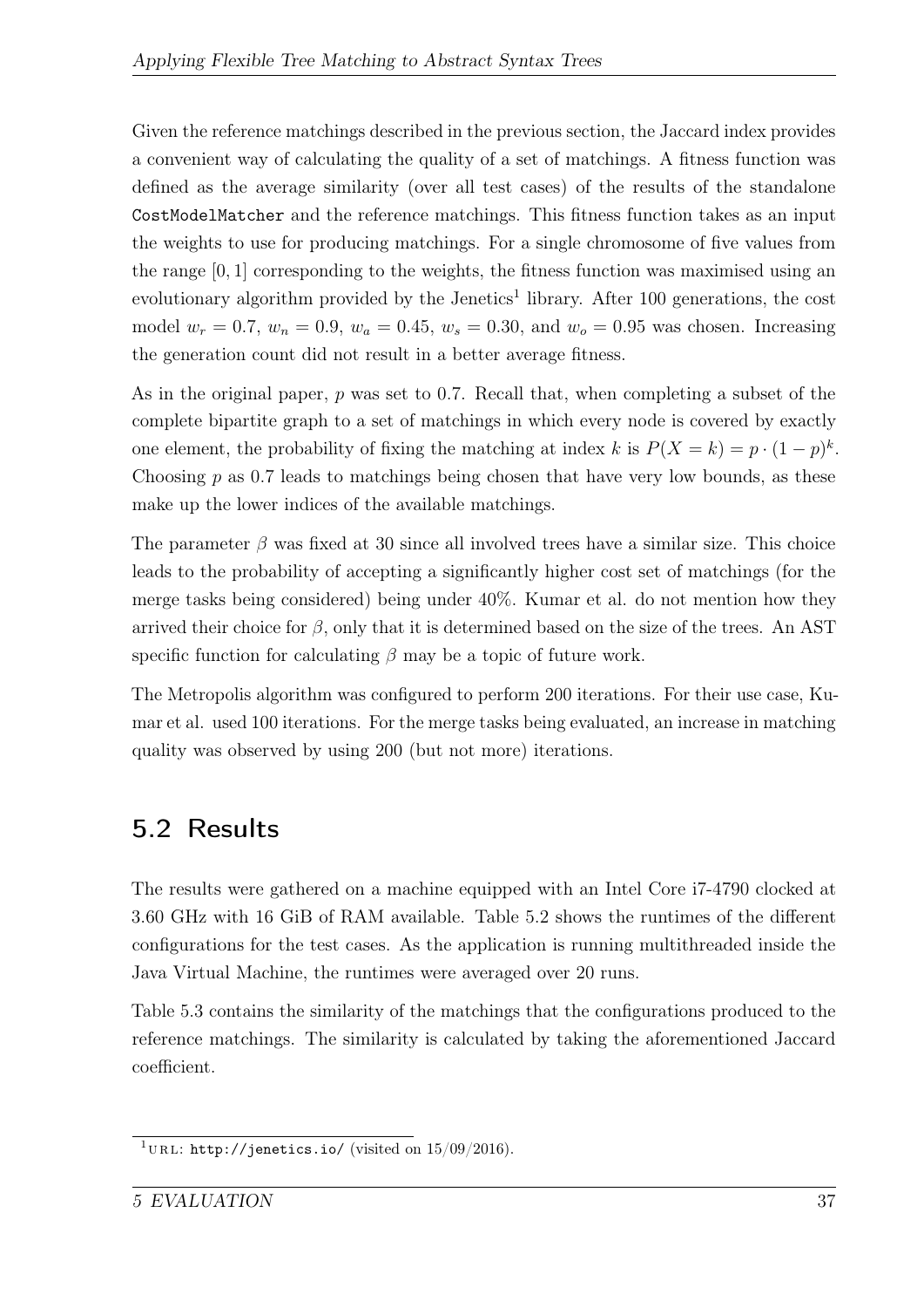Given the reference matchings described in the previous section, the Jaccard index provides a convenient way of calculating the quality of a set of matchings. A fitness function was defined as the average similarity (over all test cases) of the results of the standalone `CostModelMatcher` and the reference matchings. This fitness function takes as an input the weights to use for producing matchings. For a single chromosome of five values from the range $[0, 1]$ corresponding to the weights, the fitness function was maximised using an evolutionary algorithm provided by the Jenetics[1] library. After 100 generations, the cost model $w_r = 0.7$, $w_n = 0.9$, $w_a = 0.45$, $w_s = 0.30$, and $w_o = 0.95$ was chosen. Increasing the generation count did not result in a better average fitness.

As in the original paper, $p$ was set to 0.7. Recall that, when completing a subset of the complete bipartite graph to a set of matchings in which every node is covered by exactly one element, the probability of fixing the matching at index $k$ is $P(X = k) = p \cdot (1 - p)^k$. Choosing $p$ as 0.7 leads to matchings being chosen that have very low bounds, as these make up the lower indices of the available matchings.

The parameter $\beta$ was fixed at 30 since all involved trees have a similar size. This choice leads to the probability of accepting a significantly higher cost set of matchings (for the merge tasks being considered) being under 40%. Kumar et al. do not mention how they arrived their choice for $\beta$, only that it is determined based on the size of the trees. An AST specific function for calculating $\beta$ may be a topic of future work.

The Metropolis algorithm was configured to perform 200 iterations. For their use case, Kumar et al. used 100 iterations. For the merge tasks being evaluated, an increase in matching quality was observed by using 200 (but not more) iterations.

## 5.2 Results

The results were gathered on a machine equipped with an Intel Core i7-4790 clocked at 3.60 GHz with 16 GiB of RAM available. Table 5.2 shows the runtimes of the different configurations for the test cases. As the application is running multithreaded inside the Java Virtual Machine, the runtimes were averaged over 20 runs.

Table 5.3 contains the similarity of the matchings that the configurations produced to the reference matchings. The similarity is calculated by taking the aforementioned Jaccard coefficient.

[1] URL: http://jenetics.io/ (visited on 15/09/2016).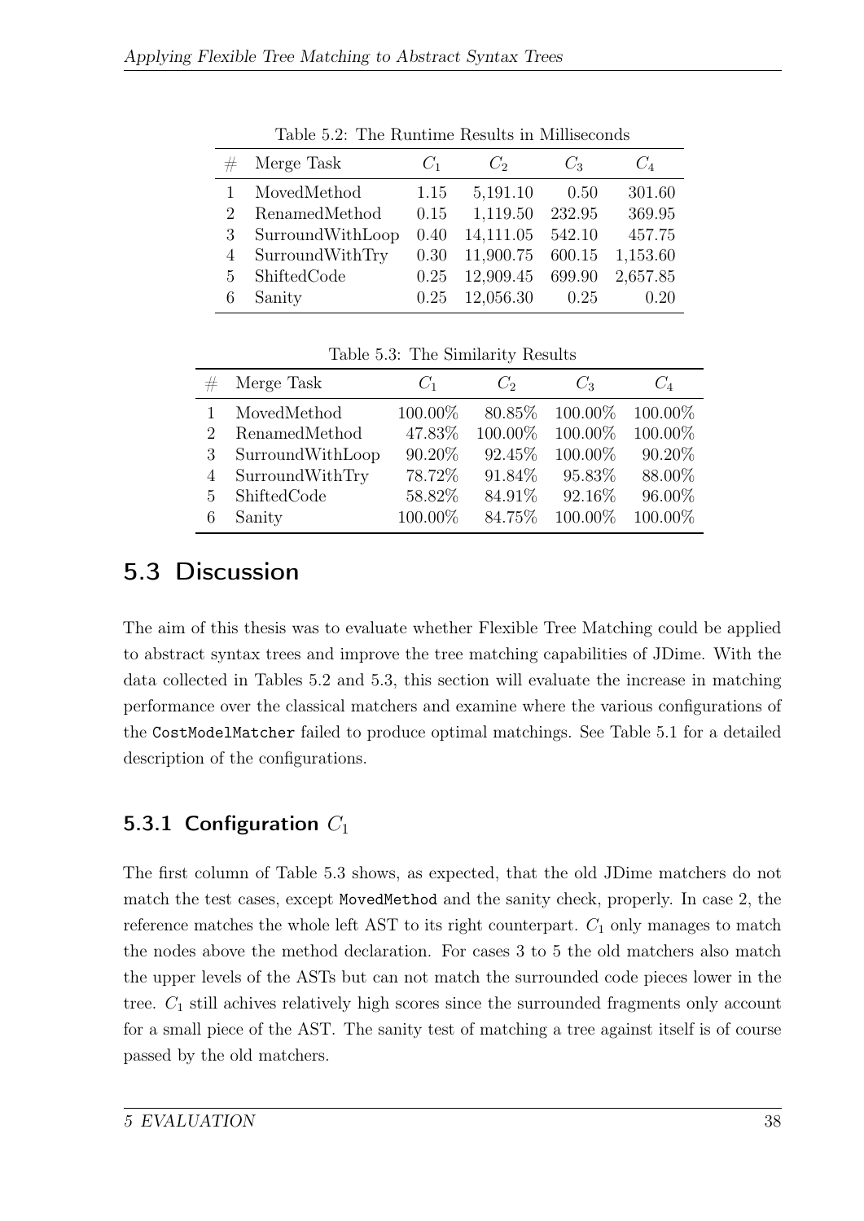Table 5.2: The Runtime Results in Milliseconds

| # | Merge Task | $C_1$ | $C_2$ | $C_3$ | $C_4$ |
|---|---|---|---|---|---|
| 1 | MovedMethod | 1.15 | 5,191.10 | 0.50 | 301.60 |
| 2 | RenamedMethod | 0.15 | 1,119.50 | 232.95 | 369.95 |
| 3 | SurroundWithLoop | 0.40 | 14,111.05 | 542.10 | 457.75 |
| 4 | SurroundWithTry | 0.30 | 11,900.75 | 600.15 | 1,153.60 |
| 5 | ShiftedCode | 0.25 | 12,909.45 | 699.90 | 2,657.85 |
| 6 | Sanity | 0.25 | 12,056.30 | 0.25 | 0.20 |

Table 5.3: The Similarity Results

| # | Merge Task | $C_1$ | $C_2$ | $C_3$ | $C_4$ |
|---|---|---|---|---|---|
| 1 | MovedMethod | 100.00% | 80.85% | 100.00% | 100.00% |
| 2 | RenamedMethod | 47.83% | 100.00% | 100.00% | 100.00% |
| 3 | SurroundWithLoop | 90.20% | 92.45% | 100.00% | 90.20% |
| 4 | SurroundWithTry | 78.72% | 91.84% | 95.83% | 88.00% |
| 5 | ShiftedCode | 58.82% | 84.91% | 92.16% | 96.00% |
| 6 | Sanity | 100.00% | 84.75% | 100.00% | 100.00% |

## 5.3 Discussion

The aim of this thesis was to evaluate whether Flexible Tree Matching could be applied to abstract syntax trees and improve the tree matching capabilities of JDime. With the data collected in Tables 5.2 and 5.3, this section will evaluate the increase in matching performance over the classical matchers and examine where the various configurations of the `CostModelMatcher` failed to produce optimal matchings. See Table 5.1 for a detailed description of the configurations.

### 5.3.1 Configuration $C_1$

The first column of Table 5.3 shows, as expected, that the old JDime matchers do not match the test cases, except `MovedMethod` and the sanity check, properly. In case 2, the reference matches the whole left AST to its right counterpart. $C_1$ only manages to match the nodes above the method declaration. For cases 3 to 5 the old matchers also match the upper levels of the ASTs but can not match the surrounded code pieces lower in the tree. $C_1$ still achives relatively high scores since the surrounded fragments only account for a small piece of the AST. The sanity test of matching a tree against itself is of course passed by the old matchers.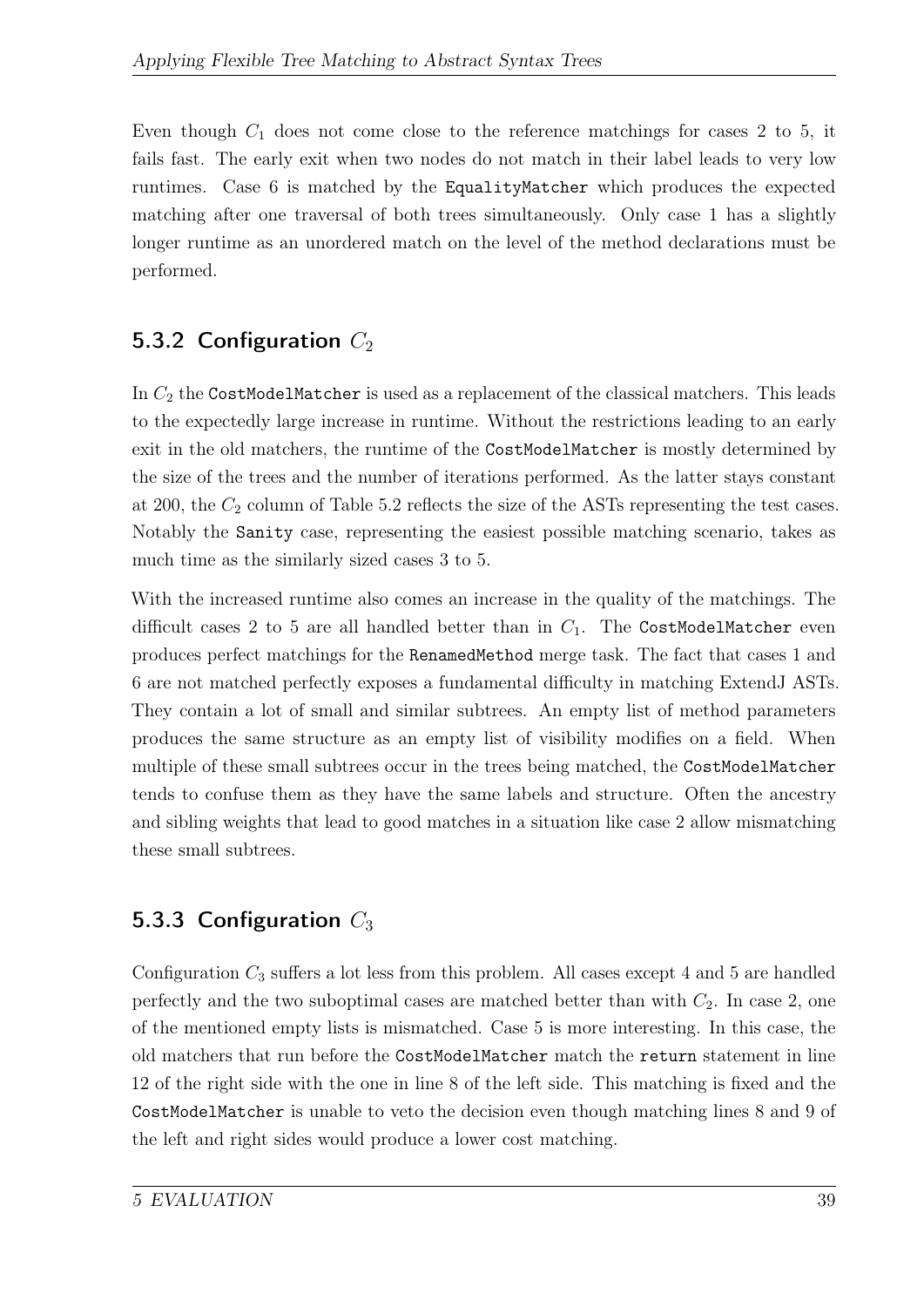Even though $C_1$ does not come close to the reference matchings for cases 2 to 5, it fails fast. The early exit when two nodes do not match in their label leads to very low runtimes. Case 6 is matched by the `EqualityMatcher` which produces the expected matching after one traversal of both trees simultaneously. Only case 1 has a slightly longer runtime as an unordered match on the level of the method declarations must be performed.

### 5.3.2 Configuration $C_2$

In $C_2$ the `CostModelMatcher` is used as a replacement of the classical matchers. This leads to the expectedly large increase in runtime. Without the restrictions leading to an early exit in the old matchers, the runtime of the `CostModelMatcher` is mostly determined by the size of the trees and the number of iterations performed. As the latter stays constant at 200, the $C_2$ column of Table 5.2 reflects the size of the ASTs representing the test cases. Notably the `Sanity` case, representing the easiest possible matching scenario, takes as much time as the similarly sized cases 3 to 5.

With the increased runtime also comes an increase in the quality of the matchings. The difficult cases 2 to 5 are all handled better than in $C_1$. The `CostModelMatcher` even produces perfect matchings for the `RenamedMethod` merge task. The fact that cases 1 and 6 are not matched perfectly exposes a fundamental difficulty in matching ExtendJ ASTs. They contain a lot of small and similar subtrees. An empty list of method parameters produces the same structure as an empty list of visibility modifies on a field. When multiple of these small subtrees occur in the trees being matched, the `CostModelMatcher` tends to confuse them as they have the same labels and structure. Often the ancestry and sibling weights that lead to good matches in a situation like case 2 allow mismatching these small subtrees.

### 5.3.3 Configuration $C_3$

Configuration $C_3$ suffers a lot less from this problem. All cases except 4 and 5 are handled perfectly and the two suboptimal cases are matched better than with $C_2$. In case 2, one of the mentioned empty lists is mismatched. Case 5 is more interesting. In this case, the old matchers that run before the `CostModelMatcher` match the `return` statement in line 12 of the right side with the one in line 8 of the left side. This matching is fixed and the `CostModelMatcher` is unable to veto the decision even though matching lines 8 and 9 of the left and right sides would produce a lower cost matching.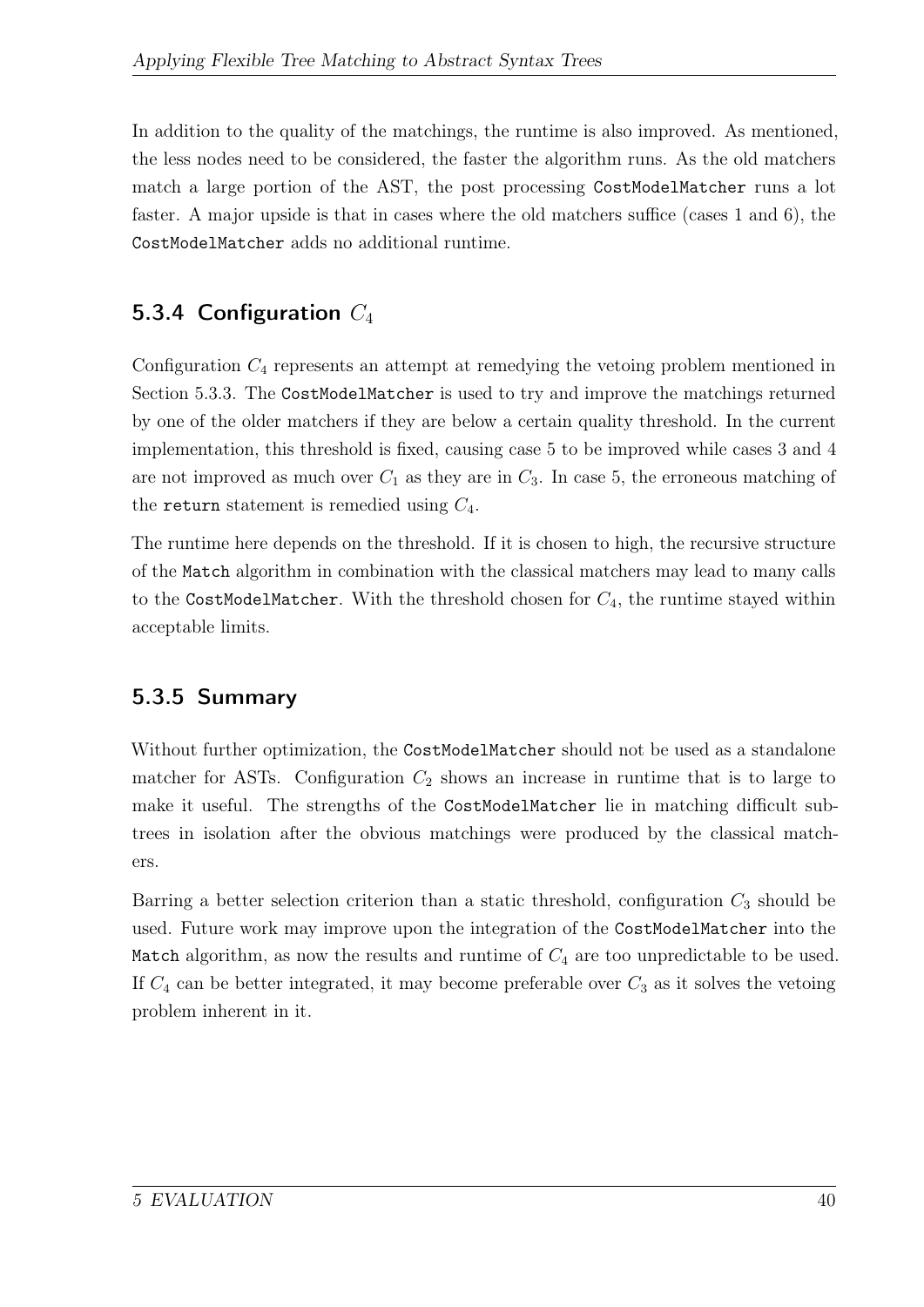In addition to the quality of the matchings, the runtime is also improved. As mentioned, the less nodes need to be considered, the faster the algorithm runs. As the old matchers match a large portion of the AST, the post processing `CostModelMatcher` runs a lot faster. A major upside is that in cases where the old matchers suffice (cases 1 and 6), the `CostModelMatcher` adds no additional runtime.

### 5.3.4 Configuration $C_4$

Configuration $C_4$ represents an attempt at remedying the vetoing problem mentioned in Section 5.3.3. The `CostModelMatcher` is used to try and improve the matchings returned by one of the older matchers if they are below a certain quality threshold. In the current implementation, this threshold is fixed, causing case 5 to be improved while cases 3 and 4 are not improved as much over $C_1$ as they are in $C_3$. In case 5, the erroneous matching of the `return` statement is remedied using $C_4$.

The runtime here depends on the threshold. If it is chosen to high, the recursive structure of the `Match` algorithm in combination with the classical matchers may lead to many calls to the `CostModelMatcher`. With the threshold chosen for $C_4$, the runtime stayed within acceptable limits.

### 5.3.5 Summary

Without further optimization, the `CostModelMatcher` should not be used as a standalone matcher for ASTs. Configuration $C_2$ shows an increase in runtime that is to large to make it useful. The strengths of the `CostModelMatcher` lie in matching difficult subtrees in isolation after the obvious matchings were produced by the classical matchers.

Barring a better selection criterion than a static threshold, configuration $C_3$ should be used. Future work may improve upon the integration of the `CostModelMatcher` into the `Match` algorithm, as now the results and runtime of $C_4$ are too unpredictable to be used. If $C_4$ can be better integrated, it may become preferable over $C_3$ as it solves the vetoing problem inherent in it.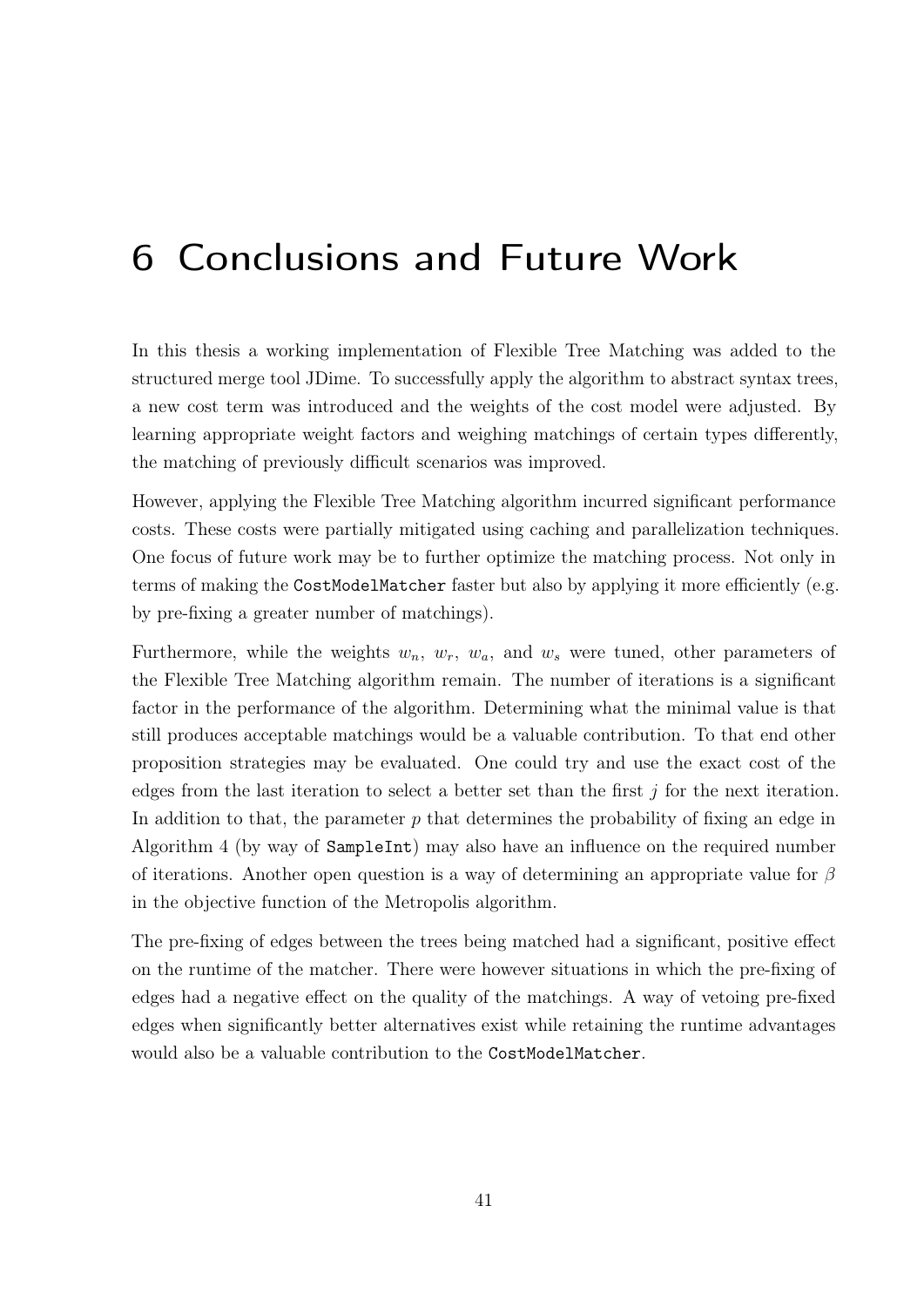# 6 Conclusions and Future Work

In this thesis a working implementation of Flexible Tree Matching was added to the structured merge tool JDime. To successfully apply the algorithm to abstract syntax trees, a new cost term was introduced and the weights of the cost model were adjusted. By learning appropriate weight factors and weighing matchings of certain types differently, the matching of previously difficult scenarios was improved.

However, applying the Flexible Tree Matching algorithm incurred significant performance costs. These costs were partially mitigated using caching and parallelization techniques. One focus of future work may be to further optimize the matching process. Not only in terms of making the `CostModelMatcher` faster but also by applying it more efficiently (e.g. by pre-fixing a greater number of matchings).

Furthermore, while the weights $w_n$, $w_r$, $w_a$, and $w_s$ were tuned, other parameters of the Flexible Tree Matching algorithm remain. The number of iterations is a significant factor in the performance of the algorithm. Determining what the minimal value is that still produces acceptable matchings would be a valuable contribution. To that end other proposition strategies may be evaluated. One could try and use the exact cost of the edges from the last iteration to select a better set than the first $j$ for the next iteration. In addition to that, the parameter $p$ that determines the probability of fixing an edge in Algorithm 4 (by way of `SampleInt`) may also have an influence on the required number of iterations. Another open question is a way of determining an appropriate value for $\beta$ in the objective function of the Metropolis algorithm.

The pre-fixing of edges between the trees being matched had a significant, positive effect on the runtime of the matcher. There were however situations in which the pre-fixing of edges had a negative effect on the quality of the matchings. A way of vetoing pre-fixed edges when significantly better alternatives exist while retaining the runtime advantages would also be a valuable contribution to the `CostModelMatcher`.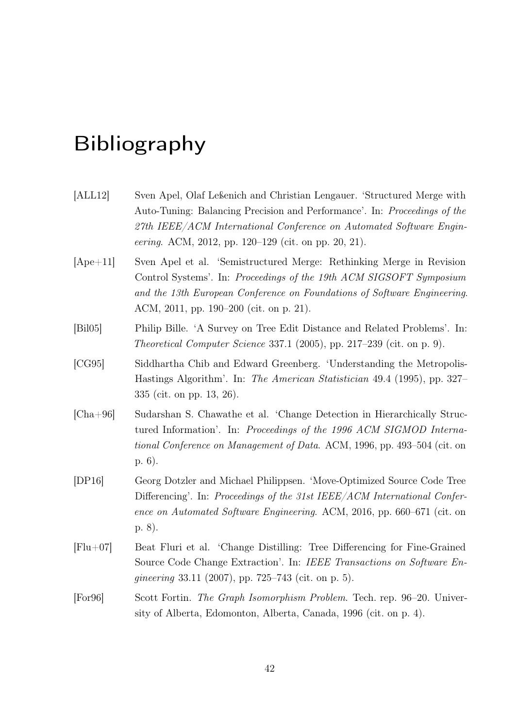# Bibliography

[ALL12] Sven Apel, Olaf Leßenich and Christian Lengauer. 'Structured Merge with Auto-Tuning: Balancing Precision and Performance'. In: *Proceedings of the 27th IEEE/ACM International Conference on Automated Software Engineering*. ACM, 2012, pp. 120–129 (cit. on pp. 20, 21).

[Ape+11] Sven Apel et al. 'Semistructured Merge: Rethinking Merge in Revision Control Systems'. In: *Proceedings of the 19th ACM SIGSOFT Symposium and the 13th European Conference on Foundations of Software Engineering*. ACM, 2011, pp. 190–200 (cit. on p. 21).

[Bil05] Philip Bille. 'A Survey on Tree Edit Distance and Related Problems'. In: *Theoretical Computer Science* 337.1 (2005), pp. 217–239 (cit. on p. 9).

[CG95] Siddhartha Chib and Edward Greenberg. 'Understanding the Metropolis-Hastings Algorithm'. In: *The American Statistician* 49.4 (1995), pp. 327–335 (cit. on pp. 13, 26).

[Cha+96] Sudarshan S. Chawathe et al. 'Change Detection in Hierarchically Structured Information'. In: *Proceedings of the 1996 ACM SIGMOD International Conference on Management of Data*. ACM, 1996, pp. 493–504 (cit. on p. 6).

[DP16] Georg Dotzler and Michael Philippsen. 'Move-Optimized Source Code Tree Differencing'. In: *Proceedings of the 31st IEEE/ACM International Conference on Automated Software Engineering*. ACM, 2016, pp. 660–671 (cit. on p. 8).

[Flu+07] Beat Fluri et al. 'Change Distilling: Tree Differencing for Fine-Grained Source Code Change Extraction'. In: *IEEE Transactions on Software Engineering* 33.11 (2007), pp. 725–743 (cit. on p. 5).

[For96] Scott Fortin. *The Graph Isomorphism Problem*. Tech. rep. 96–20. University of Alberta, Edomonton, Alberta, Canada, 1996 (cit. on p. 4).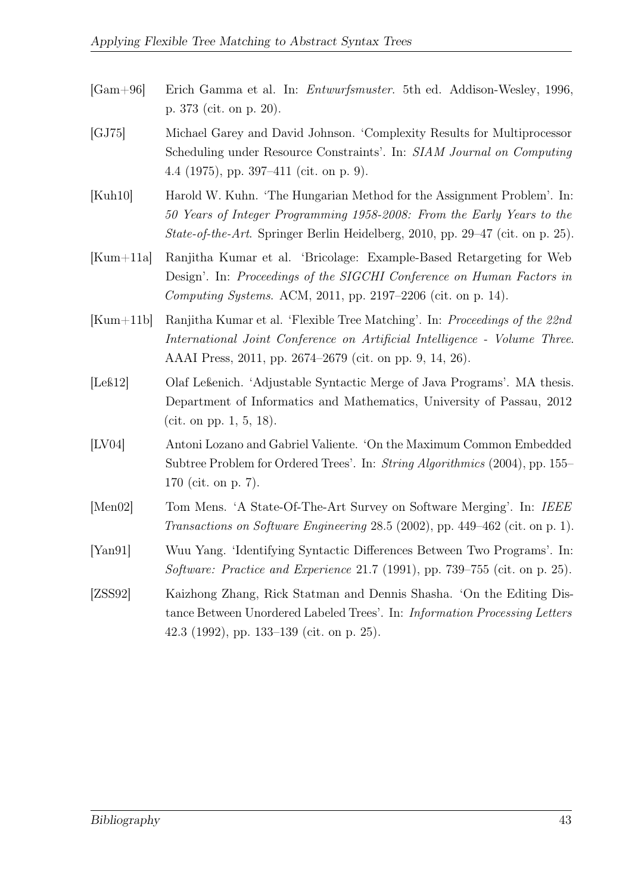[Gam+96] Erich Gamma et al. In: *Entwurfsmuster*. 5th ed. Addison-Wesley, 1996, p. 373 (cit. on p. 20).

[GJ75] Michael Garey and David Johnson. 'Complexity Results for Multiprocessor Scheduling under Resource Constraints'. In: *SIAM Journal on Computing* 4.4 (1975), pp. 397–411 (cit. on p. 9).

[Kuh10] Harold W. Kuhn. 'The Hungarian Method for the Assignment Problem'. In: *50 Years of Integer Programming 1958-2008: From the Early Years to the State-of-the-Art*. Springer Berlin Heidelberg, 2010, pp. 29–47 (cit. on p. 25).

[Kum+11a] Ranjitha Kumar et al. 'Bricolage: Example-Based Retargeting for Web Design'. In: *Proceedings of the SIGCHI Conference on Human Factors in Computing Systems*. ACM, 2011, pp. 2197–2206 (cit. on p. 14).

[Kum+11b] Ranjitha Kumar et al. 'Flexible Tree Matching'. In: *Proceedings of the 22nd International Joint Conference on Artificial Intelligence - Volume Three*. AAAI Press, 2011, pp. 2674–2679 (cit. on pp. 9, 14, 26).

[Leß12] Olaf Leßenich. 'Adjustable Syntactic Merge of Java Programs'. MA thesis. Department of Informatics and Mathematics, University of Passau, 2012 (cit. on pp. 1, 5, 18).

[LV04] Antoni Lozano and Gabriel Valiente. 'On the Maximum Common Embedded Subtree Problem for Ordered Trees'. In: *String Algorithmics* (2004), pp. 155–170 (cit. on p. 7).

[Men02] Tom Mens. 'A State-Of-The-Art Survey on Software Merging'. In: *IEEE Transactions on Software Engineering* 28.5 (2002), pp. 449–462 (cit. on p. 1).

[Yan91] Wuu Yang. 'Identifying Syntactic Differences Between Two Programs'. In: *Software: Practice and Experience* 21.7 (1991), pp. 739–755 (cit. on p. 25).

[ZSS92] Kaizhong Zhang, Rick Statman and Dennis Shasha. 'On the Editing Distance Between Unordered Labeled Trees'. In: *Information Processing Letters* 42.3 (1992), pp. 133–139 (cit. on p. 25).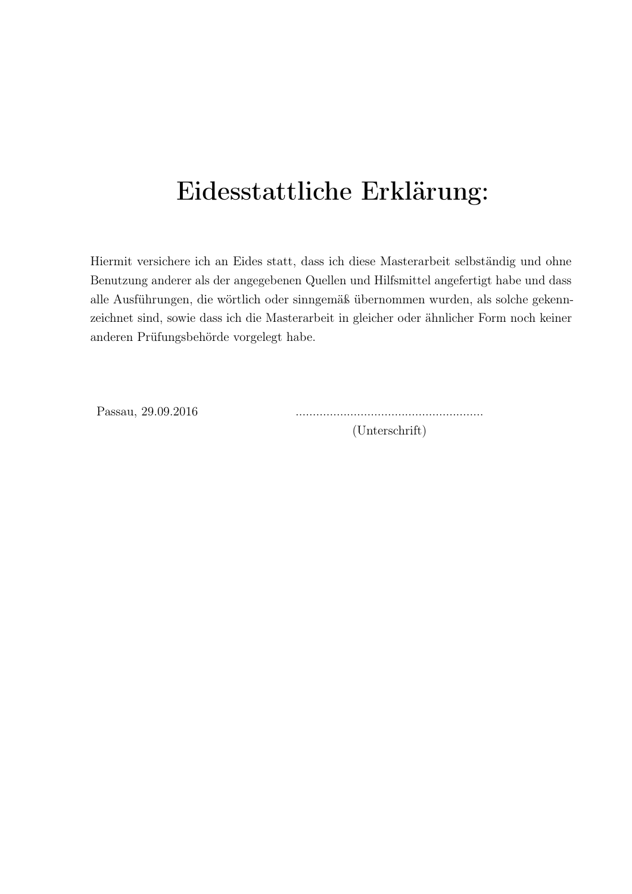# Eidesstattliche Erklärung:

Hiermit versichere ich an Eides statt, dass ich diese Masterarbeit selbständig und ohne Benutzung anderer als der angegebenen Quellen und Hilfsmittel angefertigt habe und dass alle Ausführungen, die wörtlich oder sinngemäß übernommen wurden, als solche gekennzeichnet sind, sowie dass ich die Masterarbeit in gleicher oder ähnlicher Form noch keiner anderen Prüfungsbehörde vorgelegt habe.

Passau, 29.09.2016

.......................................................

(Unterschrift)